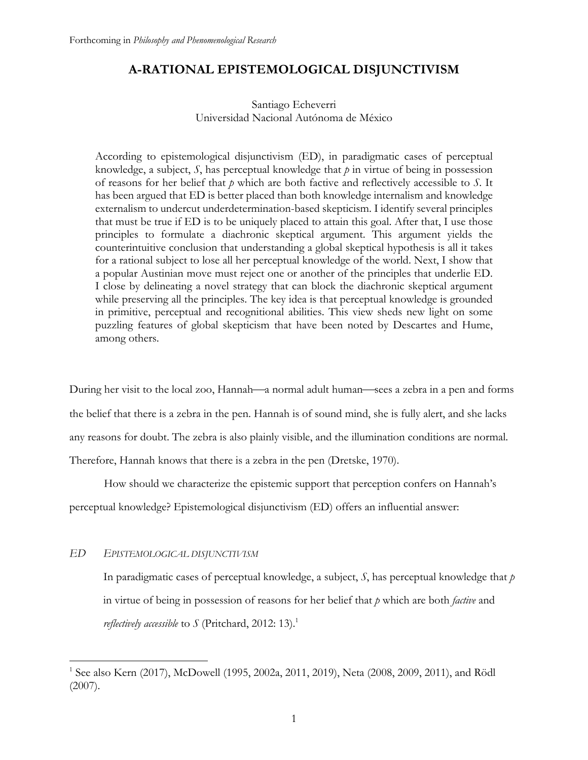Forthcoming in *Philosophy and Phenomenological Research*

# A-RATIONAL EPISTEMOLOGICAL DISJUNCTIVISM

Santiago Echeverri
Universidad Nacional Autónoma de México

> According to epistemological disjunctivism (ED), in paradigmatic cases of perceptual knowledge, a subject, *S*, has perceptual knowledge that *p* in virtue of being in possession of reasons for her belief that *p* which are both factive and reflectively accessible to *S*. It has been argued that ED is better placed than both knowledge internalism and knowledge externalism to undercut underdetermination-based skepticism. I identify several principles that must be true if ED is to be uniquely placed to attain this goal. After that, I use those principles to formulate a diachronic skeptical argument. This argument yields the counterintuitive conclusion that understanding a global skeptical hypothesis is all it takes for a rational subject to lose all her perceptual knowledge of the world. Next, I show that a popular Austinian move must reject one or another of the principles that underlie ED. I close by delineating a novel strategy that can block the diachronic skeptical argument while preserving all the principles. The key idea is that perceptual knowledge is grounded in primitive, perceptual and recognitional abilities. This view sheds new light on some puzzling features of global skepticism that have been noted by Descartes and Hume, among others.

During her visit to the local zoo, Hannah—a normal adult human—sees a zebra in a pen and forms the belief that there is a zebra in the pen. Hannah is of sound mind, she is fully alert, and she lacks any reasons for doubt. The zebra is also plainly visible, and the illumination conditions are normal. Therefore, Hannah knows that there is a zebra in the pen (Dretske, 1970).

How should we characterize the epistemic support that perception confers on Hannah's perceptual knowledge? Epistemological disjunctivism (ED) offers an influential answer:

*ED* *EPISTEMOLOGICAL DISJUNCTIVISM*

> In paradigmatic cases of perceptual knowledge, a subject, *S*, has perceptual knowledge that *p* in virtue of being in possession of reasons for her belief that *p* which are both *factive* and *reflectively accessible* to *S* (Pritchard, 2012: 13).[1]

[1] See also Kern (2017), McDowell (1995, 2002a, 2011, 2019), Neta (2008, 2009, 2011), and Rödl (2007).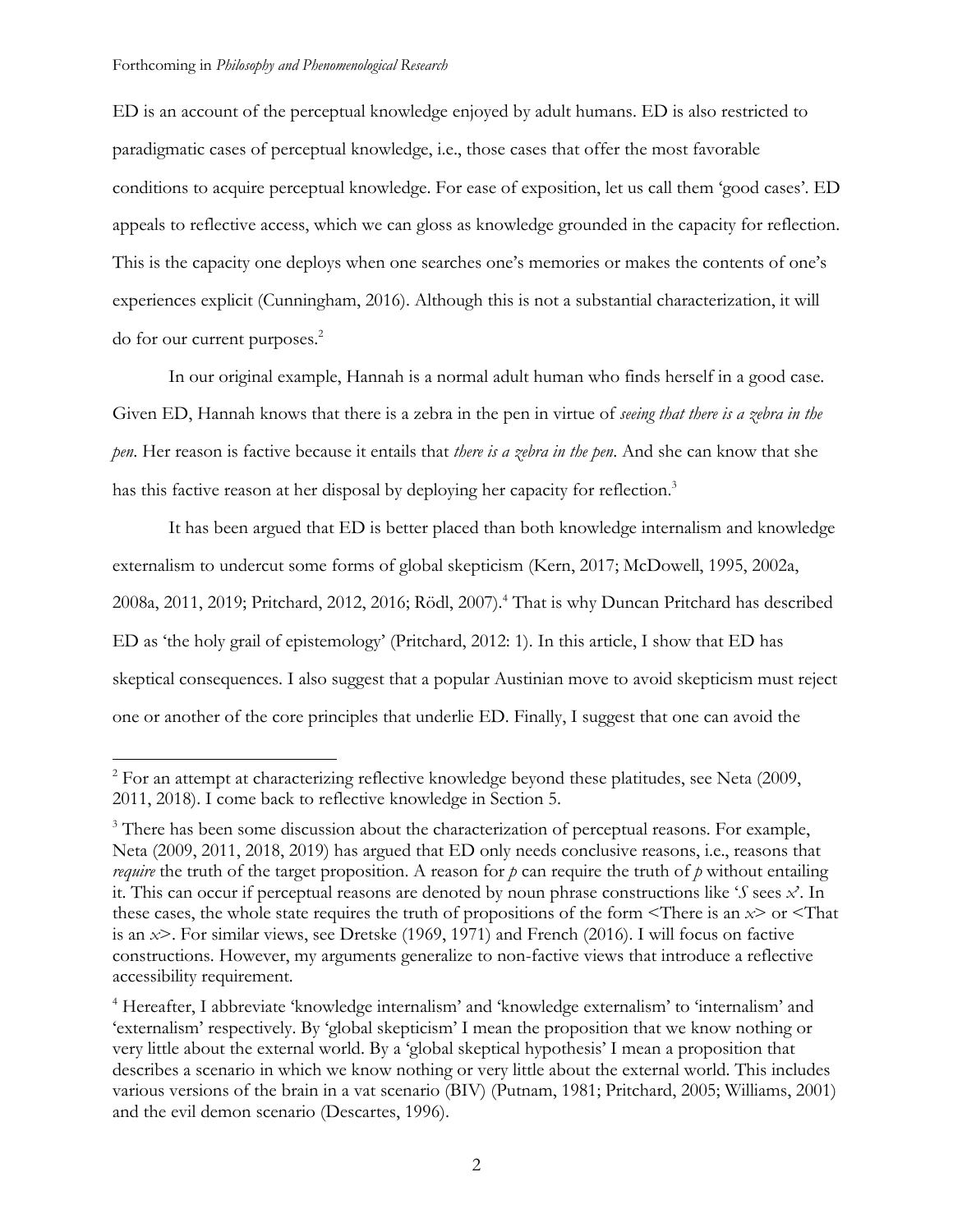ED is an account of the perceptual knowledge enjoyed by adult humans. ED is also restricted to paradigmatic cases of perceptual knowledge, i.e., those cases that offer the most favorable conditions to acquire perceptual knowledge. For ease of exposition, let us call them 'good cases'. ED appeals to reflective access, which we can gloss as knowledge grounded in the capacity for reflection. This is the capacity one deploys when one searches one's memories or makes the contents of one's experiences explicit (Cunningham, 2016). Although this is not a substantial characterization, it will do for our current purposes.[2]

In our original example, Hannah is a normal adult human who finds herself in a good case. Given ED, Hannah knows that there is a zebra in the pen in virtue of *seeing that there is a zebra in the pen*. Her reason is factive because it entails that *there is a zebra in the pen*. And she can know that she has this factive reason at her disposal by deploying her capacity for reflection.[3]

It has been argued that ED is better placed than both knowledge internalism and knowledge externalism to undercut some forms of global skepticism (Kern, 2017; McDowell, 1995, 2002a, 2008a, 2011, 2019; Pritchard, 2012, 2016; Rödl, 2007).[4] That is why Duncan Pritchard has described ED as 'the holy grail of epistemology' (Pritchard, 2012: 1). In this article, I show that ED has skeptical consequences. I also suggest that a popular Austinian move to avoid skepticism must reject one or another of the core principles that underlie ED. Finally, I suggest that one can avoid the

---

[2] For an attempt at characterizing reflective knowledge beyond these platitudes, see Neta (2009, 2011, 2018). I come back to reflective knowledge in Section 5.

[3] There has been some discussion about the characterization of perceptual reasons. For example, Neta (2009, 2011, 2018, 2019) has argued that ED only needs conclusive reasons, i.e., reasons that *require* the truth of the target proposition. A reason for *p* can require the truth of *p* without entailing it. This can occur if perceptual reasons are denoted by noun phrase constructions like '*S* sees *x*'. In these cases, the whole state requires the truth of propositions of the form <There is an *x*> or <That is an *x*>. For similar views, see Dretske (1969, 1971) and French (2016). I will focus on factive constructions. However, my arguments generalize to non-factive views that introduce a reflective accessibility requirement.

[4] Hereafter, I abbreviate 'knowledge internalism' and 'knowledge externalism' to 'internalism' and 'externalism' respectively. By 'global skepticism' I mean the proposition that we know nothing or very little about the external world. By a 'global skeptical hypothesis' I mean a proposition that describes a scenario in which we know nothing or very little about the external world. This includes various versions of the brain in a vat scenario (BIV) (Putnam, 1981; Pritchard, 2005; Williams, 2001) and the evil demon scenario (Descartes, 1996).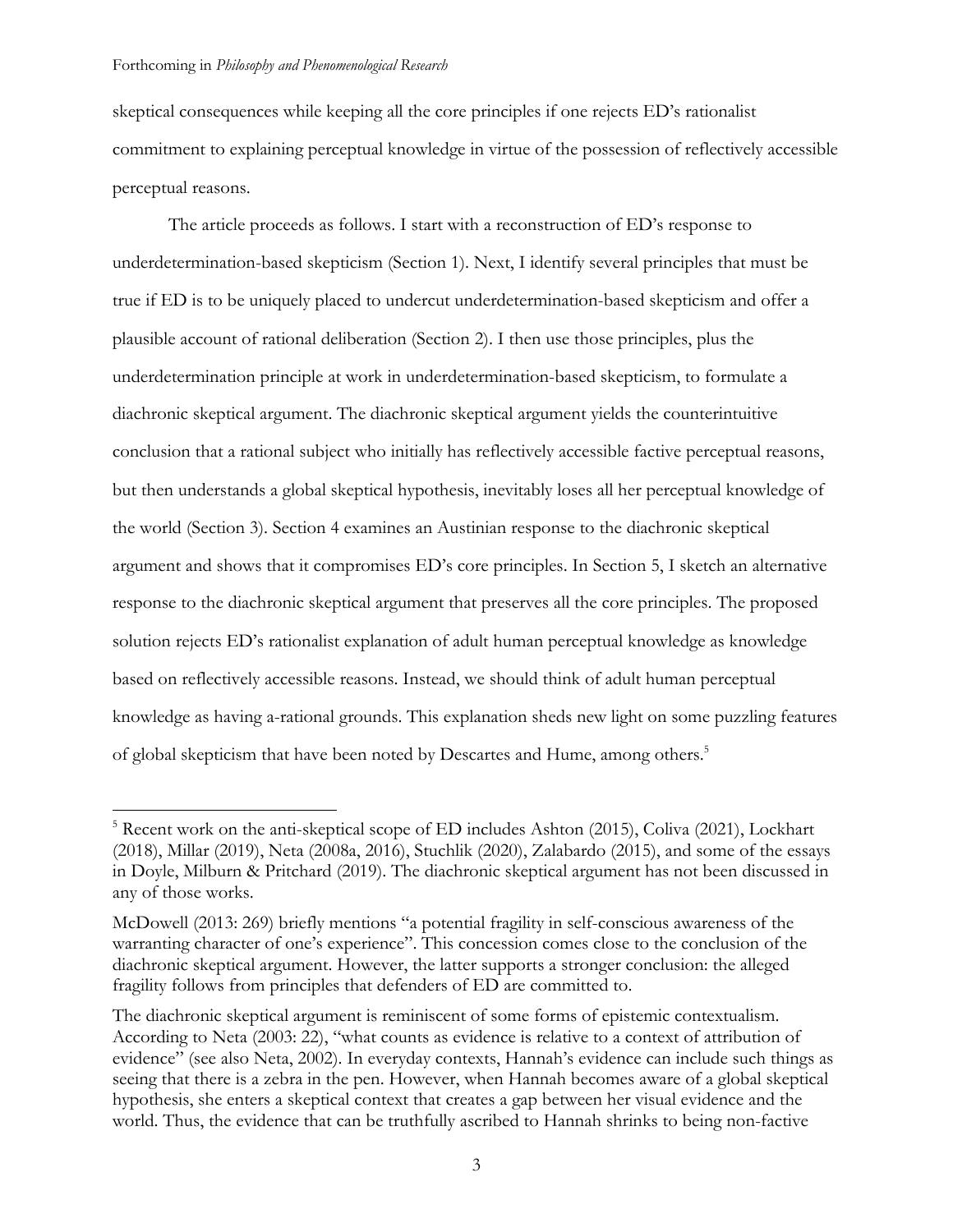skeptical consequences while keeping all the core principles if one rejects ED's rationalist commitment to explaining perceptual knowledge in virtue of the possession of reflectively accessible perceptual reasons.

The article proceeds as follows. I start with a reconstruction of ED's response to underdetermination-based skepticism (Section 1). Next, I identify several principles that must be true if ED is to be uniquely placed to undercut underdetermination-based skepticism and offer a plausible account of rational deliberation (Section 2). I then use those principles, plus the underdetermination principle at work in underdetermination-based skepticism, to formulate a diachronic skeptical argument. The diachronic skeptical argument yields the counterintuitive conclusion that a rational subject who initially has reflectively accessible factive perceptual reasons, but then understands a global skeptical hypothesis, inevitably loses all her perceptual knowledge of the world (Section 3). Section 4 examines an Austinian response to the diachronic skeptical argument and shows that it compromises ED's core principles. In Section 5, I sketch an alternative response to the diachronic skeptical argument that preserves all the core principles. The proposed solution rejects ED's rationalist explanation of adult human perceptual knowledge as knowledge based on reflectively accessible reasons. Instead, we should think of adult human perceptual knowledge as having a-rational grounds. This explanation sheds new light on some puzzling features of global skepticism that have been noted by Descartes and Hume, among others.[5]

---

[5] Recent work on the anti-skeptical scope of ED includes Ashton (2015), Coliva (2021), Lockhart (2018), Millar (2019), Neta (2008a, 2016), Stuchlik (2020), Zalabardo (2015), and some of the essays in Doyle, Milburn & Pritchard (2019). The diachronic skeptical argument has not been discussed in any of those works.

McDowell (2013: 269) briefly mentions "a potential fragility in self-conscious awareness of the warranting character of one's experience". This concession comes close to the conclusion of the diachronic skeptical argument. However, the latter supports a stronger conclusion: the alleged fragility follows from principles that defenders of ED are committed to.

The diachronic skeptical argument is reminiscent of some forms of epistemic contextualism. According to Neta (2003: 22), "what counts as evidence is relative to a context of attribution of evidence" (see also Neta, 2002). In everyday contexts, Hannah's evidence can include such things as seeing that there is a zebra in the pen. However, when Hannah becomes aware of a global skeptical hypothesis, she enters a skeptical context that creates a gap between her visual evidence and the world. Thus, the evidence that can be truthfully ascribed to Hannah shrinks to being non-factive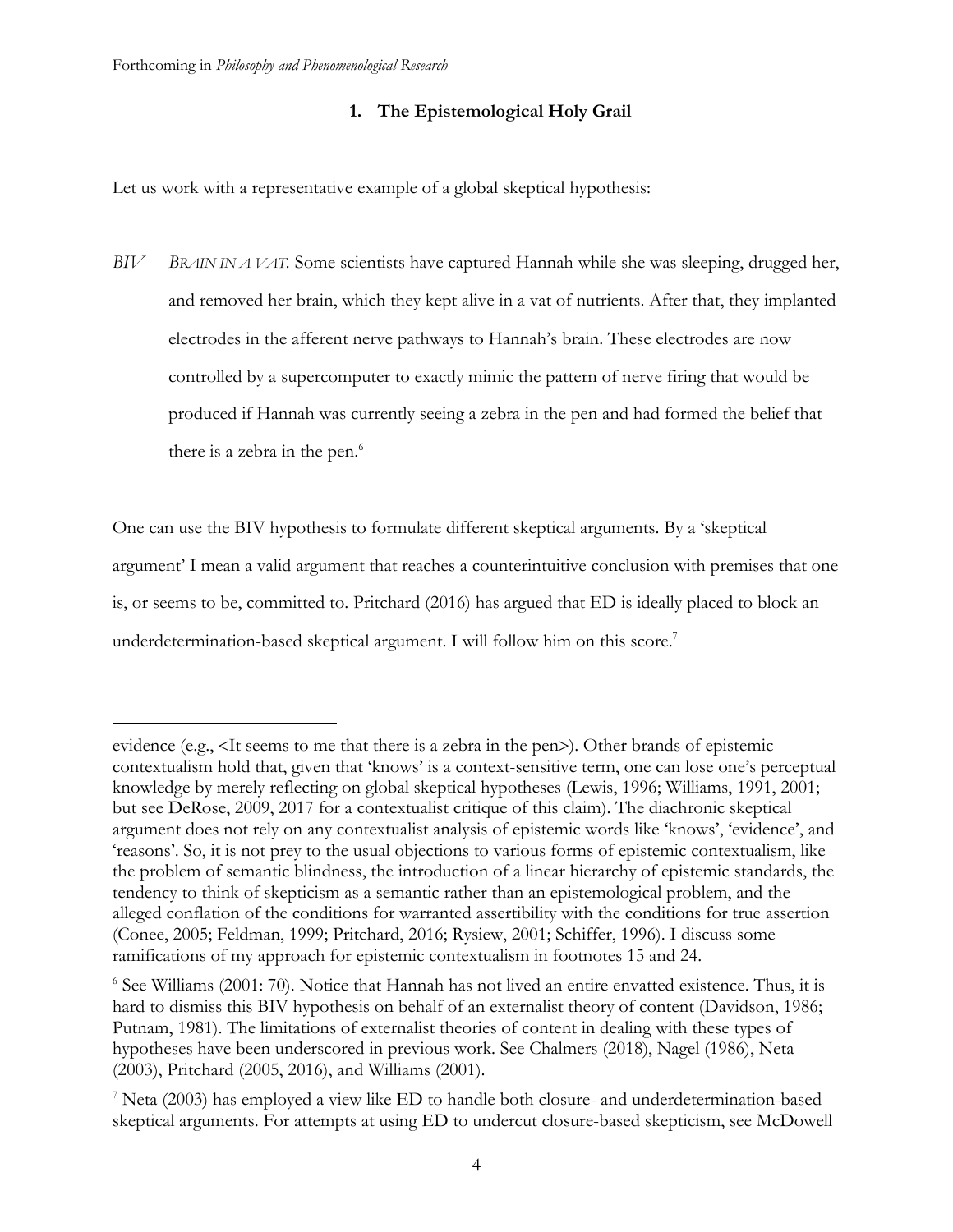## 1. The Epistemological Holy Grail

Let us work with a representative example of a global skeptical hypothesis:

*BIV* *BRAIN IN A VAT.* Some scientists have captured Hannah while she was sleeping, drugged her, and removed her brain, which they kept alive in a vat of nutrients. After that, they implanted electrodes in the afferent nerve pathways to Hannah's brain. These electrodes are now controlled by a supercomputer to exactly mimic the pattern of nerve firing that would be produced if Hannah was currently seeing a zebra in the pen and had formed the belief that there is a zebra in the pen.[6]

One can use the BIV hypothesis to formulate different skeptical arguments. By a 'skeptical argument' I mean a valid argument that reaches a counterintuitive conclusion with premises that one is, or seems to be, committed to. Pritchard (2016) has argued that ED is ideally placed to block an underdetermination-based skeptical argument. I will follow him on this score.[7]

---

evidence (e.g., <It seems to me that there is a zebra in the pen>). Other brands of epistemic contextualism hold that, given that 'knows' is a context-sensitive term, one can lose one's perceptual knowledge by merely reflecting on global skeptical hypotheses (Lewis, 1996; Williams, 1991, 2001; but see DeRose, 2009, 2017 for a contextualist critique of this claim). The diachronic skeptical argument does not rely on any contextualist analysis of epistemic words like 'knows', 'evidence', and 'reasons'. So, it is not prey to the usual objections to various forms of epistemic contextualism, like the problem of semantic blindness, the introduction of a linear hierarchy of epistemic standards, the tendency to think of skepticism as a semantic rather than an epistemological problem, and the alleged conflation of the conditions for warranted assertibility with the conditions for true assertion (Conee, 2005; Feldman, 1999; Pritchard, 2016; Rysiew, 2001; Schiffer, 1996). I discuss some ramifications of my approach for epistemic contextualism in footnotes 15 and 24.

[6] See Williams (2001: 70). Notice that Hannah has not lived an entire envatted existence. Thus, it is hard to dismiss this BIV hypothesis on behalf of an externalist theory of content (Davidson, 1986; Putnam, 1981). The limitations of externalist theories of content in dealing with these types of hypotheses have been underscored in previous work. See Chalmers (2018), Nagel (1986), Neta (2003), Pritchard (2005, 2016), and Williams (2001).

[7] Neta (2003) has employed a view like ED to handle both closure- and underdetermination-based skeptical arguments. For attempts at using ED to undercut closure-based skepticism, see McDowell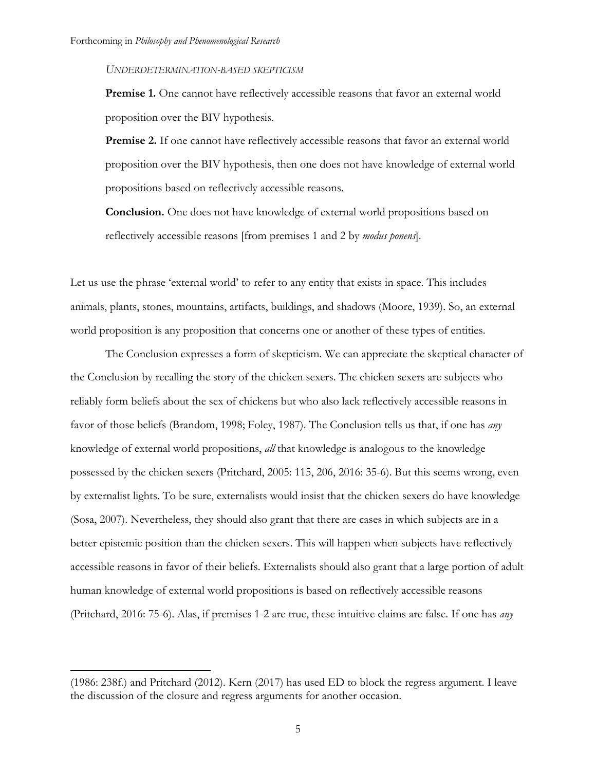*UNDERDETERMINATION-BASED SKEPTICISM*

**Premise 1.** One cannot have reflectively accessible reasons that favor an external world proposition over the BIV hypothesis.

**Premise 2.** If one cannot have reflectively accessible reasons that favor an external world proposition over the BIV hypothesis, then one does not have knowledge of external world propositions based on reflectively accessible reasons.

**Conclusion.** One does not have knowledge of external world propositions based on reflectively accessible reasons [from premises 1 and 2 by *modus ponens*].

Let us use the phrase 'external world' to refer to any entity that exists in space. This includes animals, plants, stones, mountains, artifacts, buildings, and shadows (Moore, 1939). So, an external world proposition is any proposition that concerns one or another of these types of entities.

The Conclusion expresses a form of skepticism. We can appreciate the skeptical character of the Conclusion by recalling the story of the chicken sexers. The chicken sexers are subjects who reliably form beliefs about the sex of chickens but who also lack reflectively accessible reasons in favor of those beliefs (Brandom, 1998; Foley, 1987). The Conclusion tells us that, if one has *any* knowledge of external world propositions, *all* that knowledge is analogous to the knowledge possessed by the chicken sexers (Pritchard, 2005: 115, 206, 2016: 35-6). But this seems wrong, even by externalist lights. To be sure, externalists would insist that the chicken sexers do have knowledge (Sosa, 2007). Nevertheless, they should also grant that there are cases in which subjects are in a better epistemic position than the chicken sexers. This will happen when subjects have reflectively accessible reasons in favor of their beliefs. Externalists should also grant that a large portion of adult human knowledge of external world propositions is based on reflectively accessible reasons (Pritchard, 2016: 75-6). Alas, if premises 1-2 are true, these intuitive claims are false. If one has *any*

(1986: 238f.) and Pritchard (2012). Kern (2017) has used ED to block the regress argument. I leave the discussion of the closure and regress arguments for another occasion.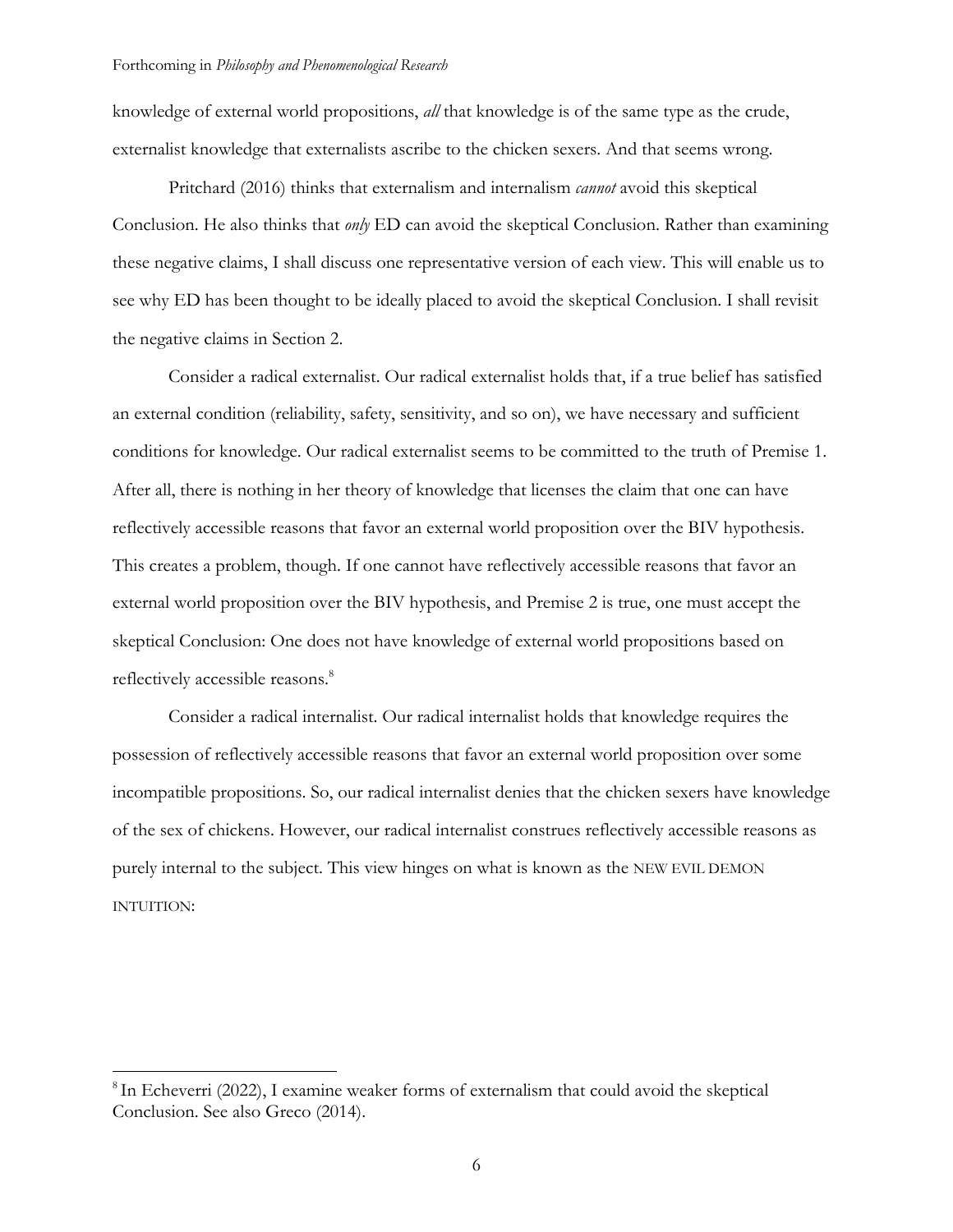knowledge of external world propositions, *all* that knowledge is of the same type as the crude, externalist knowledge that externalists ascribe to the chicken sexers. And that seems wrong.

Pritchard (2016) thinks that externalism and internalism *cannot* avoid this skeptical Conclusion. He also thinks that *only* ED can avoid the skeptical Conclusion. Rather than examining these negative claims, I shall discuss one representative version of each view. This will enable us to see why ED has been thought to be ideally placed to avoid the skeptical Conclusion. I shall revisit the negative claims in Section 2.

Consider a radical externalist. Our radical externalist holds that, if a true belief has satisfied an external condition (reliability, safety, sensitivity, and so on), we have necessary and sufficient conditions for knowledge. Our radical externalist seems to be committed to the truth of Premise 1. After all, there is nothing in her theory of knowledge that licenses the claim that one can have reflectively accessible reasons that favor an external world proposition over the BIV hypothesis. This creates a problem, though. If one cannot have reflectively accessible reasons that favor an external world proposition over the BIV hypothesis, and Premise 2 is true, one must accept the skeptical Conclusion: One does not have knowledge of external world propositions based on reflectively accessible reasons.[8]

Consider a radical internalist. Our radical internalist holds that knowledge requires the possession of reflectively accessible reasons that favor an external world proposition over some incompatible propositions. So, our radical internalist denies that the chicken sexers have knowledge of the sex of chickens. However, our radical internalist construes reflectively accessible reasons as purely internal to the subject. This view hinges on what is known as the NEW EVIL DEMON INTUITION:

[8] In Echeverri (2022), I examine weaker forms of externalism that could avoid the skeptical Conclusion. See also Greco (2014).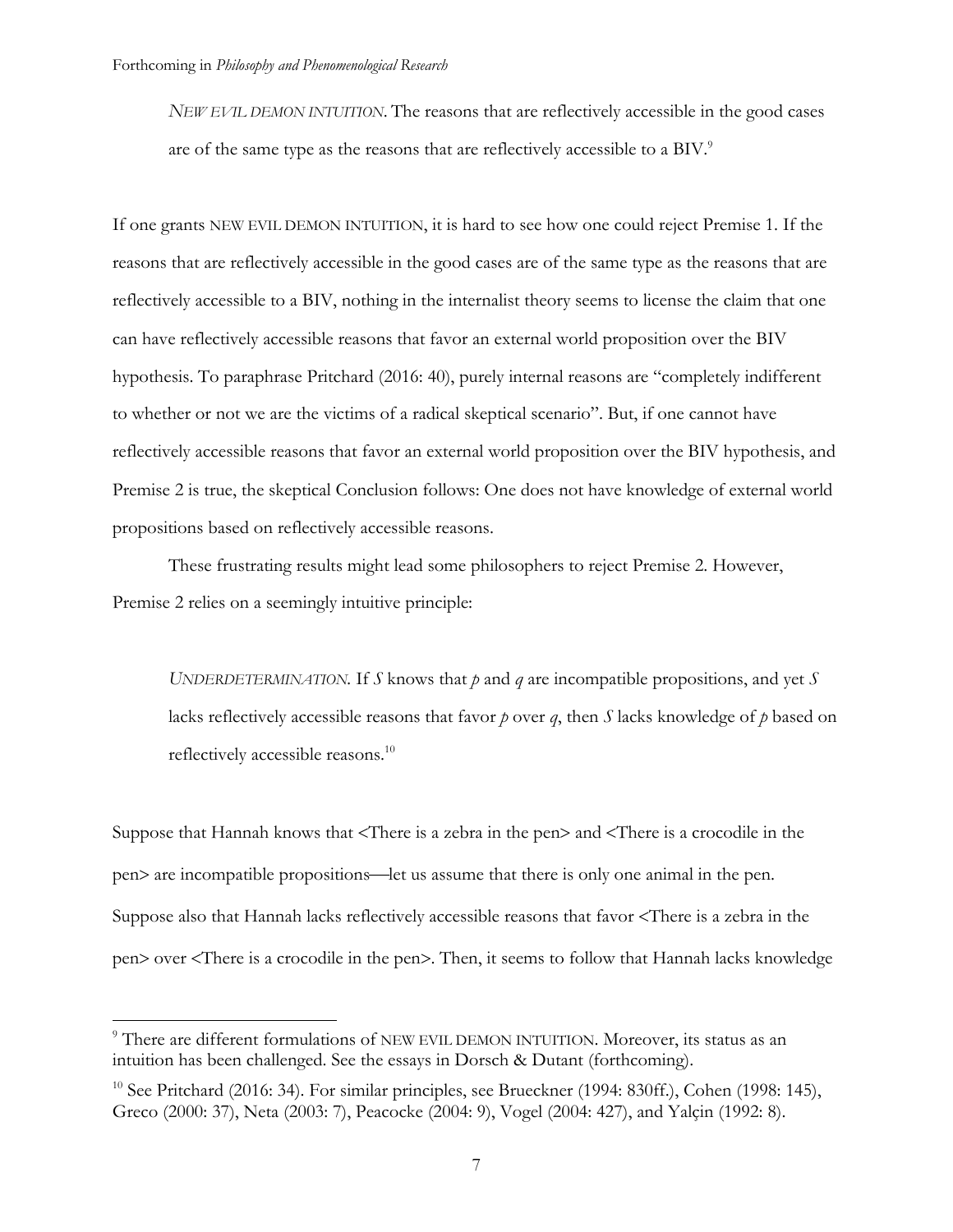*NEW EVIL DEMON INTUITION*. The reasons that are reflectively accessible in the good cases are of the same type as the reasons that are reflectively accessible to a BIV.[9]

If one grants NEW EVIL DEMON INTUITION, it is hard to see how one could reject Premise 1. If the reasons that are reflectively accessible in the good cases are of the same type as the reasons that are reflectively accessible to a BIV, nothing in the internalist theory seems to license the claim that one can have reflectively accessible reasons that favor an external world proposition over the BIV hypothesis. To paraphrase Pritchard (2016: 40), purely internal reasons are "completely indifferent to whether or not we are the victims of a radical skeptical scenario". But, if one cannot have reflectively accessible reasons that favor an external world proposition over the BIV hypothesis, and Premise 2 is true, the skeptical Conclusion follows: One does not have knowledge of external world propositions based on reflectively accessible reasons.

These frustrating results might lead some philosophers to reject Premise 2. However, Premise 2 relies on a seemingly intuitive principle:

*UNDERDETERMINATION*. If *S* knows that *p* and *q* are incompatible propositions, and yet *S* lacks reflectively accessible reasons that favor *p* over *q*, then *S* lacks knowledge of *p* based on reflectively accessible reasons.[10]

Suppose that Hannah knows that <There is a zebra in the pen> and <There is a crocodile in the pen> are incompatible propositions—let us assume that there is only one animal in the pen. Suppose also that Hannah lacks reflectively accessible reasons that favor <There is a zebra in the pen> over <There is a crocodile in the pen>. Then, it seems to follow that Hannah lacks knowledge

---

[9] There are different formulations of NEW EVIL DEMON INTUITION. Moreover, its status as an intuition has been challenged. See the essays in Dorsch & Dutant (forthcoming).

[10] See Pritchard (2016: 34). For similar principles, see Brueckner (1994: 830ff.), Cohen (1998: 145), Greco (2000: 37), Neta (2003: 7), Peacocke (2004: 9), Vogel (2004: 427), and Yalçin (1992: 8).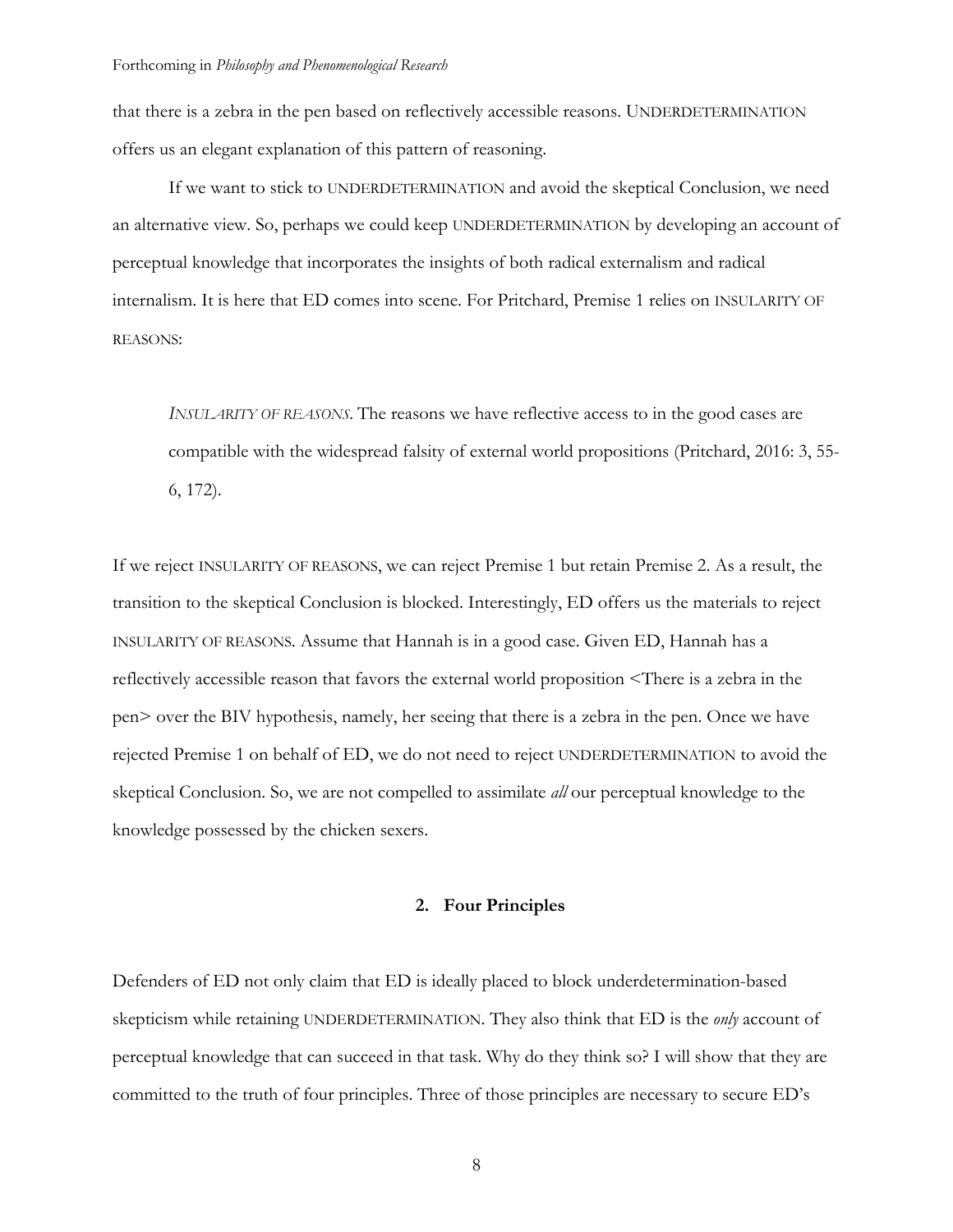that there is a zebra in the pen based on reflectively accessible reasons. UNDERDETERMINATION offers us an elegant explanation of this pattern of reasoning.

If we want to stick to UNDERDETERMINATION and avoid the skeptical Conclusion, we need an alternative view. So, perhaps we could keep UNDERDETERMINATION by developing an account of perceptual knowledge that incorporates the insights of both radical externalism and radical internalism. It is here that ED comes into scene. For Pritchard, Premise 1 relies on INSULARITY OF REASONS:

> *INSULARITY OF REASONS*. The reasons we have reflective access to in the good cases are compatible with the widespread falsity of external world propositions (Pritchard, 2016: 3, 55-6, 172).

If we reject INSULARITY OF REASONS, we can reject Premise 1 but retain Premise 2. As a result, the transition to the skeptical Conclusion is blocked. Interestingly, ED offers us the materials to reject INSULARITY OF REASONS. Assume that Hannah is in a good case. Given ED, Hannah has a reflectively accessible reason that favors the external world proposition <There is a zebra in the pen> over the BIV hypothesis, namely, her seeing that there is a zebra in the pen. Once we have rejected Premise 1 on behalf of ED, we do not need to reject UNDERDETERMINATION to avoid the skeptical Conclusion. So, we are not compelled to assimilate *all* our perceptual knowledge to the knowledge possessed by the chicken sexers.

## 2. Four Principles

Defenders of ED not only claim that ED is ideally placed to block underdetermination-based skepticism while retaining UNDERDETERMINATION. They also think that ED is the *only* account of perceptual knowledge that can succeed in that task. Why do they think so? I will show that they are committed to the truth of four principles. Three of those principles are necessary to secure ED's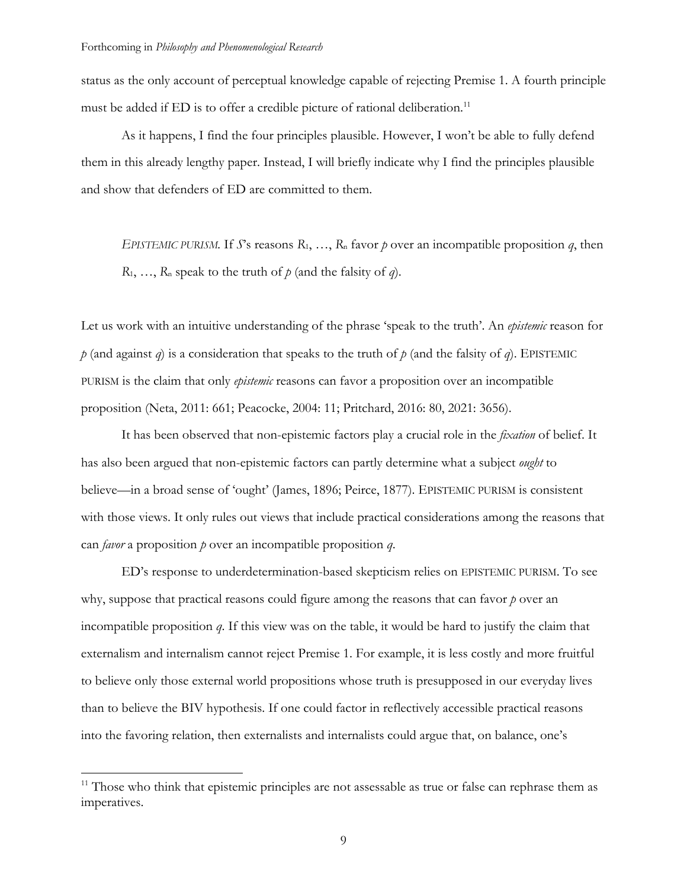status as the only account of perceptual knowledge capable of rejecting Premise 1. A fourth principle must be added if ED is to offer a credible picture of rational deliberation.[11]

As it happens, I find the four principles plausible. However, I won't be able to fully defend them in this already lengthy paper. Instead, I will briefly indicate why I find the principles plausible and show that defenders of ED are committed to them.

> *EPISTEMIC PURISM.* If *S*'s reasons $R_1, \ldots, R_n$ favor *p* over an incompatible proposition *q*, then $R_1, \ldots, R_n$ speak to the truth of *p* (and the falsity of *q*).

Let us work with an intuitive understanding of the phrase 'speak to the truth'. An *epistemic* reason for *p* (and against *q*) is a consideration that speaks to the truth of *p* (and the falsity of *q*). EPISTEMIC PURISM is the claim that only *epistemic* reasons can favor a proposition over an incompatible proposition (Neta, 2011: 661; Peacocke, 2004: 11; Pritchard, 2016: 80, 2021: 3656).

It has been observed that non-epistemic factors play a crucial role in the *fixation* of belief. It has also been argued that non-epistemic factors can partly determine what a subject *ought* to believe—in a broad sense of 'ought' (James, 1896; Peirce, 1877). EPISTEMIC PURISM is consistent with those views. It only rules out views that include practical considerations among the reasons that can *favor* a proposition *p* over an incompatible proposition *q*.

ED's response to underdetermination-based skepticism relies on EPISTEMIC PURISM. To see why, suppose that practical reasons could figure among the reasons that can favor *p* over an incompatible proposition *q*. If this view was on the table, it would be hard to justify the claim that externalism and internalism cannot reject Premise 1. For example, it is less costly and more fruitful to believe only those external world propositions whose truth is presupposed in our everyday lives than to believe the BIV hypothesis. If one could factor in reflectively accessible practical reasons into the favoring relation, then externalists and internalists could argue that, on balance, one's

[11] Those who think that epistemic principles are not assessable as true or false can rephrase them as imperatives.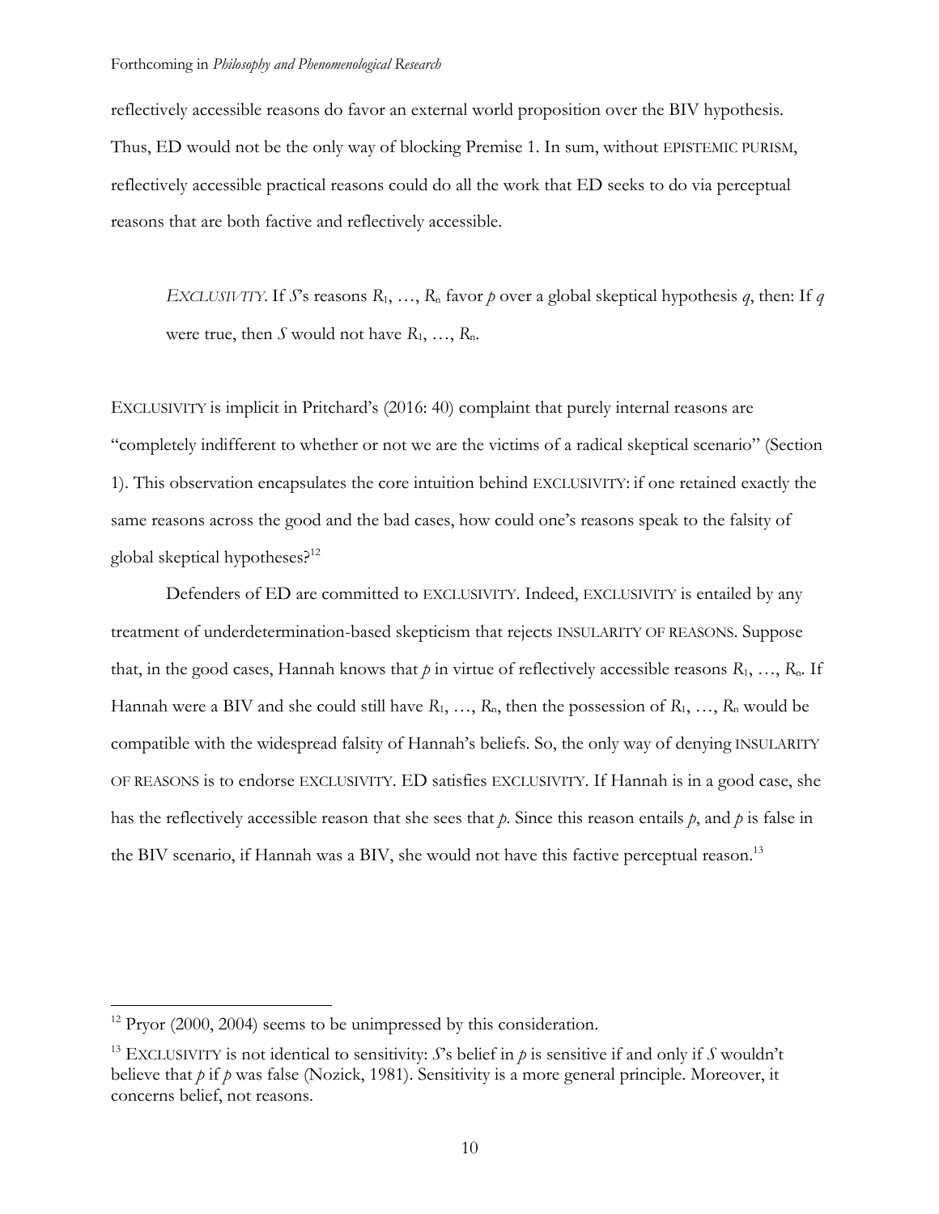reflectively accessible reasons do favor an external world proposition over the BIV hypothesis. Thus, ED would not be the only way of blocking Premise 1. In sum, without EPISTEMIC PURISM, reflectively accessible practical reasons could do all the work that ED seeks to do via perceptual reasons that are both factive and reflectively accessible.

> *EXCLUSIVITY*. If *S*'s reasons $R_1, \ldots, R_n$ favor *p* over a global skeptical hypothesis *q*, then: If *q* were true, then *S* would not have $R_1, \ldots, R_n$.

EXCLUSIVITY is implicit in Pritchard's (2016: 40) complaint that purely internal reasons are "completely indifferent to whether or not we are the victims of a radical skeptical scenario" (Section 1). This observation encapsulates the core intuition behind EXCLUSIVITY: if one retained exactly the same reasons across the good and the bad cases, how could one's reasons speak to the falsity of global skeptical hypotheses?[12]

Defenders of ED are committed to EXCLUSIVITY. Indeed, EXCLUSIVITY is entailed by any treatment of underdetermination-based skepticism that rejects INSULARITY OF REASONS. Suppose that, in the good cases, Hannah knows that *p* in virtue of reflectively accessible reasons $R_1, \ldots, R_n$. If Hannah were a BIV and she could still have $R_1, \ldots, R_n$, then the possession of $R_1, \ldots, R_n$ would be compatible with the widespread falsity of Hannah's beliefs. So, the only way of denying INSULARITY OF REASONS is to endorse EXCLUSIVITY. ED satisfies EXCLUSIVITY. If Hannah is in a good case, she has the reflectively accessible reason that she sees that *p*. Since this reason entails *p*, and *p* is false in the BIV scenario, if Hannah was a BIV, she would not have this factive perceptual reason.[13]

---

[12] Pryor (2000, 2004) seems to be unimpressed by this consideration.

[13] EXCLUSIVITY is not identical to sensitivity: *S*'s belief in *p* is sensitive if and only if *S* wouldn't believe that *p* if *p* was false (Nozick, 1981). Sensitivity is a more general principle. Moreover, it concerns belief, not reasons.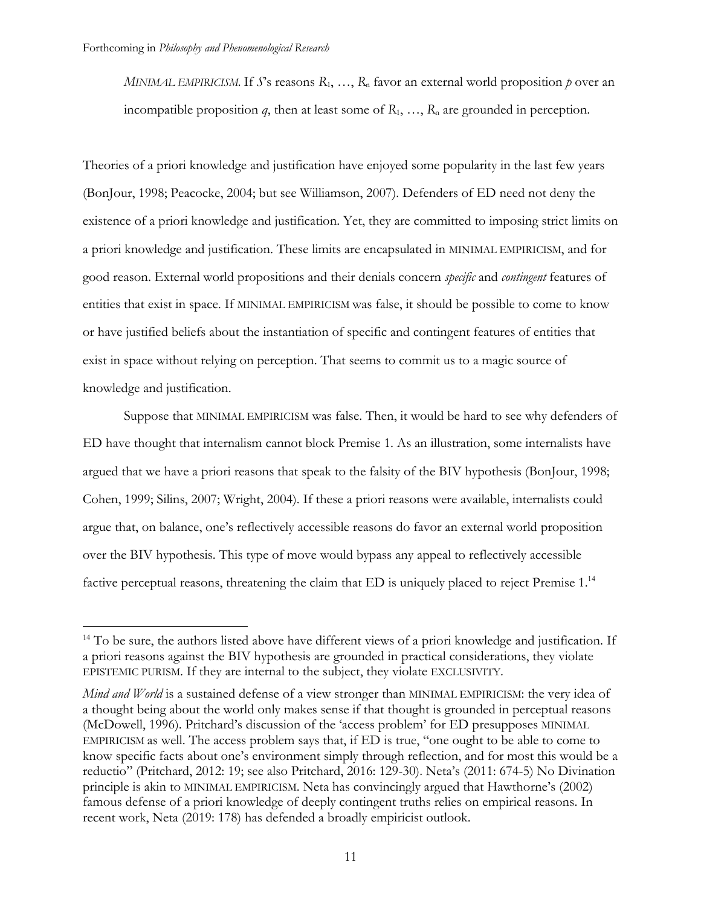*MINIMAL EMPIRICISM*. If *S*'s reasons $R_1, \ldots, R_n$ favor an external world proposition $p$ over an incompatible proposition $q$, then at least some of $R_1, \ldots, R_n$ are grounded in perception.

Theories of a priori knowledge and justification have enjoyed some popularity in the last few years (BonJour, 1998; Peacocke, 2004; but see Williamson, 2007). Defenders of ED need not deny the existence of a priori knowledge and justification. Yet, they are committed to imposing strict limits on a priori knowledge and justification. These limits are encapsulated in MINIMAL EMPIRICISM, and for good reason. External world propositions and their denials concern *specific* and *contingent* features of entities that exist in space. If MINIMAL EMPIRICISM was false, it should be possible to come to know or have justified beliefs about the instantiation of specific and contingent features of entities that exist in space without relying on perception. That seems to commit us to a magic source of knowledge and justification.

Suppose that MINIMAL EMPIRICISM was false. Then, it would be hard to see why defenders of ED have thought that internalism cannot block Premise 1. As an illustration, some internalists have argued that we have a priori reasons that speak to the falsity of the BIV hypothesis (BonJour, 1998; Cohen, 1999; Silins, 2007; Wright, 2004). If these a priori reasons were available, internalists could argue that, on balance, one's reflectively accessible reasons do favor an external world proposition over the BIV hypothesis. This type of move would bypass any appeal to reflectively accessible factive perceptual reasons, threatening the claim that ED is uniquely placed to reject Premise 1.[14]

---

[14] To be sure, the authors listed above have different views of a priori knowledge and justification. If a priori reasons against the BIV hypothesis are grounded in practical considerations, they violate EPISTEMIC PURISM. If they are internal to the subject, they violate EXCLUSIVITY.

*Mind and World* is a sustained defense of a view stronger than MINIMAL EMPIRICISM: the very idea of a thought being about the world only makes sense if that thought is grounded in perceptual reasons (McDowell, 1996). Pritchard's discussion of the 'access problem' for ED presupposes MINIMAL EMPIRICISM as well. The access problem says that, if ED is true, "one ought to be able to come to know specific facts about one's environment simply through reflection, and for most this would be a reductio" (Pritchard, 2012: 19; see also Pritchard, 2016: 129-30). Neta's (2011: 674-5) No Divination principle is akin to MINIMAL EMPIRICISM. Neta has convincingly argued that Hawthorne's (2002) famous defense of a priori knowledge of deeply contingent truths relies on empirical reasons. In recent work, Neta (2019: 178) has defended a broadly empiricist outlook.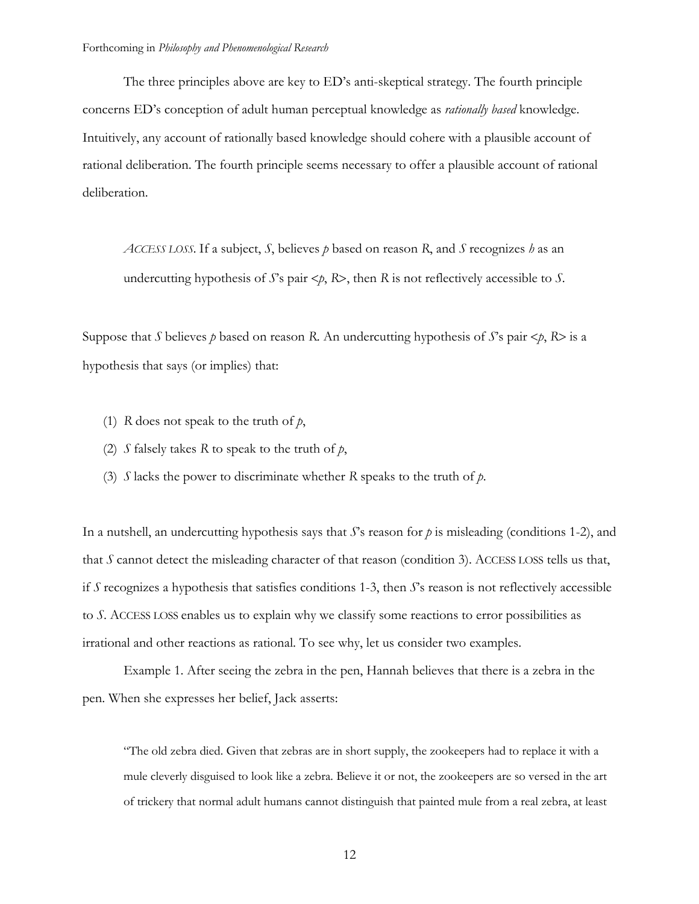The three principles above are key to ED's anti-skeptical strategy. The fourth principle concerns ED's conception of adult human perceptual knowledge as *rationally based* knowledge. Intuitively, any account of rationally based knowledge should cohere with a plausible account of rational deliberation. The fourth principle seems necessary to offer a plausible account of rational deliberation.

> *ACCESS LOSS*. If a subject, *S*, believes *p* based on reason *R*, and *S* recognizes *h* as an undercutting hypothesis of *S*'s pair <*p*, *R*>, then *R* is not reflectively accessible to *S*.

Suppose that *S* believes *p* based on reason *R*. An undercutting hypothesis of *S*'s pair <*p*, *R*> is a hypothesis that says (or implies) that:

1. *R* does not speak to the truth of *p*,
2. *S* falsely takes *R* to speak to the truth of *p*,
3. *S* lacks the power to discriminate whether *R* speaks to the truth of *p*.

In a nutshell, an undercutting hypothesis says that *S*'s reason for *p* is misleading (conditions 1-2), and that *S* cannot detect the misleading character of that reason (condition 3). ACCESS LOSS tells us that, if *S* recognizes a hypothesis that satisfies conditions 1-3, then *S*'s reason is not reflectively accessible to *S*. ACCESS LOSS enables us to explain why we classify some reactions to error possibilities as irrational and other reactions as rational. To see why, let us consider two examples.

Example 1. After seeing the zebra in the pen, Hannah believes that there is a zebra in the pen. When she expresses her belief, Jack asserts:

> "The old zebra died. Given that zebras are in short supply, the zookeepers had to replace it with a mule cleverly disguised to look like a zebra. Believe it or not, the zookeepers are so versed in the art of trickery that normal adult humans cannot distinguish that painted mule from a real zebra, at least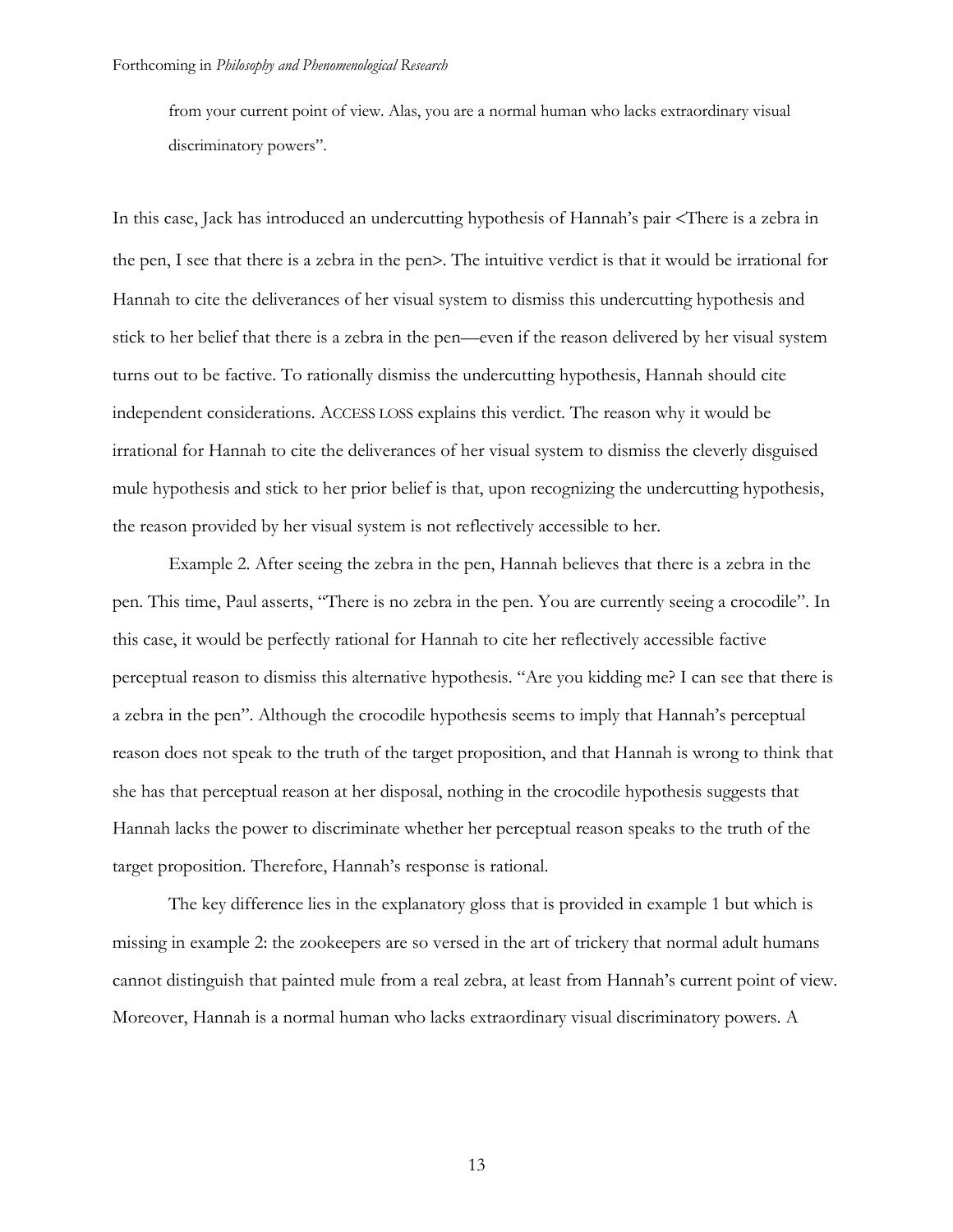from your current point of view. Alas, you are a normal human who lacks extraordinary visual discriminatory powers".

In this case, Jack has introduced an undercutting hypothesis of Hannah's pair <There is a zebra in the pen, I see that there is a zebra in the pen>. The intuitive verdict is that it would be irrational for Hannah to cite the deliverances of her visual system to dismiss this undercutting hypothesis and stick to her belief that there is a zebra in the pen—even if the reason delivered by her visual system turns out to be factive. To rationally dismiss the undercutting hypothesis, Hannah should cite independent considerations. ACCESS LOSS explains this verdict. The reason why it would be irrational for Hannah to cite the deliverances of her visual system to dismiss the cleverly disguised mule hypothesis and stick to her prior belief is that, upon recognizing the undercutting hypothesis, the reason provided by her visual system is not reflectively accessible to her.

Example 2. After seeing the zebra in the pen, Hannah believes that there is a zebra in the pen. This time, Paul asserts, "There is no zebra in the pen. You are currently seeing a crocodile". In this case, it would be perfectly rational for Hannah to cite her reflectively accessible factive perceptual reason to dismiss this alternative hypothesis. "Are you kidding me? I can see that there is a zebra in the pen". Although the crocodile hypothesis seems to imply that Hannah's perceptual reason does not speak to the truth of the target proposition, and that Hannah is wrong to think that she has that perceptual reason at her disposal, nothing in the crocodile hypothesis suggests that Hannah lacks the power to discriminate whether her perceptual reason speaks to the truth of the target proposition. Therefore, Hannah's response is rational.

The key difference lies in the explanatory gloss that is provided in example 1 but which is missing in example 2: the zookeepers are so versed in the art of trickery that normal adult humans cannot distinguish that painted mule from a real zebra, at least from Hannah's current point of view. Moreover, Hannah is a normal human who lacks extraordinary visual discriminatory powers. A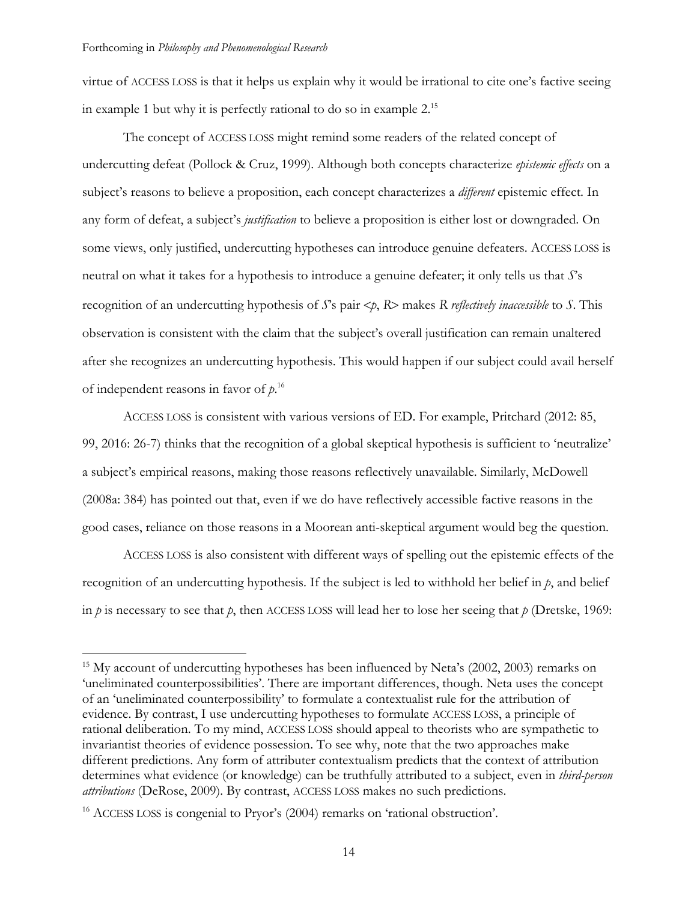virtue of ACCESS LOSS is that it helps us explain why it would be irrational to cite one's factive seeing in example 1 but why it is perfectly rational to do so in example 2.[15]

The concept of ACCESS LOSS might remind some readers of the related concept of undercutting defeat (Pollock & Cruz, 1999). Although both concepts characterize *epistemic effects* on a subject's reasons to believe a proposition, each concept characterizes a *different* epistemic effect. In any form of defeat, a subject's *justification* to believe a proposition is either lost or downgraded. On some views, only justified, undercutting hypotheses can introduce genuine defeaters. ACCESS LOSS is neutral on what it takes for a hypothesis to introduce a genuine defeater; it only tells us that *S*'s recognition of an undercutting hypothesis of *S*'s pair <*p*, *R*> makes *R* *reflectively inaccessible* to *S*. This observation is consistent with the claim that the subject's overall justification can remain unaltered after she recognizes an undercutting hypothesis. This would happen if our subject could avail herself of independent reasons in favor of *p*.[16]

ACCESS LOSS is consistent with various versions of ED. For example, Pritchard (2012: 85, 99, 2016: 26-7) thinks that the recognition of a global skeptical hypothesis is sufficient to 'neutralize' a subject's empirical reasons, making those reasons reflectively unavailable. Similarly, McDowell (2008a: 384) has pointed out that, even if we do have reflectively accessible factive reasons in the good cases, reliance on those reasons in a Moorean anti-skeptical argument would beg the question.

ACCESS LOSS is also consistent with different ways of spelling out the epistemic effects of the recognition of an undercutting hypothesis. If the subject is led to withhold her belief in *p*, and belief in *p* is necessary to see that *p*, then ACCESS LOSS will lead her to lose her seeing that *p* (Dretske, 1969:

---

[15] My account of undercutting hypotheses has been influenced by Neta's (2002, 2003) remarks on 'uneliminated counterpossibilities'. There are important differences, though. Neta uses the concept of an 'uneliminated counterpossibility' to formulate a contextualist rule for the attribution of evidence. By contrast, I use undercutting hypotheses to formulate ACCESS LOSS, a principle of rational deliberation. To my mind, ACCESS LOSS should appeal to theorists who are sympathetic to invariantist theories of evidence possession. To see why, note that the two approaches make different predictions. Any form of attributer contextualism predicts that the context of attribution determines what evidence (or knowledge) can be truthfully attributed to a subject, even in *third-person attributions* (DeRose, 2009). By contrast, ACCESS LOSS makes no such predictions.

[16] ACCESS LOSS is congenial to Pryor's (2004) remarks on 'rational obstruction'.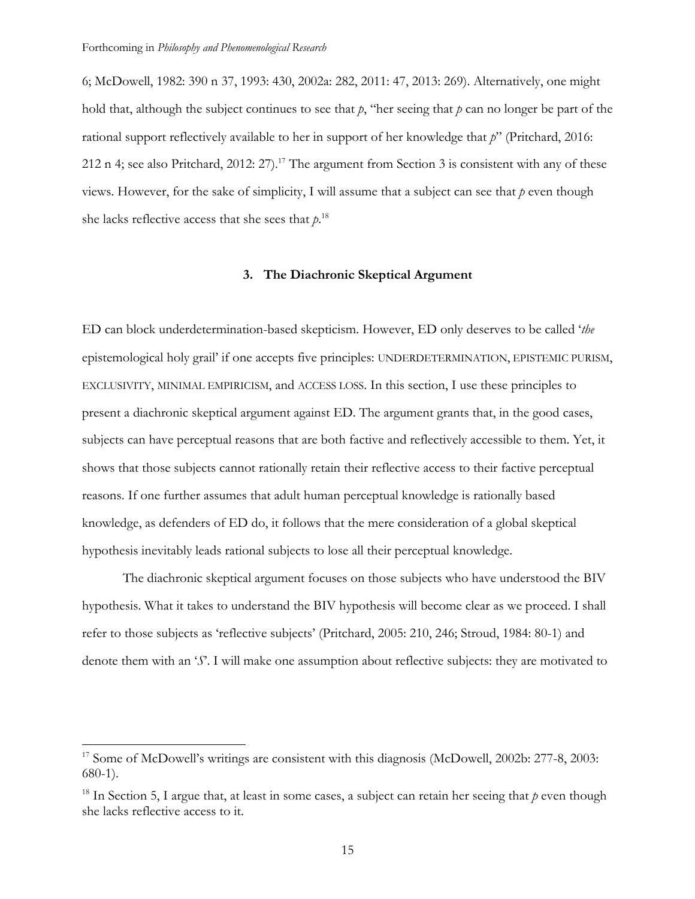6; McDowell, 1982: 390 n 37, 1993: 430, 2002a: 282, 2011: 47, 2013: 269). Alternatively, one might hold that, although the subject continues to see that *p*, "her seeing that *p* can no longer be part of the rational support reflectively available to her in support of her knowledge that *p*" (Pritchard, 2016: 212 n 4; see also Pritchard, 2012: 27).[17] The argument from Section 3 is consistent with any of these views. However, for the sake of simplicity, I will assume that a subject can see that *p* even though she lacks reflective access that she sees that *p*.[18]

### 3. The Diachronic Skeptical Argument

ED can block underdetermination-based skepticism. However, ED only deserves to be called '*the* epistemological holy grail' if one accepts five principles: UNDERDETERMINATION, EPISTEMIC PURISM, EXCLUSIVITY, MINIMAL EMPIRICISM, and ACCESS LOSS. In this section, I use these principles to present a diachronic skeptical argument against ED. The argument grants that, in the good cases, subjects can have perceptual reasons that are both factive and reflectively accessible to them. Yet, it shows that those subjects cannot rationally retain their reflective access to their factive perceptual reasons. If one further assumes that adult human perceptual knowledge is rationally based knowledge, as defenders of ED do, it follows that the mere consideration of a global skeptical hypothesis inevitably leads rational subjects to lose all their perceptual knowledge.

The diachronic skeptical argument focuses on those subjects who have understood the BIV hypothesis. What it takes to understand the BIV hypothesis will become clear as we proceed. I shall refer to those subjects as 'reflective subjects' (Pritchard, 2005: 210, 246; Stroud, 1984: 80-1) and denote them with an '*S*'. I will make one assumption about reflective subjects: they are motivated to

---

[17] Some of McDowell's writings are consistent with this diagnosis (McDowell, 2002b: 277-8, 2003: 680-1).

[18] In Section 5, I argue that, at least in some cases, a subject can retain her seeing that *p* even though she lacks reflective access to it.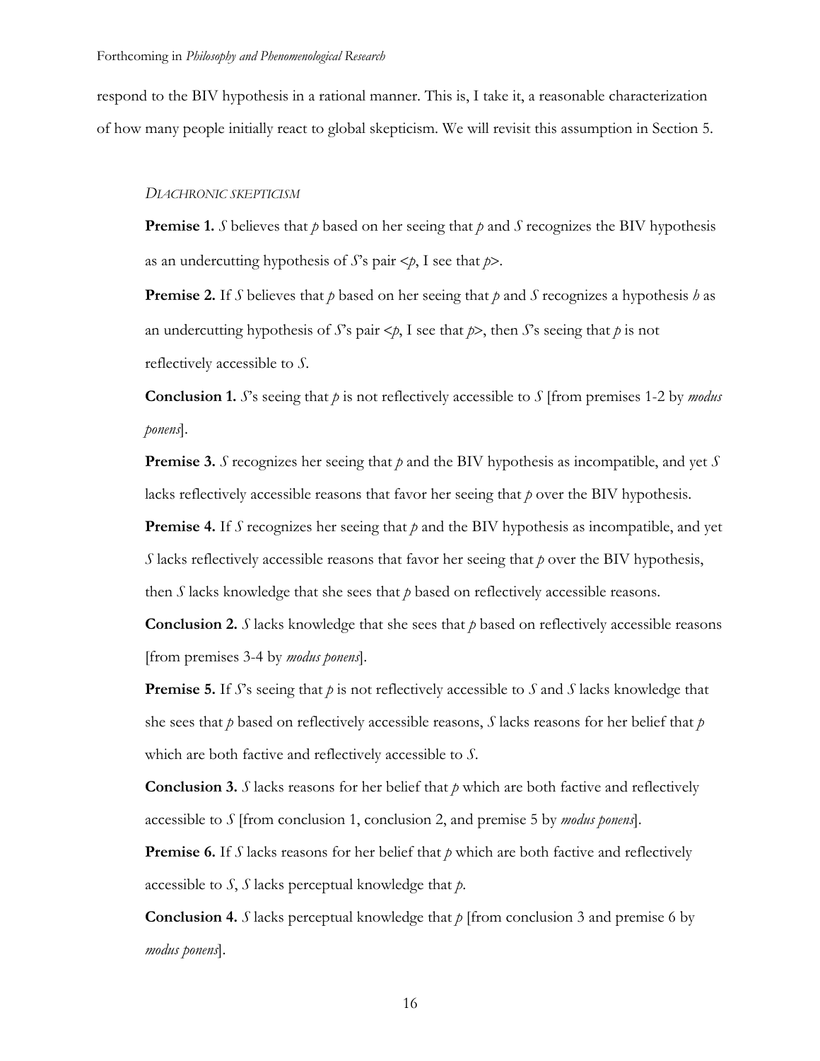respond to the BIV hypothesis in a rational manner. This is, I take it, a reasonable characterization of how many people initially react to global skepticism. We will revisit this assumption in Section 5.

*DIACHRONIC SKEPTICISM*

**Premise 1.** *S* believes that *p* based on her seeing that *p* and *S* recognizes the BIV hypothesis as an undercutting hypothesis of *S*'s pair <*p*, I see that *p*>.

**Premise 2.** If *S* believes that *p* based on her seeing that *p* and *S* recognizes a hypothesis *h* as an undercutting hypothesis of *S*'s pair <*p*, I see that *p*>, then *S*'s seeing that *p* is not reflectively accessible to *S*.

**Conclusion 1.** *S*'s seeing that *p* is not reflectively accessible to *S* [from premises 1-2 by *modus ponens*].

**Premise 3.** *S* recognizes her seeing that *p* and the BIV hypothesis as incompatible, and yet *S* lacks reflectively accessible reasons that favor her seeing that *p* over the BIV hypothesis.

**Premise 4.** If *S* recognizes her seeing that *p* and the BIV hypothesis as incompatible, and yet *S* lacks reflectively accessible reasons that favor her seeing that *p* over the BIV hypothesis, then *S* lacks knowledge that she sees that *p* based on reflectively accessible reasons.

**Conclusion 2.** *S* lacks knowledge that she sees that *p* based on reflectively accessible reasons [from premises 3-4 by *modus ponens*].

**Premise 5.** If *S*'s seeing that *p* is not reflectively accessible to *S* and *S* lacks knowledge that she sees that *p* based on reflectively accessible reasons, *S* lacks reasons for her belief that *p* which are both factive and reflectively accessible to *S*.

**Conclusion 3.** *S* lacks reasons for her belief that *p* which are both factive and reflectively accessible to *S* [from conclusion 1, conclusion 2, and premise 5 by *modus ponens*].

**Premise 6.** If *S* lacks reasons for her belief that *p* which are both factive and reflectively accessible to *S*, *S* lacks perceptual knowledge that *p*.

**Conclusion 4.** *S* lacks perceptual knowledge that *p* [from conclusion 3 and premise 6 by *modus ponens*].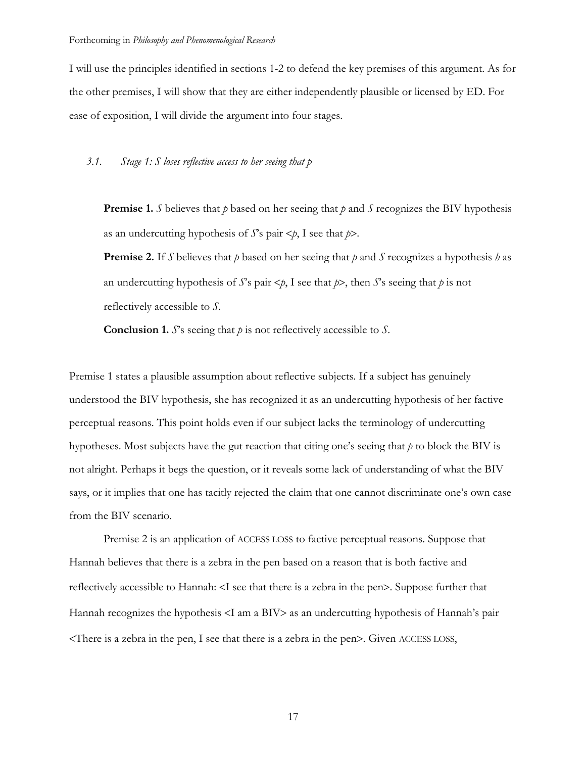I will use the principles identified in sections 1-2 to defend the key premises of this argument. As for the other premises, I will show that they are either independently plausible or licensed by ED. For ease of exposition, I will divide the argument into four stages.

### 3.1. *Stage 1: S loses reflective access to her seeing that p*

> **Premise 1.** *S* believes that *p* based on her seeing that *p* and *S* recognizes the BIV hypothesis as an undercutting hypothesis of *S*'s pair <*p*, I see that *p*>.
>
> **Premise 2.** If *S* believes that *p* based on her seeing that *p* and *S* recognizes a hypothesis *h* as an undercutting hypothesis of *S*'s pair <*p*, I see that *p*>, then *S*'s seeing that *p* is not reflectively accessible to *S*.
>
> **Conclusion 1.** *S*'s seeing that *p* is not reflectively accessible to *S*.

Premise 1 states a plausible assumption about reflective subjects. If a subject has genuinely understood the BIV hypothesis, she has recognized it as an undercutting hypothesis of her factive perceptual reasons. This point holds even if our subject lacks the terminology of undercutting hypotheses. Most subjects have the gut reaction that citing one's seeing that *p* to block the BIV is not alright. Perhaps it begs the question, or it reveals some lack of understanding of what the BIV says, or it implies that one has tacitly rejected the claim that one cannot discriminate one's own case from the BIV scenario.

Premise 2 is an application of ACCESS LOSS to factive perceptual reasons. Suppose that Hannah believes that there is a zebra in the pen based on a reason that is both factive and reflectively accessible to Hannah: <I see that there is a zebra in the pen>. Suppose further that Hannah recognizes the hypothesis <I am a BIV> as an undercutting hypothesis of Hannah's pair <There is a zebra in the pen, I see that there is a zebra in the pen>. Given ACCESS LOSS,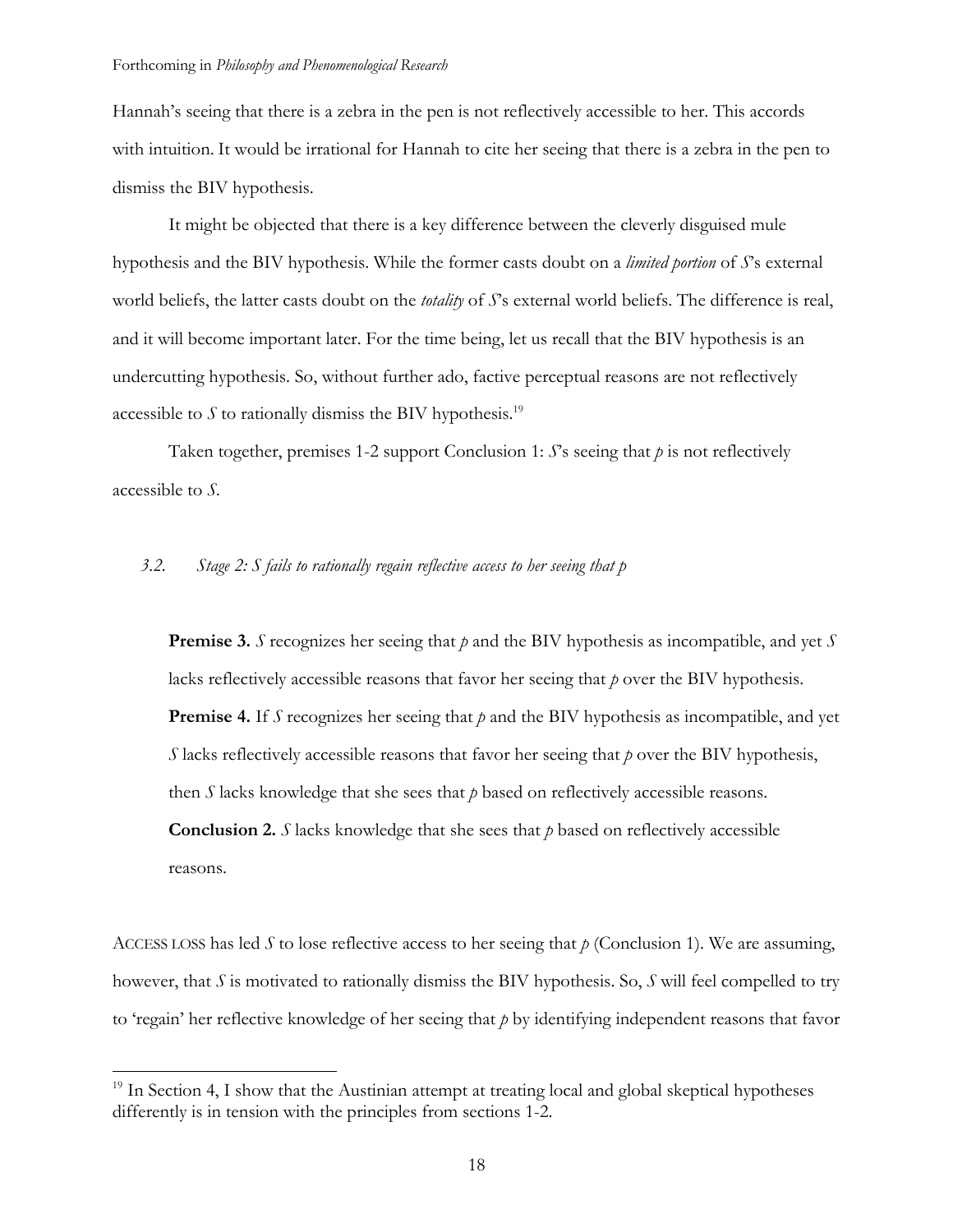Hannah's seeing that there is a zebra in the pen is not reflectively accessible to her. This accords with intuition. It would be irrational for Hannah to cite her seeing that there is a zebra in the pen to dismiss the BIV hypothesis.

It might be objected that there is a key difference between the cleverly disguised mule hypothesis and the BIV hypothesis. While the former casts doubt on a *limited portion* of *S*'s external world beliefs, the latter casts doubt on the *totality* of *S*'s external world beliefs. The difference is real, and it will become important later. For the time being, let us recall that the BIV hypothesis is an undercutting hypothesis. So, without further ado, factive perceptual reasons are not reflectively accessible to *S* to rationally dismiss the BIV hypothesis.[19]

Taken together, premises 1-2 support Conclusion 1: *S*'s seeing that *p* is not reflectively accessible to *S*.

### *3.2. Stage 2: S fails to rationally regain reflective access to her seeing that p*

> **Premise 3.** *S* recognizes her seeing that *p* and the BIV hypothesis as incompatible, and yet *S* lacks reflectively accessible reasons that favor her seeing that *p* over the BIV hypothesis.
>
> **Premise 4.** If *S* recognizes her seeing that *p* and the BIV hypothesis as incompatible, and yet *S* lacks reflectively accessible reasons that favor her seeing that *p* over the BIV hypothesis, then *S* lacks knowledge that she sees that *p* based on reflectively accessible reasons.
>
> **Conclusion 2.** *S* lacks knowledge that she sees that *p* based on reflectively accessible reasons.

ACCESS LOSS has led *S* to lose reflective access to her seeing that *p* (Conclusion 1). We are assuming, however, that *S* is motivated to rationally dismiss the BIV hypothesis. So, *S* will feel compelled to try to 'regain' her reflective knowledge of her seeing that *p* by identifying independent reasons that favor

[19] In Section 4, I show that the Austinian attempt at treating local and global skeptical hypotheses differently is in tension with the principles from sections 1-2.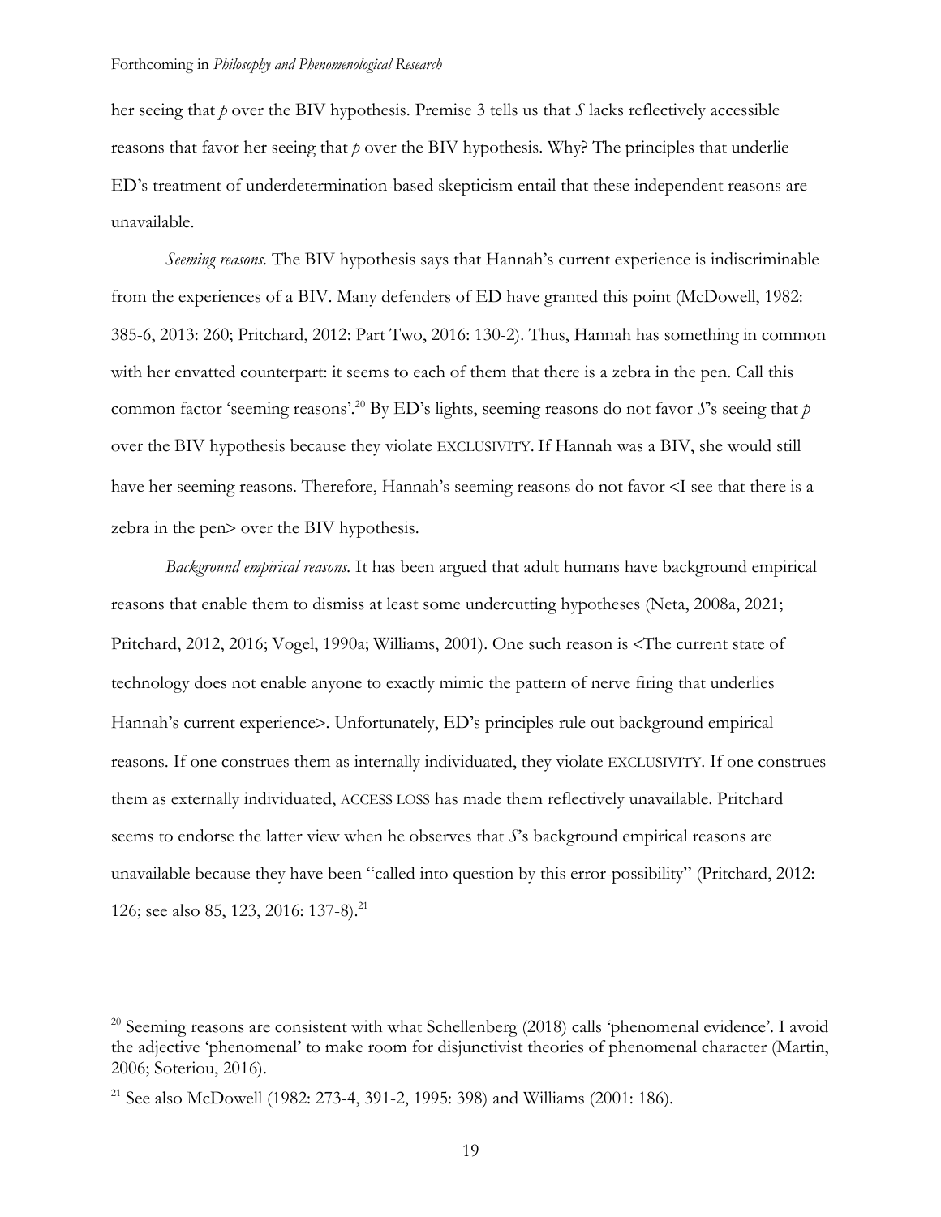her seeing that *p* over the BIV hypothesis. Premise 3 tells us that *S* lacks reflectively accessible reasons that favor her seeing that *p* over the BIV hypothesis. Why? The principles that underlie ED's treatment of underdetermination-based skepticism entail that these independent reasons are unavailable.

*Seeming reasons.* The BIV hypothesis says that Hannah's current experience is indiscriminable from the experiences of a BIV. Many defenders of ED have granted this point (McDowell, 1982: 385-6, 2013: 260; Pritchard, 2012: Part Two, 2016: 130-2). Thus, Hannah has something in common with her envatted counterpart: it seems to each of them that there is a zebra in the pen. Call this common factor 'seeming reasons'.[20] By ED's lights, seeming reasons do not favor *S*'s seeing that *p* over the BIV hypothesis because they violate EXCLUSIVITY. If Hannah was a BIV, she would still have her seeming reasons. Therefore, Hannah's seeming reasons do not favor <I see that there is a zebra in the pen> over the BIV hypothesis.

*Background empirical reasons.* It has been argued that adult humans have background empirical reasons that enable them to dismiss at least some undercutting hypotheses (Neta, 2008a, 2021; Pritchard, 2012, 2016; Vogel, 1990a; Williams, 2001). One such reason is <The current state of technology does not enable anyone to exactly mimic the pattern of nerve firing that underlies Hannah's current experience>. Unfortunately, ED's principles rule out background empirical reasons. If one construes them as internally individuated, they violate EXCLUSIVITY. If one construes them as externally individuated, ACCESS LOSS has made them reflectively unavailable. Pritchard seems to endorse the latter view when he observes that *S*'s background empirical reasons are unavailable because they have been "called into question by this error-possibility" (Pritchard, 2012: 126; see also 85, 123, 2016: 137-8).[21]

[20] Seeming reasons are consistent with what Schellenberg (2018) calls 'phenomenal evidence'. I avoid the adjective 'phenomenal' to make room for disjunctivist theories of phenomenal character (Martin, 2006; Soteriou, 2016).

[21] See also McDowell (1982: 273-4, 391-2, 1995: 398) and Williams (2001: 186).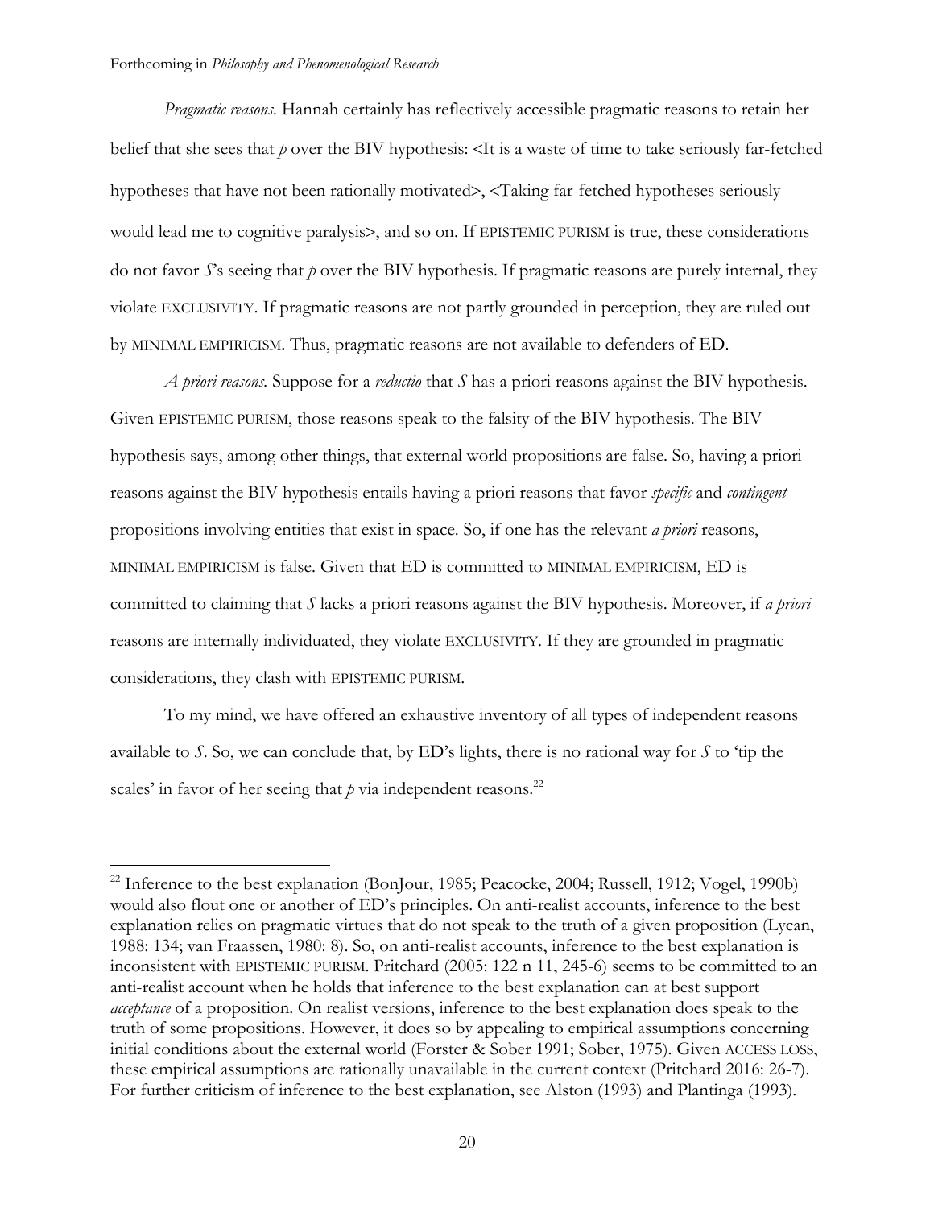*Pragmatic reasons.* Hannah certainly has reflectively accessible pragmatic reasons to retain her belief that she sees that *p* over the BIV hypothesis: <It is a waste of time to take seriously far-fetched hypotheses that have not been rationally motivated>, <Taking far-fetched hypotheses seriously would lead me to cognitive paralysis>, and so on. If EPISTEMIC PURISM is true, these considerations do not favor *S*'s seeing that *p* over the BIV hypothesis. If pragmatic reasons are purely internal, they violate EXCLUSIVITY. If pragmatic reasons are not partly grounded in perception, they are ruled out by MINIMAL EMPIRICISM. Thus, pragmatic reasons are not available to defenders of ED.

*A priori reasons.* Suppose for a *reductio* that *S* has a priori reasons against the BIV hypothesis. Given EPISTEMIC PURISM, those reasons speak to the falsity of the BIV hypothesis. The BIV hypothesis says, among other things, that external world propositions are false. So, having a priori reasons against the BIV hypothesis entails having a priori reasons that favor *specific* and *contingent* propositions involving entities that exist in space. So, if one has the relevant *a priori* reasons, MINIMAL EMPIRICISM is false. Given that ED is committed to MINIMAL EMPIRICISM, ED is committed to claiming that *S* lacks a priori reasons against the BIV hypothesis. Moreover, if *a priori* reasons are internally individuated, they violate EXCLUSIVITY. If they are grounded in pragmatic considerations, they clash with EPISTEMIC PURISM.

To my mind, we have offered an exhaustive inventory of all types of independent reasons available to *S*. So, we can conclude that, by ED's lights, there is no rational way for *S* to 'tip the scales' in favor of her seeing that *p* via independent reasons.[22]

---

[22] Inference to the best explanation (BonJour, 1985; Peacocke, 2004; Russell, 1912; Vogel, 1990b) would also flout one or another of ED's principles. On anti-realist accounts, inference to the best explanation relies on pragmatic virtues that do not speak to the truth of a given proposition (Lycan, 1988: 134; van Fraassen, 1980: 8). So, on anti-realist accounts, inference to the best explanation is inconsistent with EPISTEMIC PURISM. Pritchard (2005: 122 n 11, 245-6) seems to be committed to an anti-realist account when he holds that inference to the best explanation can at best support *acceptance* of a proposition. On realist versions, inference to the best explanation does speak to the truth of some propositions. However, it does so by appealing to empirical assumptions concerning initial conditions about the external world (Forster & Sober 1991; Sober, 1975). Given ACCESS LOSS, these empirical assumptions are rationally unavailable in the current context (Pritchard 2016: 26-7). For further criticism of inference to the best explanation, see Alston (1993) and Plantinga (1993).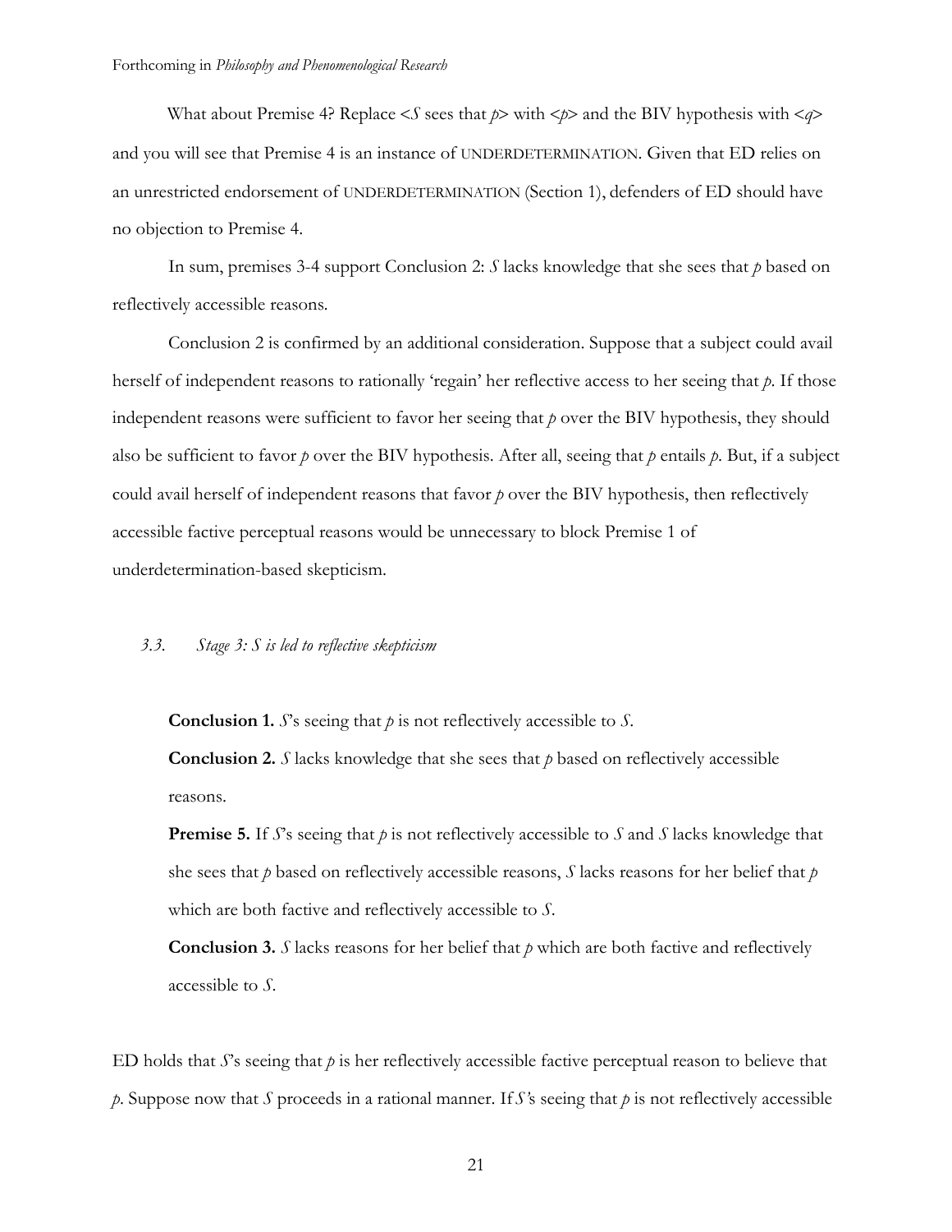What about Premise 4? Replace <*S* sees that *p*> with <*p*> and the BIV hypothesis with <*q*> and you will see that Premise 4 is an instance of UNDERDETERMINATION. Given that ED relies on an unrestricted endorsement of UNDERDETERMINATION (Section 1), defenders of ED should have no objection to Premise 4.

In sum, premises 3-4 support Conclusion 2: *S* lacks knowledge that she sees that *p* based on reflectively accessible reasons.

Conclusion 2 is confirmed by an additional consideration. Suppose that a subject could avail herself of independent reasons to rationally 'regain' her reflective access to her seeing that *p*. If those independent reasons were sufficient to favor her seeing that *p* over the BIV hypothesis, they should also be sufficient to favor *p* over the BIV hypothesis. After all, seeing that *p* entails *p*. But, if a subject could avail herself of independent reasons that favor *p* over the BIV hypothesis, then reflectively accessible factive perceptual reasons would be unnecessary to block Premise 1 of underdetermination-based skepticism.

### 3.3. *Stage 3: S is led to reflective skepticism*

**Conclusion 1.** *S*'s seeing that *p* is not reflectively accessible to *S*.

**Conclusion 2.** *S* lacks knowledge that she sees that *p* based on reflectively accessible reasons.

**Premise 5.** If *S*'s seeing that *p* is not reflectively accessible to *S* and *S* lacks knowledge that she sees that *p* based on reflectively accessible reasons, *S* lacks reasons for her belief that *p* which are both factive and reflectively accessible to *S*.

**Conclusion 3.** *S* lacks reasons for her belief that *p* which are both factive and reflectively accessible to *S*.

ED holds that *S*'s seeing that *p* is her reflectively accessible factive perceptual reason to believe that *p*. Suppose now that *S* proceeds in a rational manner. If *S*'s seeing that *p* is not reflectively accessible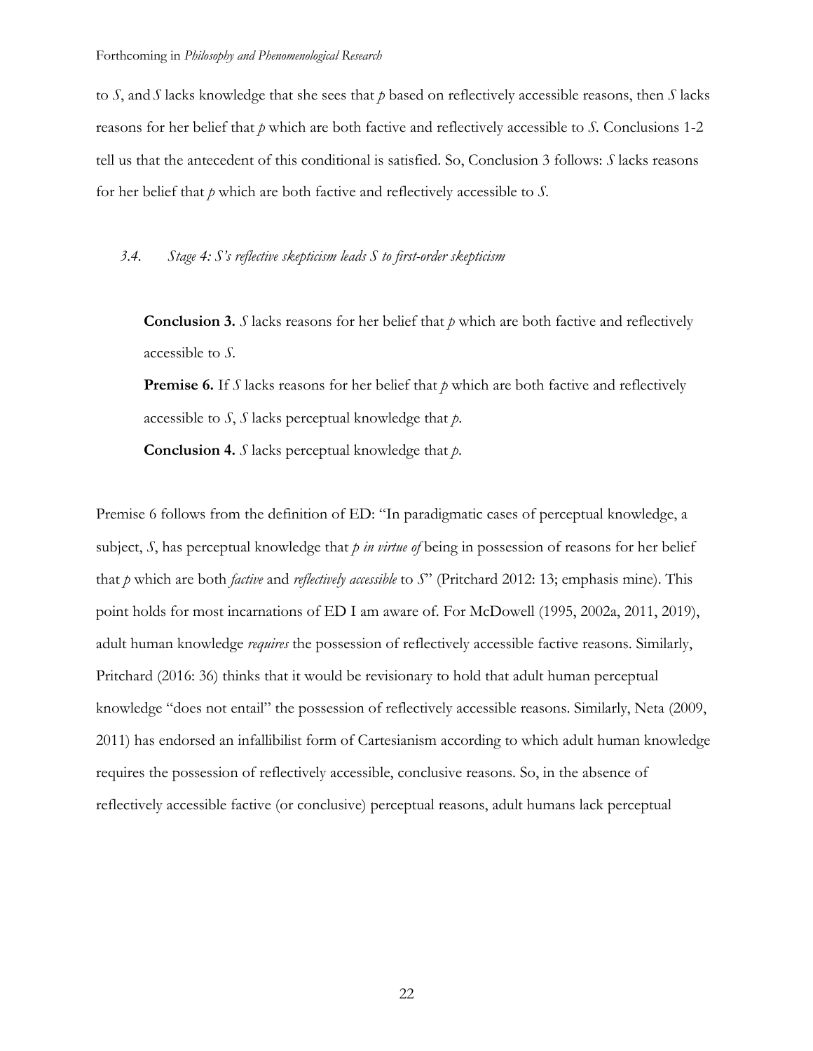to *S*, and *S* lacks knowledge that she sees that *p* based on reflectively accessible reasons, then *S* lacks reasons for her belief that *p* which are both factive and reflectively accessible to *S*. Conclusions 1-2 tell us that the antecedent of this conditional is satisfied. So, Conclusion 3 follows: *S* lacks reasons for her belief that *p* which are both factive and reflectively accessible to *S*.

### *3.4. Stage 4: S's reflective skepticism leads S to first-order skepticism*

> **Conclusion 3.** *S* lacks reasons for her belief that *p* which are both factive and reflectively accessible to *S*.
>
> **Premise 6.** If *S* lacks reasons for her belief that *p* which are both factive and reflectively accessible to *S*, *S* lacks perceptual knowledge that *p*.
>
> **Conclusion 4.** *S* lacks perceptual knowledge that *p*.

Premise 6 follows from the definition of ED: "In paradigmatic cases of perceptual knowledge, a subject, *S*, has perceptual knowledge that *p in virtue of* being in possession of reasons for her belief that *p* which are both *factive* and *reflectively accessible* to *S*" (Pritchard 2012: 13; emphasis mine). This point holds for most incarnations of ED I am aware of. For McDowell (1995, 2002a, 2011, 2019), adult human knowledge *requires* the possession of reflectively accessible factive reasons. Similarly, Pritchard (2016: 36) thinks that it would be revisionary to hold that adult human perceptual knowledge "does not entail" the possession of reflectively accessible reasons. Similarly, Neta (2009, 2011) has endorsed an infallibilist form of Cartesianism according to which adult human knowledge requires the possession of reflectively accessible, conclusive reasons. So, in the absence of reflectively accessible factive (or conclusive) perceptual reasons, adult humans lack perceptual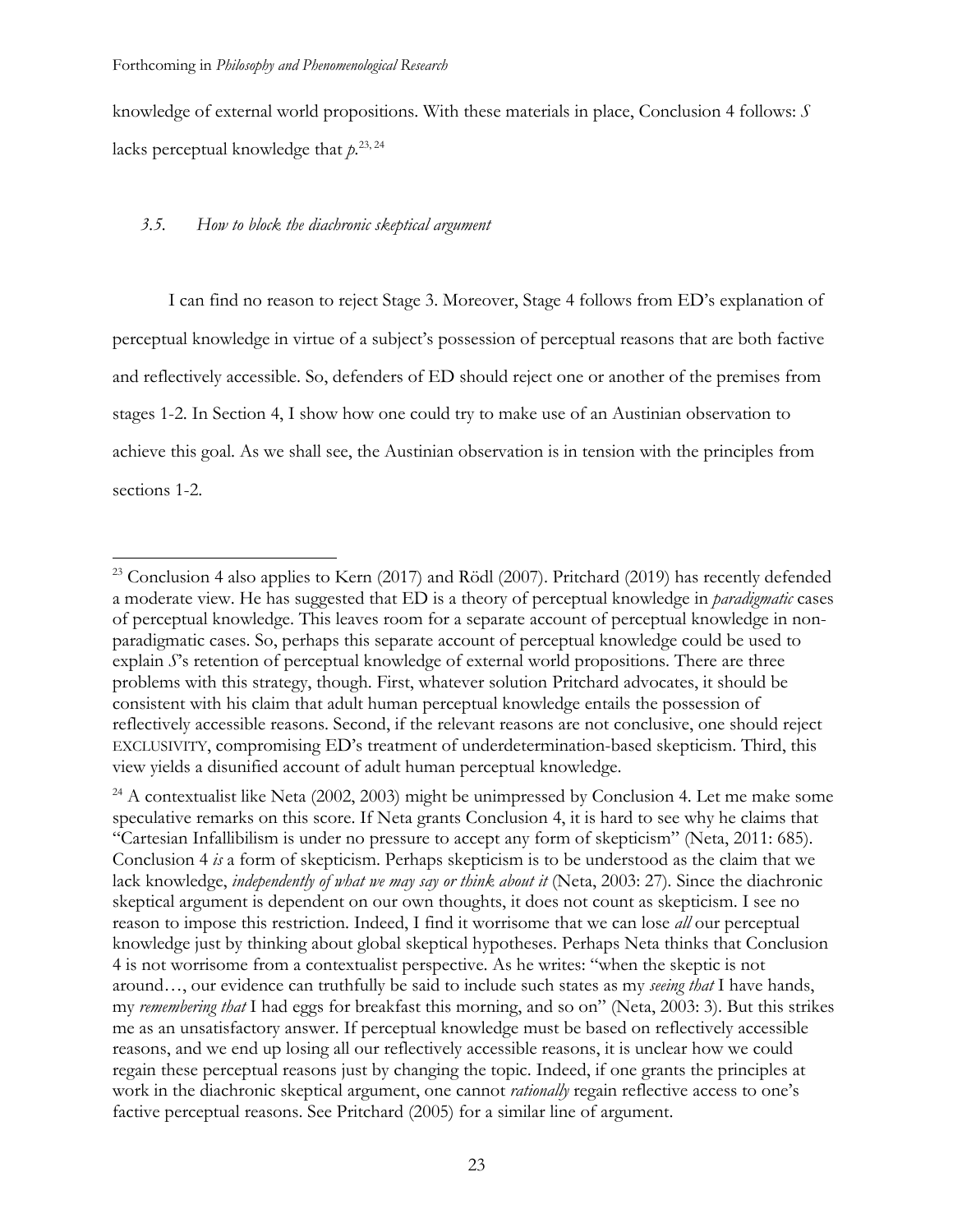knowledge of external world propositions. With these materials in place, Conclusion 4 follows: *S* lacks perceptual knowledge that *p*.[23, 24]

### *3.5. How to block the diachronic skeptical argument*

I can find no reason to reject Stage 3. Moreover, Stage 4 follows from ED's explanation of perceptual knowledge in virtue of a subject's possession of perceptual reasons that are both factive and reflectively accessible. So, defenders of ED should reject one or another of the premises from stages 1-2. In Section 4, I show how one could try to make use of an Austinian observation to achieve this goal. As we shall see, the Austinian observation is in tension with the principles from sections 1-2.

---

[23] Conclusion 4 also applies to Kern (2017) and Rödl (2007). Pritchard (2019) has recently defended a moderate view. He has suggested that ED is a theory of perceptual knowledge in *paradigmatic* cases of perceptual knowledge. This leaves room for a separate account of perceptual knowledge in non-paradigmatic cases. So, perhaps this separate account of perceptual knowledge could be used to explain *S*'s retention of perceptual knowledge of external world propositions. There are three problems with this strategy, though. First, whatever solution Pritchard advocates, it should be consistent with his claim that adult human perceptual knowledge entails the possession of reflectively accessible reasons. Second, if the relevant reasons are not conclusive, one should reject EXCLUSIVITY, compromising ED's treatment of underdetermination-based skepticism. Third, this view yields a disunified account of adult human perceptual knowledge.

[24] A contextualist like Neta (2002, 2003) might be unimpressed by Conclusion 4. Let me make some speculative remarks on this score. If Neta grants Conclusion 4, it is hard to see why he claims that "Cartesian Infallibilism is under no pressure to accept any form of skepticism" (Neta, 2011: 685). Conclusion 4 *is* a form of skepticism. Perhaps skepticism is to be understood as the claim that we lack knowledge, *independently of what we may say or think about it* (Neta, 2003: 27). Since the diachronic skeptical argument is dependent on our own thoughts, it does not count as skepticism. I see no reason to impose this restriction. Indeed, I find it worrisome that we can lose *all* our perceptual knowledge just by thinking about global skeptical hypotheses. Perhaps Neta thinks that Conclusion 4 is not worrisome from a contextualist perspective. As he writes: "when the skeptic is not around…, our evidence can truthfully be said to include such states as my *seeing that* I have hands, my *remembering that* I had eggs for breakfast this morning, and so on" (Neta, 2003: 3). But this strikes me as an unsatisfactory answer. If perceptual knowledge must be based on reflectively accessible reasons, and we end up losing all our reflectively accessible reasons, it is unclear how we could regain these perceptual reasons just by changing the topic. Indeed, if one grants the principles at work in the diachronic skeptical argument, one cannot *rationally* regain reflective access to one's factive perceptual reasons. See Pritchard (2005) for a similar line of argument.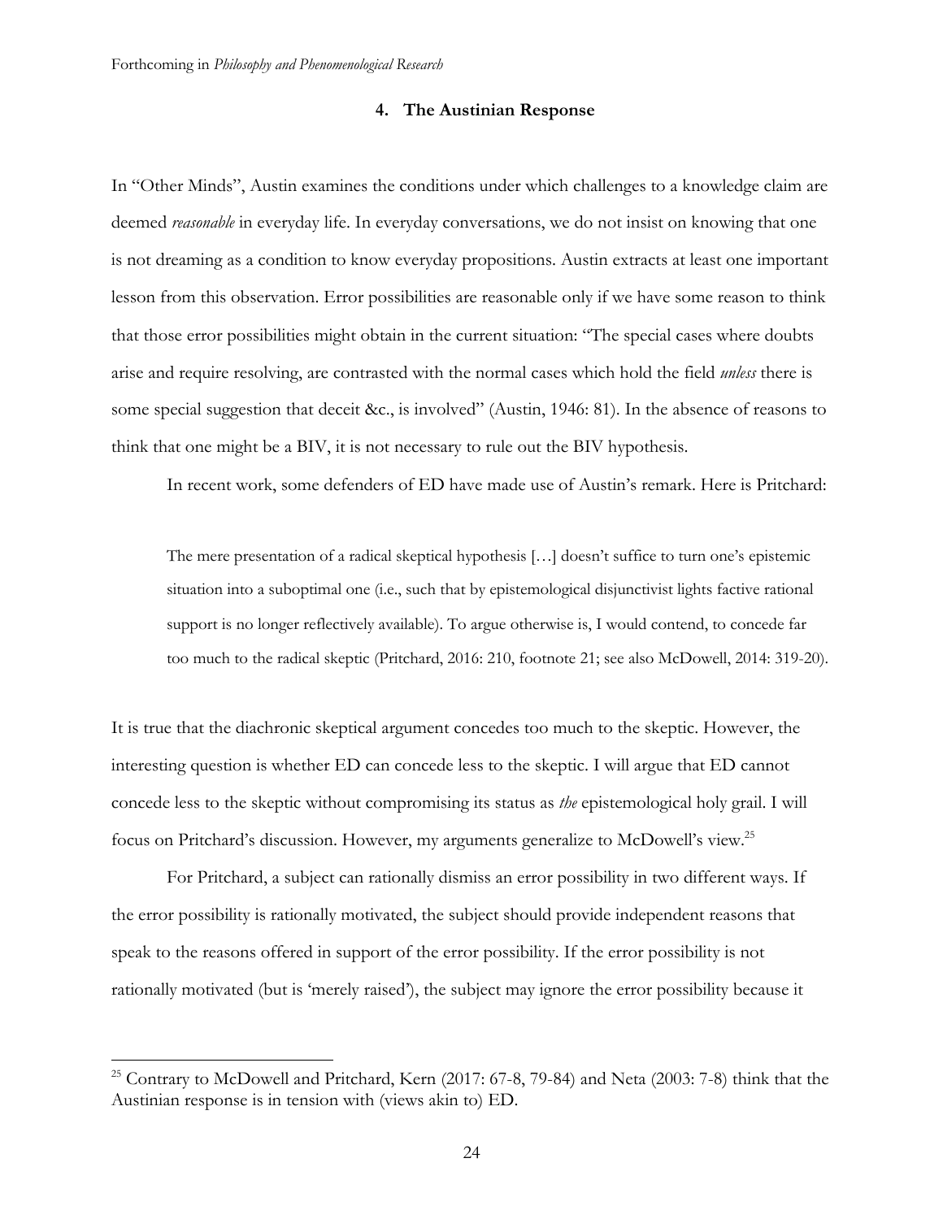## 4. The Austinian Response

In "Other Minds", Austin examines the conditions under which challenges to a knowledge claim are deemed *reasonable* in everyday life. In everyday conversations, we do not insist on knowing that one is not dreaming as a condition to know everyday propositions. Austin extracts at least one important lesson from this observation. Error possibilities are reasonable only if we have some reason to think that those error possibilities might obtain in the current situation: "The special cases where doubts arise and require resolving, are contrasted with the normal cases which hold the field *unless* there is some special suggestion that deceit &c., is involved" (Austin, 1946: 81). In the absence of reasons to think that one might be a BIV, it is not necessary to rule out the BIV hypothesis.

In recent work, some defenders of ED have made use of Austin's remark. Here is Pritchard:

> The mere presentation of a radical skeptical hypothesis […] doesn't suffice to turn one's epistemic situation into a suboptimal one (i.e., such that by epistemological disjunctivist lights factive rational support is no longer reflectively available). To argue otherwise is, I would contend, to concede far too much to the radical skeptic (Pritchard, 2016: 210, footnote 21; see also McDowell, 2014: 319-20).

It is true that the diachronic skeptical argument concedes too much to the skeptic. However, the interesting question is whether ED can concede less to the skeptic. I will argue that ED cannot concede less to the skeptic without compromising its status as *the* epistemological holy grail. I will focus on Pritchard's discussion. However, my arguments generalize to McDowell's view.[25]

For Pritchard, a subject can rationally dismiss an error possibility in two different ways. If the error possibility is rationally motivated, the subject should provide independent reasons that speak to the reasons offered in support of the error possibility. If the error possibility is not rationally motivated (but is 'merely raised'), the subject may ignore the error possibility because it

[25] Contrary to McDowell and Pritchard, Kern (2017: 67-8, 79-84) and Neta (2003: 7-8) think that the Austinian response is in tension with (views akin to) ED.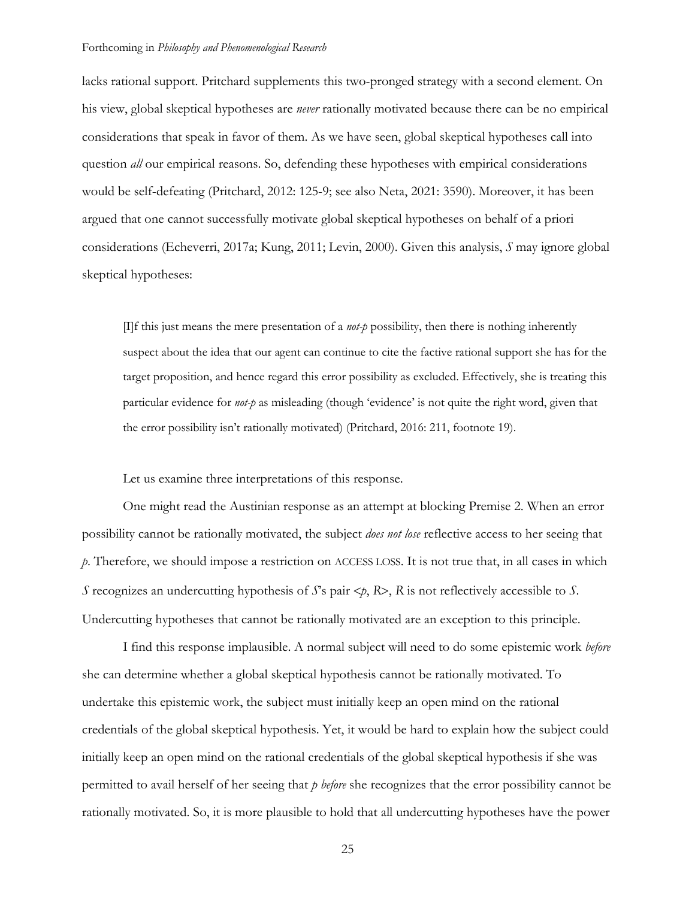lacks rational support. Pritchard supplements this two-pronged strategy with a second element. On his view, global skeptical hypotheses are *never* rationally motivated because there can be no empirical considerations that speak in favor of them. As we have seen, global skeptical hypotheses call into question *all* our empirical reasons. So, defending these hypotheses with empirical considerations would be self-defeating (Pritchard, 2012: 125-9; see also Neta, 2021: 3590). Moreover, it has been argued that one cannot successfully motivate global skeptical hypotheses on behalf of a priori considerations (Echeverri, 2017a; Kung, 2011; Levin, 2000). Given this analysis, *S* may ignore global skeptical hypotheses:

> [I]f this just means the mere presentation of a *not-p* possibility, then there is nothing inherently suspect about the idea that our agent can continue to cite the factive rational support she has for the target proposition, and hence regard this error possibility as excluded. Effectively, she is treating this particular evidence for *not-p* as misleading (though 'evidence' is not quite the right word, given that the error possibility isn't rationally motivated) (Pritchard, 2016: 211, footnote 19).

Let us examine three interpretations of this response.

One might read the Austinian response as an attempt at blocking Premise 2. When an error possibility cannot be rationally motivated, the subject *does not lose* reflective access to her seeing that *p*. Therefore, we should impose a restriction on ACCESS LOSS. It is not true that, in all cases in which *S* recognizes an undercutting hypothesis of *S*'s pair <*p*, *R*>, *R* is not reflectively accessible to *S*. Undercutting hypotheses that cannot be rationally motivated are an exception to this principle.

I find this response implausible. A normal subject will need to do some epistemic work *before* she can determine whether a global skeptical hypothesis cannot be rationally motivated. To undertake this epistemic work, the subject must initially keep an open mind on the rational credentials of the global skeptical hypothesis. Yet, it would be hard to explain how the subject could initially keep an open mind on the rational credentials of the global skeptical hypothesis if she was permitted to avail herself of her seeing that *p* *before* she recognizes that the error possibility cannot be rationally motivated. So, it is more plausible to hold that all undercutting hypotheses have the power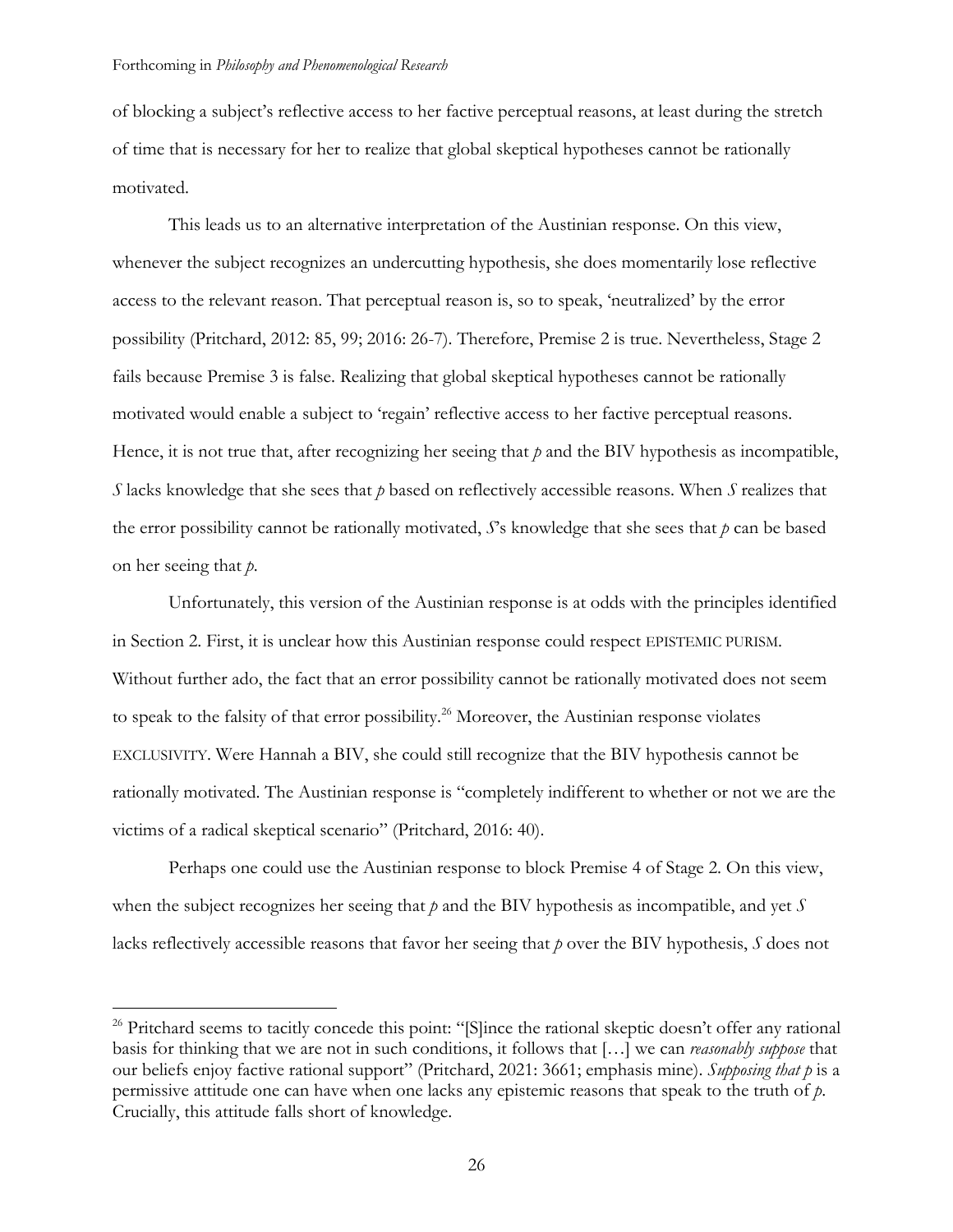of blocking a subject's reflective access to her factive perceptual reasons, at least during the stretch of time that is necessary for her to realize that global skeptical hypotheses cannot be rationally motivated.

This leads us to an alternative interpretation of the Austinian response. On this view, whenever the subject recognizes an undercutting hypothesis, she does momentarily lose reflective access to the relevant reason. That perceptual reason is, so to speak, 'neutralized' by the error possibility (Pritchard, 2012: 85, 99; 2016: 26-7). Therefore, Premise 2 is true. Nevertheless, Stage 2 fails because Premise 3 is false. Realizing that global skeptical hypotheses cannot be rationally motivated would enable a subject to 'regain' reflective access to her factive perceptual reasons. Hence, it is not true that, after recognizing her seeing that *p* and the BIV hypothesis as incompatible, *S* lacks knowledge that she sees that *p* based on reflectively accessible reasons. When *S* realizes that the error possibility cannot be rationally motivated, *S*'s knowledge that she sees that *p* can be based on her seeing that *p*.

Unfortunately, this version of the Austinian response is at odds with the principles identified in Section 2. First, it is unclear how this Austinian response could respect EPISTEMIC PURISM. Without further ado, the fact that an error possibility cannot be rationally motivated does not seem to speak to the falsity of that error possibility.[26] Moreover, the Austinian response violates EXCLUSIVITY. Were Hannah a BIV, she could still recognize that the BIV hypothesis cannot be rationally motivated. The Austinian response is "completely indifferent to whether or not we are the victims of a radical skeptical scenario" (Pritchard, 2016: 40).

Perhaps one could use the Austinian response to block Premise 4 of Stage 2. On this view, when the subject recognizes her seeing that *p* and the BIV hypothesis as incompatible, and yet *S* lacks reflectively accessible reasons that favor her seeing that *p* over the BIV hypothesis, *S* does not

---

[26] Pritchard seems to tacitly concede this point: "[S]ince the rational skeptic doesn't offer any rational basis for thinking that we are not in such conditions, it follows that […] we can *reasonably suppose* that our beliefs enjoy factive rational support" (Pritchard, 2021: 3661; emphasis mine). *Supposing that p* is a permissive attitude one can have when one lacks any epistemic reasons that speak to the truth of *p*. Crucially, this attitude falls short of knowledge.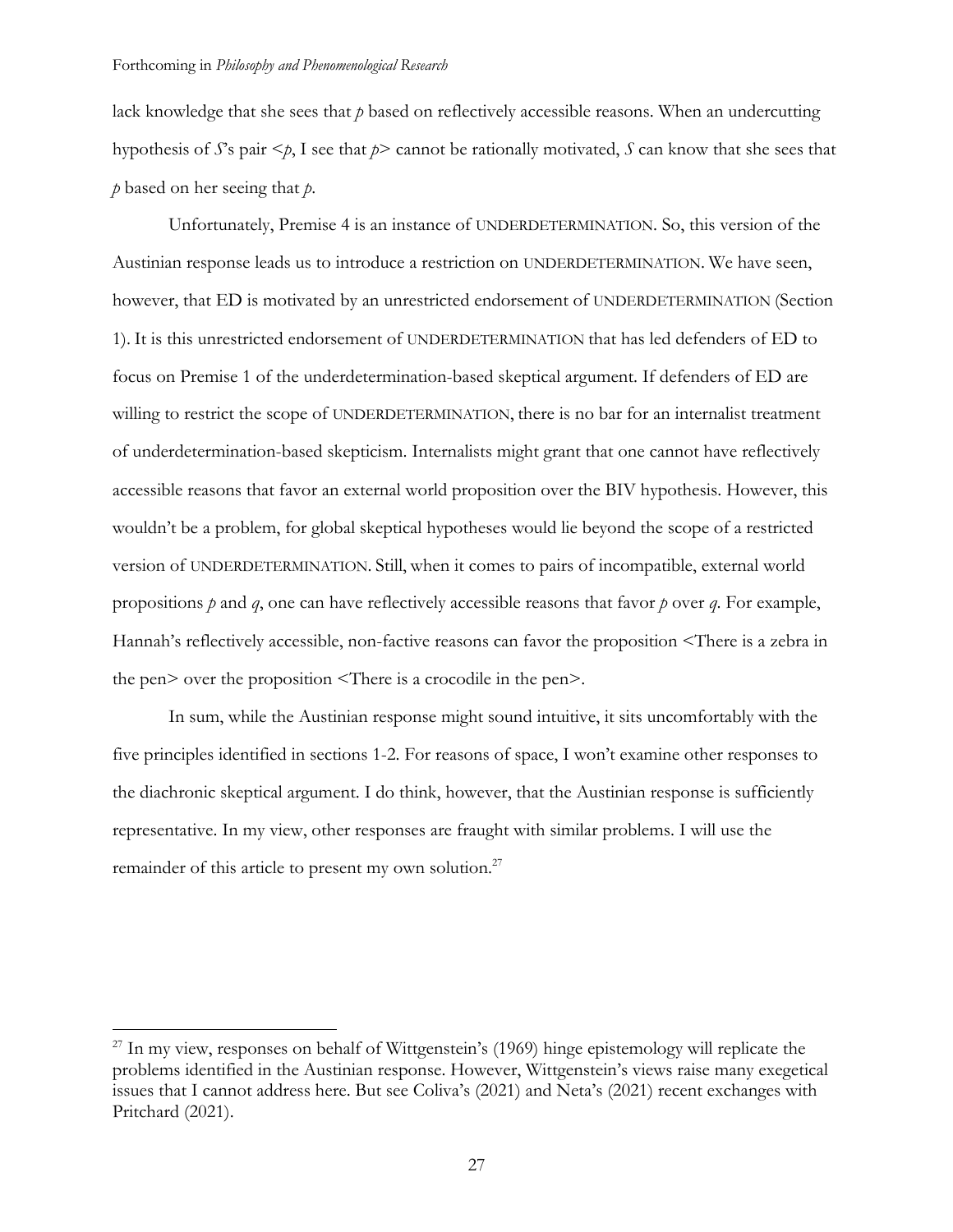lack knowledge that she sees that *p* based on reflectively accessible reasons. When an undercutting hypothesis of *S*'s pair <*p*, I see that *p*> cannot be rationally motivated, *S* can know that she sees that *p* based on her seeing that *p*.

Unfortunately, Premise 4 is an instance of UNDERDETERMINATION. So, this version of the Austinian response leads us to introduce a restriction on UNDERDETERMINATION. We have seen, however, that ED is motivated by an unrestricted endorsement of UNDERDETERMINATION (Section 1). It is this unrestricted endorsement of UNDERDETERMINATION that has led defenders of ED to focus on Premise 1 of the underdetermination-based skeptical argument. If defenders of ED are willing to restrict the scope of UNDERDETERMINATION, there is no bar for an internalist treatment of underdetermination-based skepticism. Internalists might grant that one cannot have reflectively accessible reasons that favor an external world proposition over the BIV hypothesis. However, this wouldn't be a problem, for global skeptical hypotheses would lie beyond the scope of a restricted version of UNDERDETERMINATION. Still, when it comes to pairs of incompatible, external world propositions *p* and *q*, one can have reflectively accessible reasons that favor *p* over *q*. For example, Hannah's reflectively accessible, non-factive reasons can favor the proposition <There is a zebra in the pen> over the proposition <There is a crocodile in the pen>.

In sum, while the Austinian response might sound intuitive, it sits uncomfortably with the five principles identified in sections 1-2. For reasons of space, I won't examine other responses to the diachronic skeptical argument. I do think, however, that the Austinian response is sufficiently representative. In my view, other responses are fraught with similar problems. I will use the remainder of this article to present my own solution.[27]

---

[27] In my view, responses on behalf of Wittgenstein's (1969) hinge epistemology will replicate the problems identified in the Austinian response. However, Wittgenstein's views raise many exegetical issues that I cannot address here. But see Coliva's (2021) and Neta's (2021) recent exchanges with Pritchard (2021).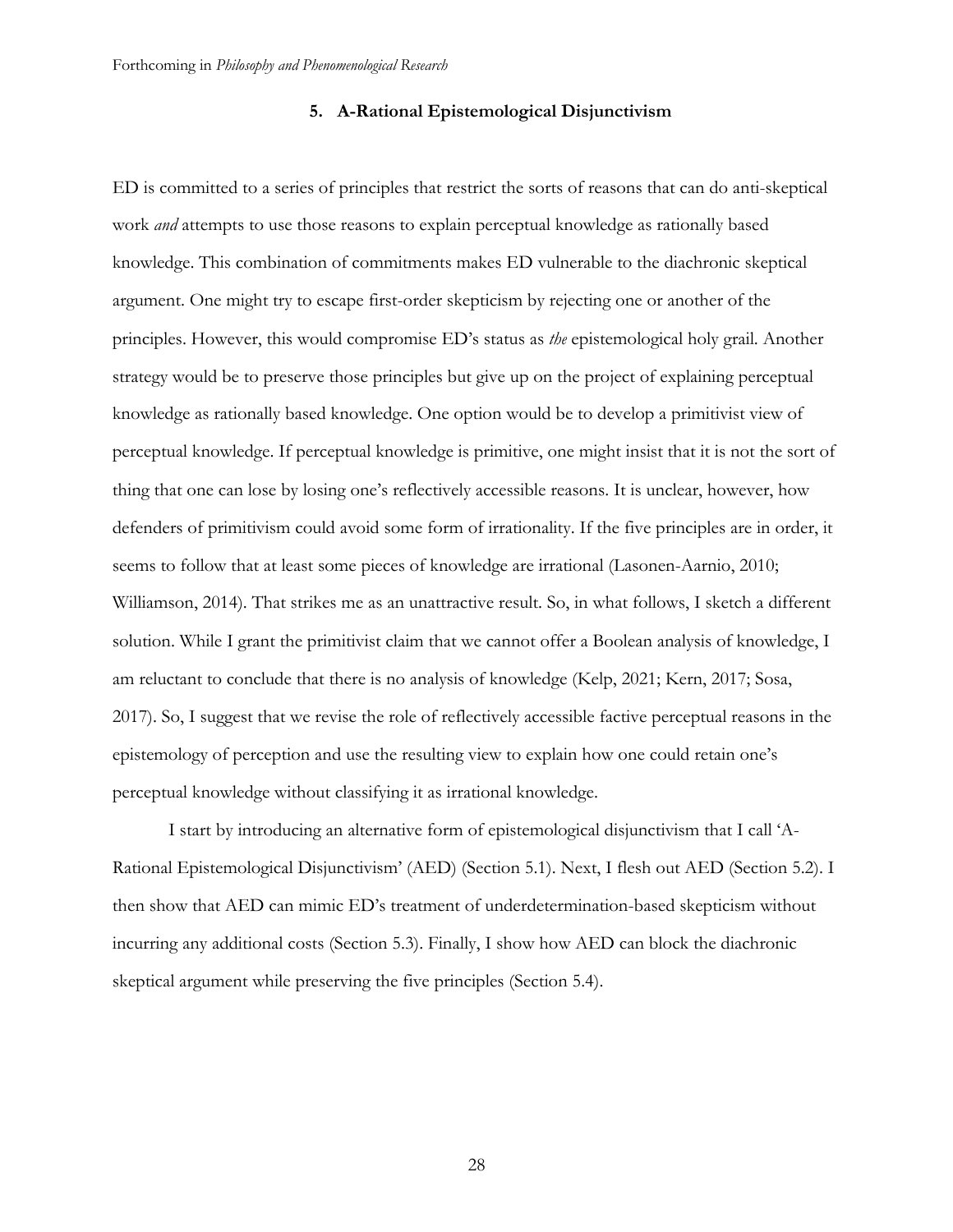## 5. A-Rational Epistemological Disjunctivism

ED is committed to a series of principles that restrict the sorts of reasons that can do anti-skeptical work *and* attempts to use those reasons to explain perceptual knowledge as rationally based knowledge. This combination of commitments makes ED vulnerable to the diachronic skeptical argument. One might try to escape first-order skepticism by rejecting one or another of the principles. However, this would compromise ED's status as *the* epistemological holy grail. Another strategy would be to preserve those principles but give up on the project of explaining perceptual knowledge as rationally based knowledge. One option would be to develop a primitivist view of perceptual knowledge. If perceptual knowledge is primitive, one might insist that it is not the sort of thing that one can lose by losing one's reflectively accessible reasons. It is unclear, however, how defenders of primitivism could avoid some form of irrationality. If the five principles are in order, it seems to follow that at least some pieces of knowledge are irrational (Lasonen-Aarnio, 2010; Williamson, 2014). That strikes me as an unattractive result. So, in what follows, I sketch a different solution. While I grant the primitivist claim that we cannot offer a Boolean analysis of knowledge, I am reluctant to conclude that there is no analysis of knowledge (Kelp, 2021; Kern, 2017; Sosa, 2017). So, I suggest that we revise the role of reflectively accessible factive perceptual reasons in the epistemology of perception and use the resulting view to explain how one could retain one's perceptual knowledge without classifying it as irrational knowledge.

I start by introducing an alternative form of epistemological disjunctivism that I call 'A-Rational Epistemological Disjunctivism' (AED) (Section 5.1). Next, I flesh out AED (Section 5.2). I then show that AED can mimic ED's treatment of underdetermination-based skepticism without incurring any additional costs (Section 5.3). Finally, I show how AED can block the diachronic skeptical argument while preserving the five principles (Section 5.4).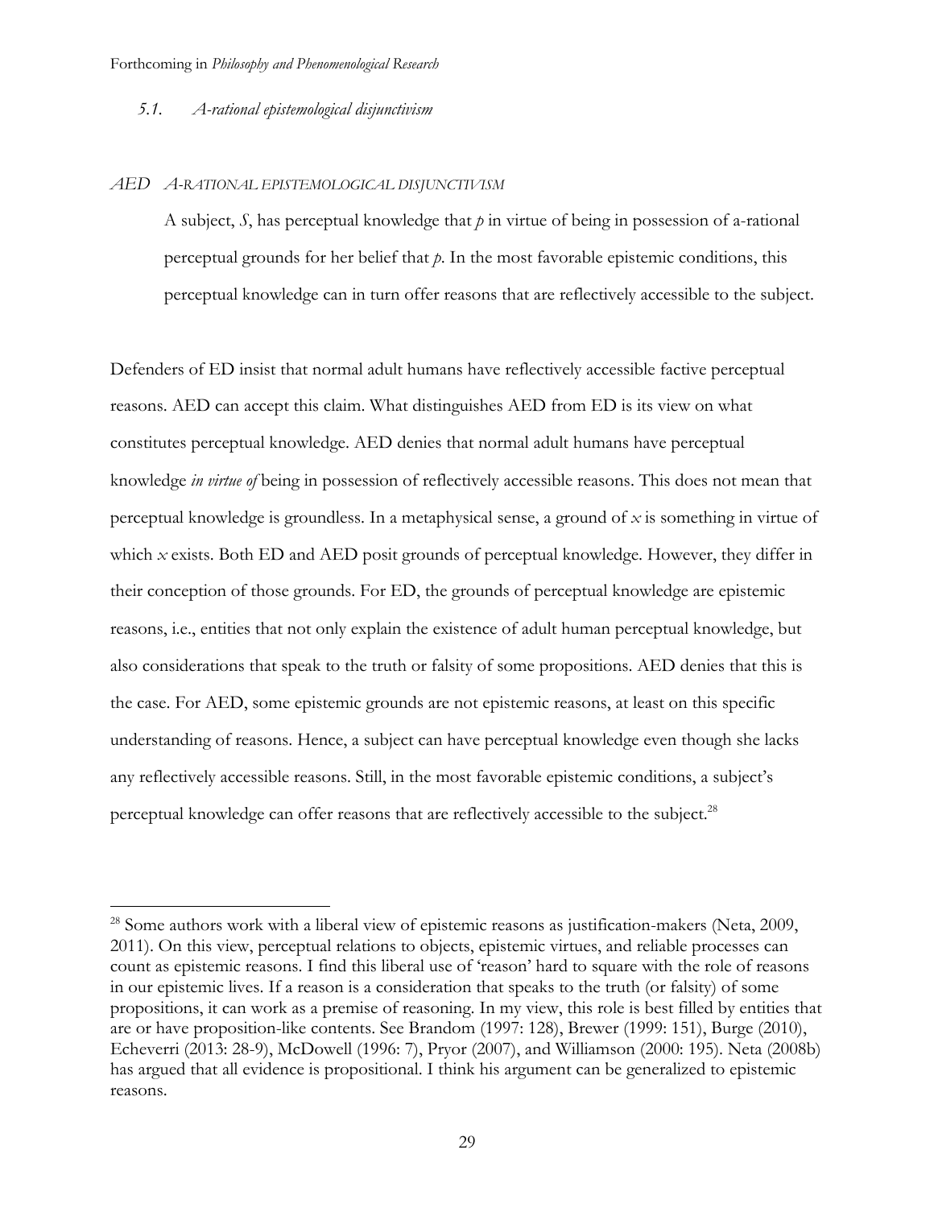### *5.1. A-rational epistemological disjunctivism*

*AED A-RATIONAL EPISTEMOLOGICAL DISJUNCTIVISM*

> A subject, *S*, has perceptual knowledge that *p* in virtue of being in possession of a-rational perceptual grounds for her belief that *p*. In the most favorable epistemic conditions, this perceptual knowledge can in turn offer reasons that are reflectively accessible to the subject.

Defenders of ED insist that normal adult humans have reflectively accessible factive perceptual reasons. AED can accept this claim. What distinguishes AED from ED is its view on what constitutes perceptual knowledge. AED denies that normal adult humans have perceptual knowledge *in virtue of* being in possession of reflectively accessible reasons. This does not mean that perceptual knowledge is groundless. In a metaphysical sense, a ground of *x* is something in virtue of which *x* exists. Both ED and AED posit grounds of perceptual knowledge. However, they differ in their conception of those grounds. For ED, the grounds of perceptual knowledge are epistemic reasons, i.e., entities that not only explain the existence of adult human perceptual knowledge, but also considerations that speak to the truth or falsity of some propositions. AED denies that this is the case. For AED, some epistemic grounds are not epistemic reasons, at least on this specific understanding of reasons. Hence, a subject can have perceptual knowledge even though she lacks any reflectively accessible reasons. Still, in the most favorable epistemic conditions, a subject's perceptual knowledge can offer reasons that are reflectively accessible to the subject.[28]

[28] Some authors work with a liberal view of epistemic reasons as justification-makers (Neta, 2009, 2011). On this view, perceptual relations to objects, epistemic virtues, and reliable processes can count as epistemic reasons. I find this liberal use of 'reason' hard to square with the role of reasons in our epistemic lives. If a reason is a consideration that speaks to the truth (or falsity) of some propositions, it can work as a premise of reasoning. In my view, this role is best filled by entities that are or have proposition-like contents. See Brandom (1997: 128), Brewer (1999: 151), Burge (2010), Echeverri (2013: 28-9), McDowell (1996: 7), Pryor (2007), and Williamson (2000: 195). Neta (2008b) has argued that all evidence is propositional. I think his argument can be generalized to epistemic reasons.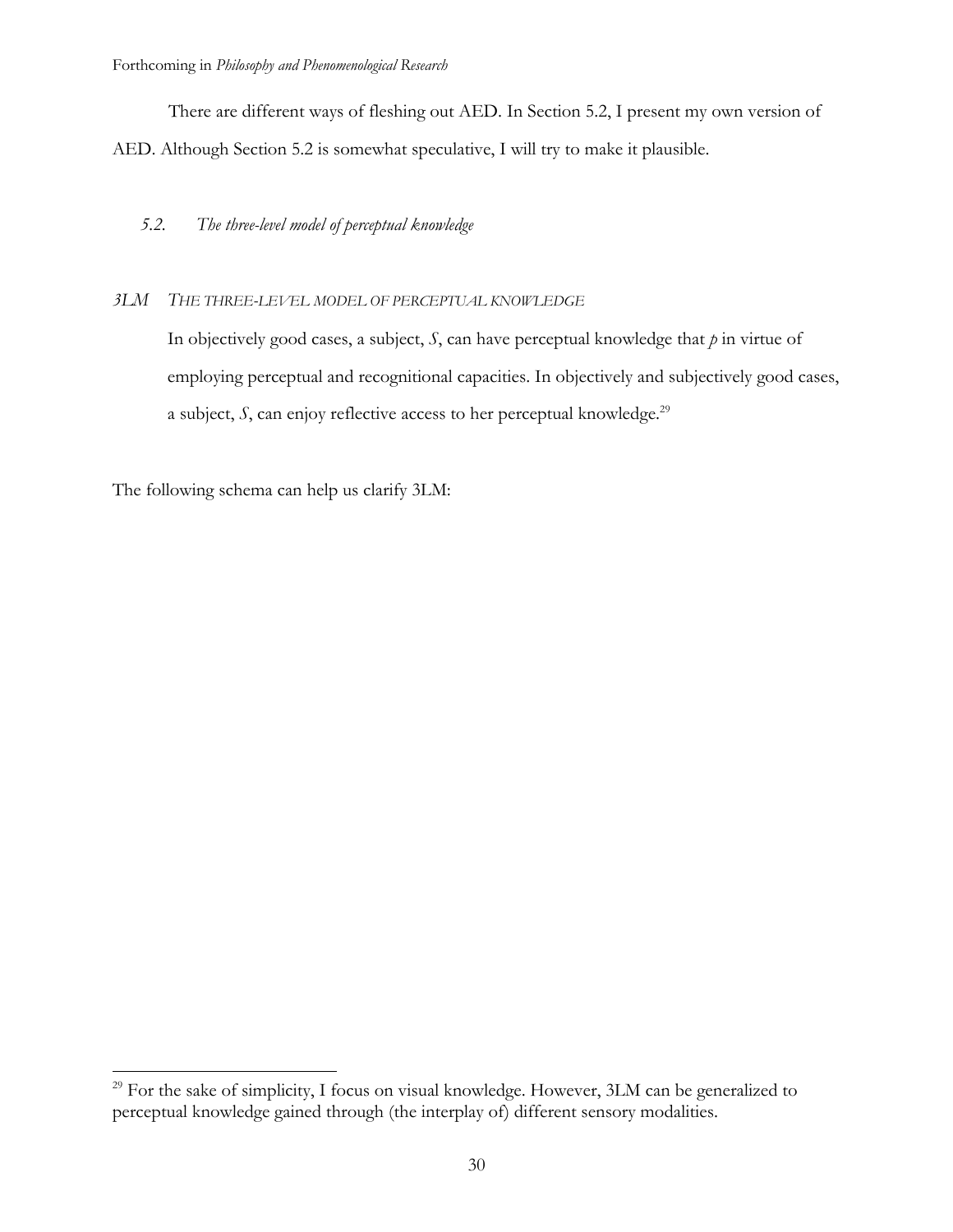There are different ways of fleshing out AED. In Section 5.2, I present my own version of AED. Although Section 5.2 is somewhat speculative, I will try to make it plausible.

### *5.2. The three-level model of perceptual knowledge*

*3LM* THE THREE-LEVEL MODEL OF PERCEPTUAL KNOWLEDGE

> In objectively good cases, a subject, *S*, can have perceptual knowledge that *p* in virtue of employing perceptual and recognitional capacities. In objectively and subjectively good cases, a subject, *S*, can enjoy reflective access to her perceptual knowledge.[29]

The following schema can help us clarify 3LM:

[29] For the sake of simplicity, I focus on visual knowledge. However, 3LM can be generalized to perceptual knowledge gained through (the interplay of) different sensory modalities.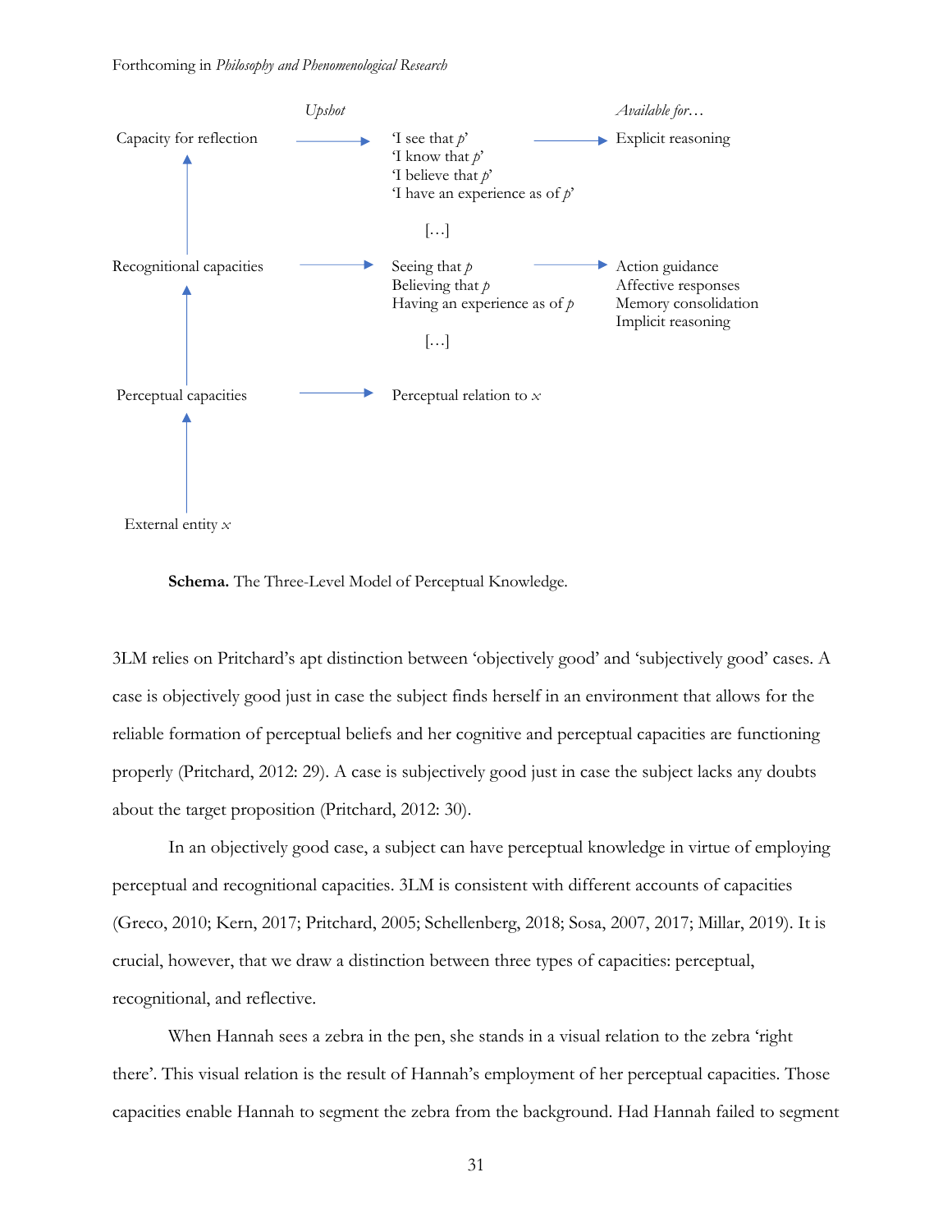| | *Upshot* | *Available for…* |
|---|---|---|
| Capacity for reflection | 'I see that *p*'<br>'I know that *p*'<br>'I believe that *p*'<br>'I have an experience as of *p*'<br>[…] | Explicit reasoning |
| Recognitional capacities | Seeing that *p*<br>Believing that *p*<br>Having an experience as of *p*<br>[…] | Action guidance<br>Affective responses<br>Memory consolidation<br>Implicit reasoning |
| Perceptual capacities | Perceptual relation to *x* | |
| External entity *x* | | |

**Schema.** The Three-Level Model of Perceptual Knowledge.

3LM relies on Pritchard's apt distinction between 'objectively good' and 'subjectively good' cases. A case is objectively good just in case the subject finds herself in an environment that allows for the reliable formation of perceptual beliefs and her cognitive and perceptual capacities are functioning properly (Pritchard, 2012: 29). A case is subjectively good just in case the subject lacks any doubts about the target proposition (Pritchard, 2012: 30).

In an objectively good case, a subject can have perceptual knowledge in virtue of employing perceptual and recognitional capacities. 3LM is consistent with different accounts of capacities (Greco, 2010; Kern, 2017; Pritchard, 2005; Schellenberg, 2018; Sosa, 2007, 2017; Millar, 2019). It is crucial, however, that we draw a distinction between three types of capacities: perceptual, recognitional, and reflective.

When Hannah sees a zebra in the pen, she stands in a visual relation to the zebra 'right there'. This visual relation is the result of Hannah's employment of her perceptual capacities. Those capacities enable Hannah to segment the zebra from the background. Had Hannah failed to segment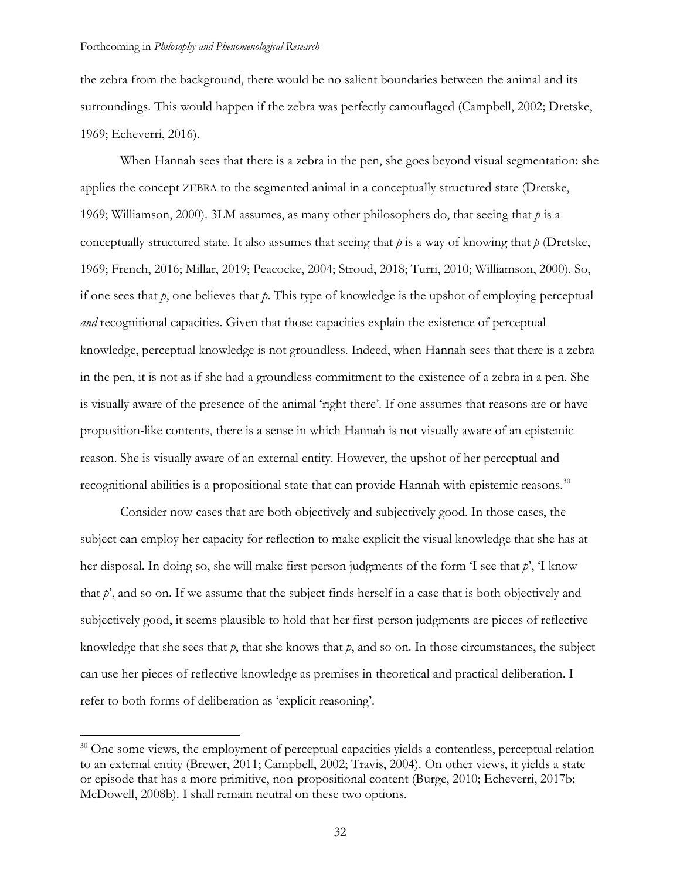the zebra from the background, there would be no salient boundaries between the animal and its surroundings. This would happen if the zebra was perfectly camouflaged (Campbell, 2002; Dretske, 1969; Echeverri, 2016).

When Hannah sees that there is a zebra in the pen, she goes beyond visual segmentation: she applies the concept ZEBRA to the segmented animal in a conceptually structured state (Dretske, 1969; Williamson, 2000). 3LM assumes, as many other philosophers do, that seeing that *p* is a conceptually structured state. It also assumes that seeing that *p* is a way of knowing that *p* (Dretske, 1969; French, 2016; Millar, 2019; Peacocke, 2004; Stroud, 2018; Turri, 2010; Williamson, 2000). So, if one sees that *p*, one believes that *p*. This type of knowledge is the upshot of employing perceptual *and* recognitional capacities. Given that those capacities explain the existence of perceptual knowledge, perceptual knowledge is not groundless. Indeed, when Hannah sees that there is a zebra in the pen, it is not as if she had a groundless commitment to the existence of a zebra in a pen. She is visually aware of the presence of the animal 'right there'. If one assumes that reasons are or have proposition-like contents, there is a sense in which Hannah is not visually aware of an epistemic reason. She is visually aware of an external entity. However, the upshot of her perceptual and recognitional abilities is a propositional state that can provide Hannah with epistemic reasons.[30]

Consider now cases that are both objectively and subjectively good. In those cases, the subject can employ her capacity for reflection to make explicit the visual knowledge that she has at her disposal. In doing so, she will make first-person judgments of the form 'I see that *p*', 'I know that *p*', and so on. If we assume that the subject finds herself in a case that is both objectively and subjectively good, it seems plausible to hold that her first-person judgments are pieces of reflective knowledge that she sees that *p*, that she knows that *p*, and so on. In those circumstances, the subject can use her pieces of reflective knowledge as premises in theoretical and practical deliberation. I refer to both forms of deliberation as 'explicit reasoning'.

[30] One some views, the employment of perceptual capacities yields a contentless, perceptual relation to an external entity (Brewer, 2011; Campbell, 2002; Travis, 2004). On other views, it yields a state or episode that has a more primitive, non-propositional content (Burge, 2010; Echeverri, 2017b; McDowell, 2008b). I shall remain neutral on these two options.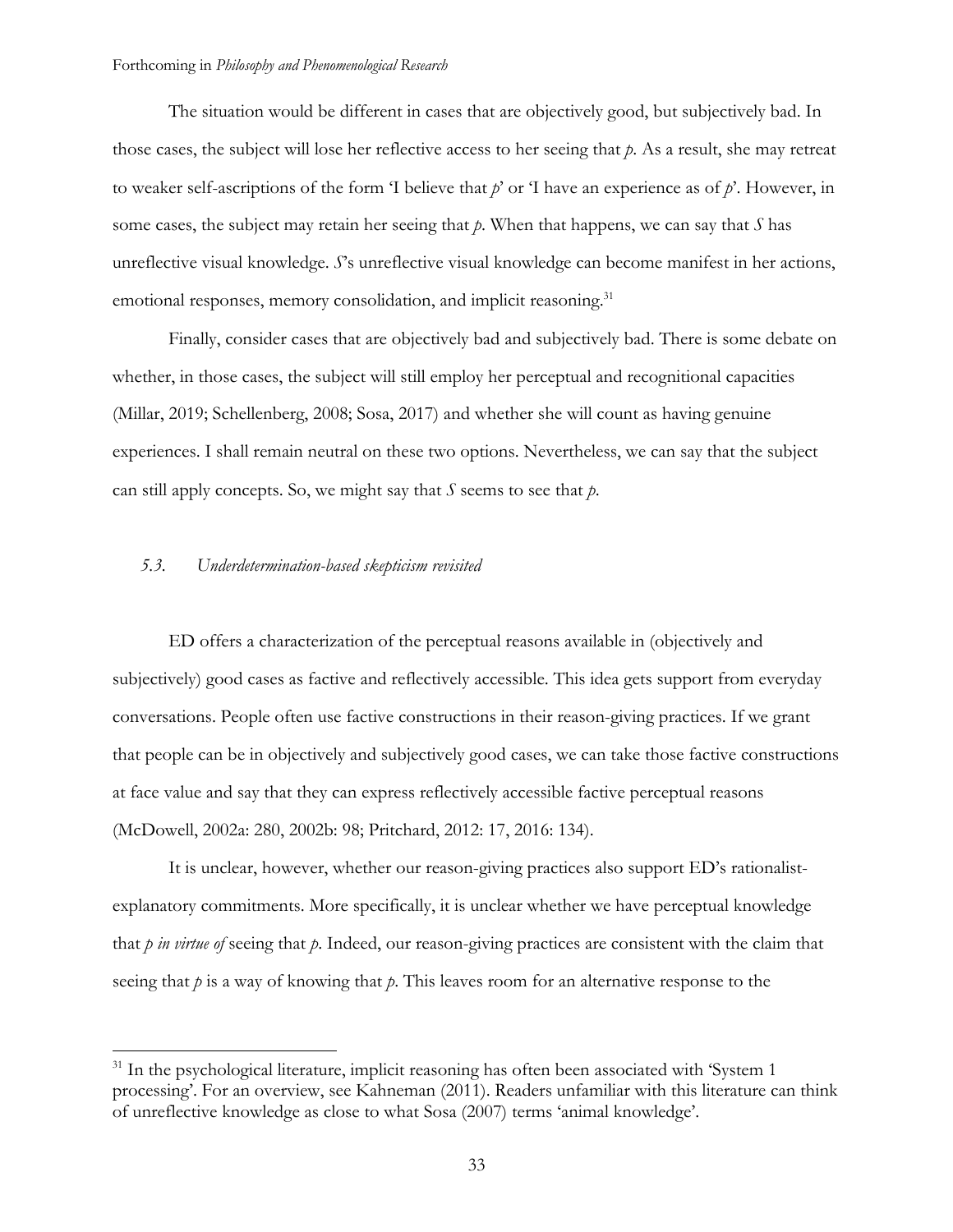The situation would be different in cases that are objectively good, but subjectively bad. In those cases, the subject will lose her reflective access to her seeing that *p*. As a result, she may retreat to weaker self-ascriptions of the form 'I believe that *p*' or 'I have an experience as of *p*'. However, in some cases, the subject may retain her seeing that *p*. When that happens, we can say that *S* has unreflective visual knowledge. *S*'s unreflective visual knowledge can become manifest in her actions, emotional responses, memory consolidation, and implicit reasoning.[31]

Finally, consider cases that are objectively bad and subjectively bad. There is some debate on whether, in those cases, the subject will still employ her perceptual and recognitional capacities (Millar, 2019; Schellenberg, 2008; Sosa, 2017) and whether she will count as having genuine experiences. I shall remain neutral on these two options. Nevertheless, we can say that the subject can still apply concepts. So, we might say that *S* seems to see that *p*.

### *5.3. Underdetermination-based skepticism revisited*

ED offers a characterization of the perceptual reasons available in (objectively and subjectively) good cases as factive and reflectively accessible. This idea gets support from everyday conversations. People often use factive constructions in their reason-giving practices. If we grant that people can be in objectively and subjectively good cases, we can take those factive constructions at face value and say that they can express reflectively accessible factive perceptual reasons (McDowell, 2002a: 280, 2002b: 98; Pritchard, 2012: 17, 2016: 134).

It is unclear, however, whether our reason-giving practices also support ED's rationalist-explanatory commitments. More specifically, it is unclear whether we have perceptual knowledge that *p in virtue of* seeing that *p*. Indeed, our reason-giving practices are consistent with the claim that seeing that *p* is a way of knowing that *p*. This leaves room for an alternative response to the

---

[31] In the psychological literature, implicit reasoning has often been associated with 'System 1 processing'. For an overview, see Kahneman (2011). Readers unfamiliar with this literature can think of unreflective knowledge as close to what Sosa (2007) terms 'animal knowledge'.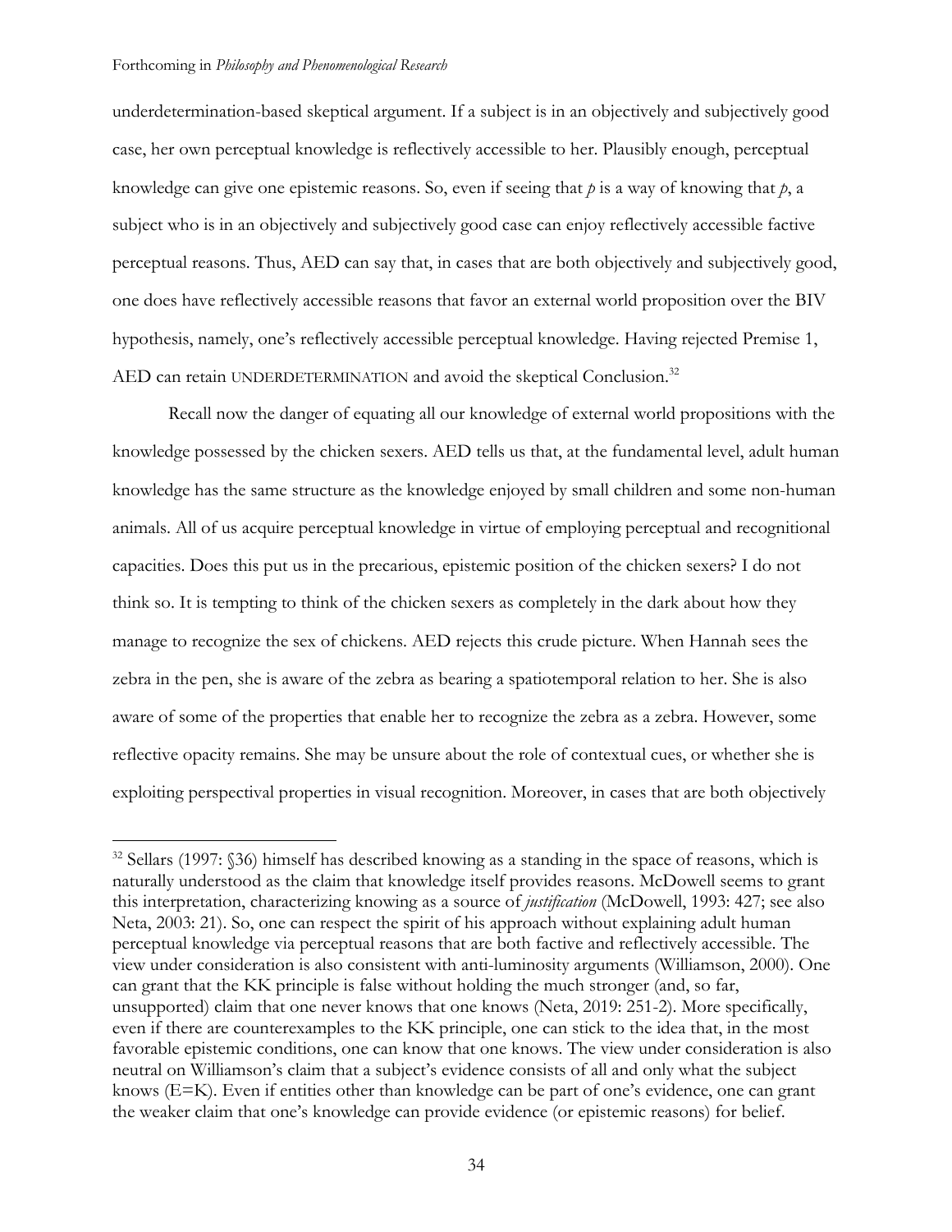underdetermination-based skeptical argument. If a subject is in an objectively and subjectively good case, her own perceptual knowledge is reflectively accessible to her. Plausibly enough, perceptual knowledge can give one epistemic reasons. So, even if seeing that *p* is a way of knowing that *p*, a subject who is in an objectively and subjectively good case can enjoy reflectively accessible factive perceptual reasons. Thus, AED can say that, in cases that are both objectively and subjectively good, one does have reflectively accessible reasons that favor an external world proposition over the BIV hypothesis, namely, one's reflectively accessible perceptual knowledge. Having rejected Premise 1, AED can retain UNDERDETERMINATION and avoid the skeptical Conclusion.[32]

Recall now the danger of equating all our knowledge of external world propositions with the knowledge possessed by the chicken sexers. AED tells us that, at the fundamental level, adult human knowledge has the same structure as the knowledge enjoyed by small children and some non-human animals. All of us acquire perceptual knowledge in virtue of employing perceptual and recognitional capacities. Does this put us in the precarious, epistemic position of the chicken sexers? I do not think so. It is tempting to think of the chicken sexers as completely in the dark about how they manage to recognize the sex of chickens. AED rejects this crude picture. When Hannah sees the zebra in the pen, she is aware of the zebra as bearing a spatiotemporal relation to her. She is also aware of some of the properties that enable her to recognize the zebra as a zebra. However, some reflective opacity remains. She may be unsure about the role of contextual cues, or whether she is exploiting perspectival properties in visual recognition. Moreover, in cases that are both objectively

---

[32] Sellars (1997: §36) himself has described knowing as a standing in the space of reasons, which is naturally understood as the claim that knowledge itself provides reasons. McDowell seems to grant this interpretation, characterizing knowing as a source of *justification* (McDowell, 1993: 427; see also Neta, 2003: 21). So, one can respect the spirit of his approach without explaining adult human perceptual knowledge via perceptual reasons that are both factive and reflectively accessible. The view under consideration is also consistent with anti-luminosity arguments (Williamson, 2000). One can grant that the KK principle is false without holding the much stronger (and, so far, unsupported) claim that one never knows that one knows (Neta, 2019: 251-2). More specifically, even if there are counterexamples to the KK principle, one can stick to the idea that, in the most favorable epistemic conditions, one can know that one knows. The view under consideration is also neutral on Williamson's claim that a subject's evidence consists of all and only what the subject knows (E=K). Even if entities other than knowledge can be part of one's evidence, one can grant the weaker claim that one's knowledge can provide evidence (or epistemic reasons) for belief.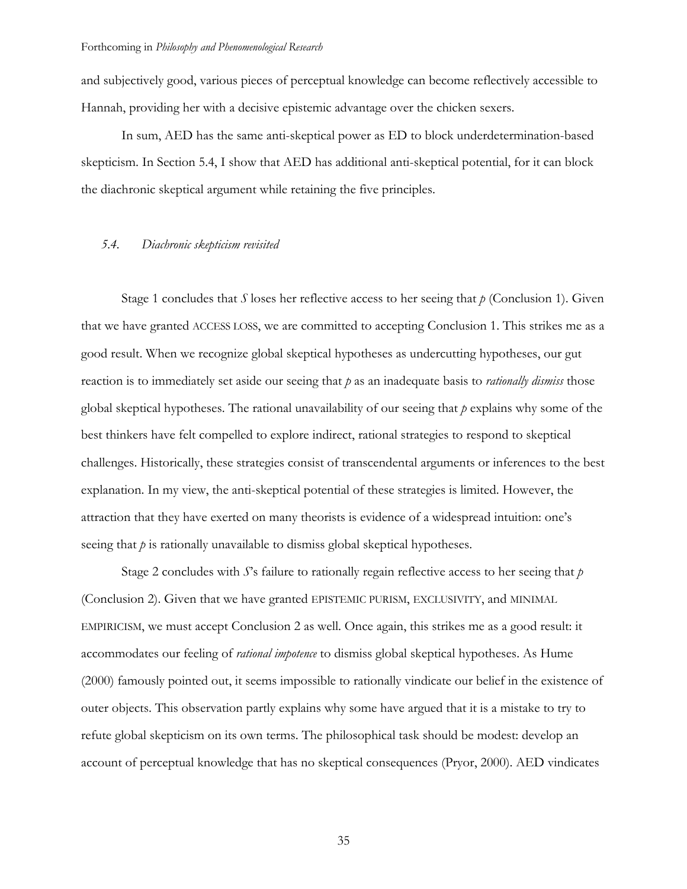and subjectively good, various pieces of perceptual knowledge can become reflectively accessible to Hannah, providing her with a decisive epistemic advantage over the chicken sexers.

In sum, AED has the same anti-skeptical power as ED to block underdetermination-based skepticism. In Section 5.4, I show that AED has additional anti-skeptical potential, for it can block the diachronic skeptical argument while retaining the five principles.

### *5.4. Diachronic skepticism revisited*

Stage 1 concludes that *S* loses her reflective access to her seeing that *p* (Conclusion 1). Given that we have granted ACCESS LOSS, we are committed to accepting Conclusion 1. This strikes me as a good result. When we recognize global skeptical hypotheses as undercutting hypotheses, our gut reaction is to immediately set aside our seeing that *p* as an inadequate basis to *rationally dismiss* those global skeptical hypotheses. The rational unavailability of our seeing that *p* explains why some of the best thinkers have felt compelled to explore indirect, rational strategies to respond to skeptical challenges. Historically, these strategies consist of transcendental arguments or inferences to the best explanation. In my view, the anti-skeptical potential of these strategies is limited. However, the attraction that they have exerted on many theorists is evidence of a widespread intuition: one's seeing that *p* is rationally unavailable to dismiss global skeptical hypotheses.

Stage 2 concludes with *S*'s failure to rationally regain reflective access to her seeing that *p* (Conclusion 2). Given that we have granted EPISTEMIC PURISM, EXCLUSIVITY, and MINIMAL EMPIRICISM, we must accept Conclusion 2 as well. Once again, this strikes me as a good result: it accommodates our feeling of *rational impotence* to dismiss global skeptical hypotheses. As Hume (2000) famously pointed out, it seems impossible to rationally vindicate our belief in the existence of outer objects. This observation partly explains why some have argued that it is a mistake to try to refute global skepticism on its own terms. The philosophical task should be modest: develop an account of perceptual knowledge that has no skeptical consequences (Pryor, 2000). AED vindicates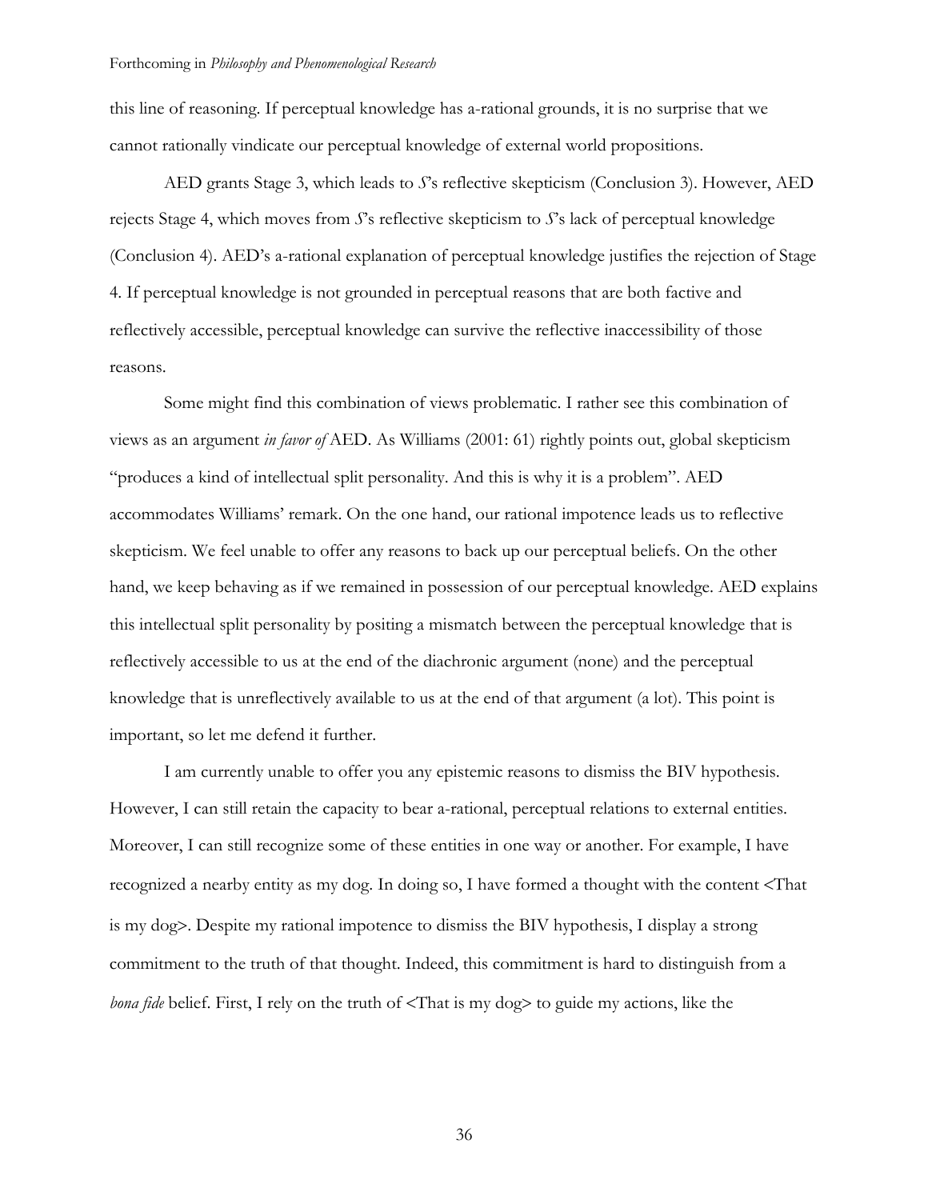this line of reasoning. If perceptual knowledge has a-rational grounds, it is no surprise that we cannot rationally vindicate our perceptual knowledge of external world propositions.

AED grants Stage 3, which leads to *S*'s reflective skepticism (Conclusion 3). However, AED rejects Stage 4, which moves from *S*'s reflective skepticism to *S*'s lack of perceptual knowledge (Conclusion 4). AED's a-rational explanation of perceptual knowledge justifies the rejection of Stage 4. If perceptual knowledge is not grounded in perceptual reasons that are both factive and reflectively accessible, perceptual knowledge can survive the reflective inaccessibility of those reasons.

Some might find this combination of views problematic. I rather see this combination of views as an argument *in favor of* AED. As Williams (2001: 61) rightly points out, global skepticism "produces a kind of intellectual split personality. And this is why it is a problem". AED accommodates Williams' remark. On the one hand, our rational impotence leads us to reflective skepticism. We feel unable to offer any reasons to back up our perceptual beliefs. On the other hand, we keep behaving as if we remained in possession of our perceptual knowledge. AED explains this intellectual split personality by positing a mismatch between the perceptual knowledge that is reflectively accessible to us at the end of the diachronic argument (none) and the perceptual knowledge that is unreflectively available to us at the end of that argument (a lot). This point is important, so let me defend it further.

I am currently unable to offer you any epistemic reasons to dismiss the BIV hypothesis. However, I can still retain the capacity to bear a-rational, perceptual relations to external entities. Moreover, I can still recognize some of these entities in one way or another. For example, I have recognized a nearby entity as my dog. In doing so, I have formed a thought with the content <That is my dog>. Despite my rational impotence to dismiss the BIV hypothesis, I display a strong commitment to the truth of that thought. Indeed, this commitment is hard to distinguish from a *bona fide* belief. First, I rely on the truth of <That is my dog> to guide my actions, like the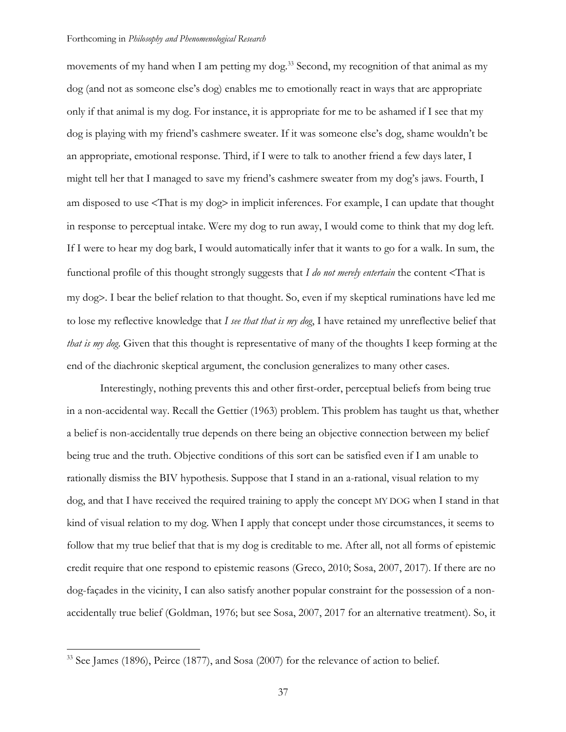movements of my hand when I am petting my dog.[33] Second, my recognition of that animal as my dog (and not as someone else's dog) enables me to emotionally react in ways that are appropriate only if that animal is my dog. For instance, it is appropriate for me to be ashamed if I see that my dog is playing with my friend's cashmere sweater. If it was someone else's dog, shame wouldn't be an appropriate, emotional response. Third, if I were to talk to another friend a few days later, I might tell her that I managed to save my friend's cashmere sweater from my dog's jaws. Fourth, I am disposed to use <That is my dog> in implicit inferences. For example, I can update that thought in response to perceptual intake. Were my dog to run away, I would come to think that my dog left. If I were to hear my dog bark, I would automatically infer that it wants to go for a walk. In sum, the functional profile of this thought strongly suggests that *I do not merely entertain* the content <That is my dog>. I bear the belief relation to that thought. So, even if my skeptical ruminations have led me to lose my reflective knowledge that *I see that that is my dog*, I have retained my unreflective belief that *that is my dog*. Given that this thought is representative of many of the thoughts I keep forming at the end of the diachronic skeptical argument, the conclusion generalizes to many other cases.

Interestingly, nothing prevents this and other first-order, perceptual beliefs from being true in a non-accidental way. Recall the Gettier (1963) problem. This problem has taught us that, whether a belief is non-accidentally true depends on there being an objective connection between my belief being true and the truth. Objective conditions of this sort can be satisfied even if I am unable to rationally dismiss the BIV hypothesis. Suppose that I stand in an a-rational, visual relation to my dog, and that I have received the required training to apply the concept MY DOG when I stand in that kind of visual relation to my dog. When I apply that concept under those circumstances, it seems to follow that my true belief that that is my dog is creditable to me. After all, not all forms of epistemic credit require that one respond to epistemic reasons (Greco, 2010; Sosa, 2007, 2017). If there are no dog-façades in the vicinity, I can also satisfy another popular constraint for the possession of a non-accidentally true belief (Goldman, 1976; but see Sosa, 2007, 2017 for an alternative treatment). So, it

[33] See James (1896), Peirce (1877), and Sosa (2007) for the relevance of action to belief.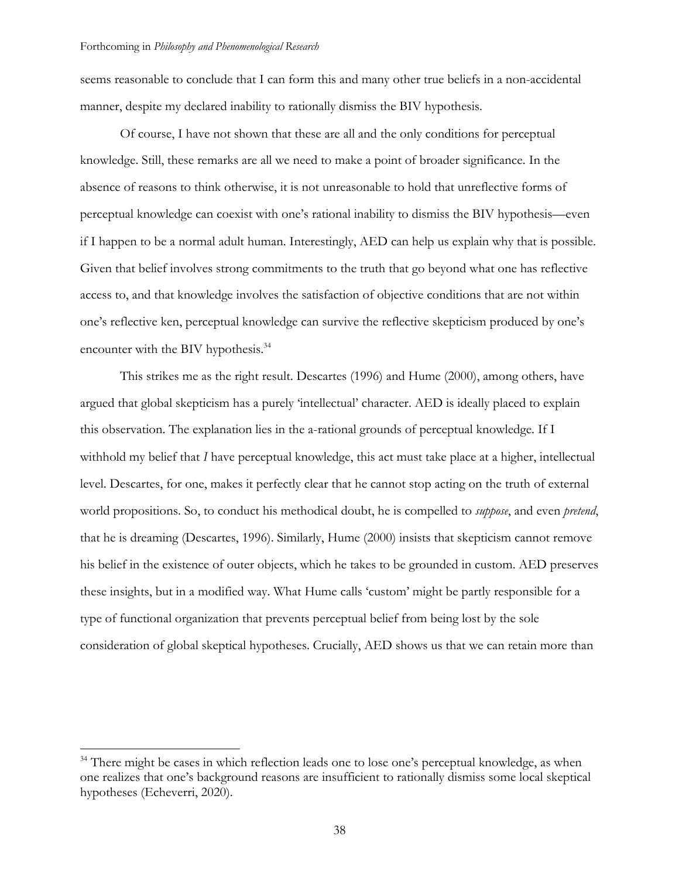seems reasonable to conclude that I can form this and many other true beliefs in a non-accidental manner, despite my declared inability to rationally dismiss the BIV hypothesis.

Of course, I have not shown that these are all and the only conditions for perceptual knowledge. Still, these remarks are all we need to make a point of broader significance. In the absence of reasons to think otherwise, it is not unreasonable to hold that unreflective forms of perceptual knowledge can coexist with one's rational inability to dismiss the BIV hypothesis—even if I happen to be a normal adult human. Interestingly, AED can help us explain why that is possible. Given that belief involves strong commitments to the truth that go beyond what one has reflective access to, and that knowledge involves the satisfaction of objective conditions that are not within one's reflective ken, perceptual knowledge can survive the reflective skepticism produced by one's encounter with the BIV hypothesis.[34]

This strikes me as the right result. Descartes (1996) and Hume (2000), among others, have argued that global skepticism has a purely 'intellectual' character. AED is ideally placed to explain this observation. The explanation lies in the a-rational grounds of perceptual knowledge. If I withhold my belief that *I* have perceptual knowledge, this act must take place at a higher, intellectual level. Descartes, for one, makes it perfectly clear that he cannot stop acting on the truth of external world propositions. So, to conduct his methodical doubt, he is compelled to *suppose*, and even *pretend*, that he is dreaming (Descartes, 1996). Similarly, Hume (2000) insists that skepticism cannot remove his belief in the existence of outer objects, which he takes to be grounded in custom. AED preserves these insights, but in a modified way. What Hume calls 'custom' might be partly responsible for a type of functional organization that prevents perceptual belief from being lost by the sole consideration of global skeptical hypotheses. Crucially, AED shows us that we can retain more than

[34] There might be cases in which reflection leads one to lose one's perceptual knowledge, as when one realizes that one's background reasons are insufficient to rationally dismiss some local skeptical hypotheses (Echeverri, 2020).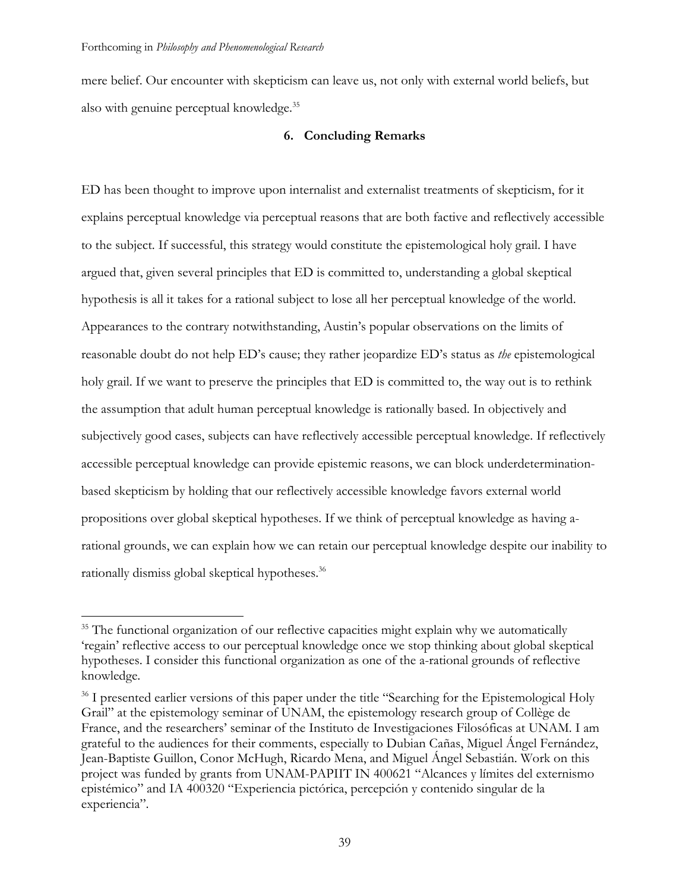mere belief. Our encounter with skepticism can leave us, not only with external world beliefs, but also with genuine perceptual knowledge.[35]

## 6. Concluding Remarks

ED has been thought to improve upon internalist and externalist treatments of skepticism, for it explains perceptual knowledge via perceptual reasons that are both factive and reflectively accessible to the subject. If successful, this strategy would constitute the epistemological holy grail. I have argued that, given several principles that ED is committed to, understanding a global skeptical hypothesis is all it takes for a rational subject to lose all her perceptual knowledge of the world. Appearances to the contrary notwithstanding, Austin's popular observations on the limits of reasonable doubt do not help ED's cause; they rather jeopardize ED's status as *the* epistemological holy grail. If we want to preserve the principles that ED is committed to, the way out is to rethink the assumption that adult human perceptual knowledge is rationally based. In objectively and subjectively good cases, subjects can have reflectively accessible perceptual knowledge. If reflectively accessible perceptual knowledge can provide epistemic reasons, we can block underdetermination-based skepticism by holding that our reflectively accessible knowledge favors external world propositions over global skeptical hypotheses. If we think of perceptual knowledge as having a-rational grounds, we can explain how we can retain our perceptual knowledge despite our inability to rationally dismiss global skeptical hypotheses.[36]

---

[35] The functional organization of our reflective capacities might explain why we automatically 'regain' reflective access to our perceptual knowledge once we stop thinking about global skeptical hypotheses. I consider this functional organization as one of the a-rational grounds of reflective knowledge.

[36] I presented earlier versions of this paper under the title "Searching for the Epistemological Holy Grail" at the epistemology seminar of UNAM, the epistemology research group of Collège de France, and the researchers' seminar of the Instituto de Investigaciones Filosóficas at UNAM. I am grateful to the audiences for their comments, especially to Dubian Cañas, Miguel Ángel Fernández, Jean-Baptiste Guillon, Conor McHugh, Ricardo Mena, and Miguel Ángel Sebastián. Work on this project was funded by grants from UNAM-PAPIIT IN 400621 "Alcances y límites del externismo epistémico" and IA 400320 "Experiencia pictórica, percepción y contenido singular de la experiencia".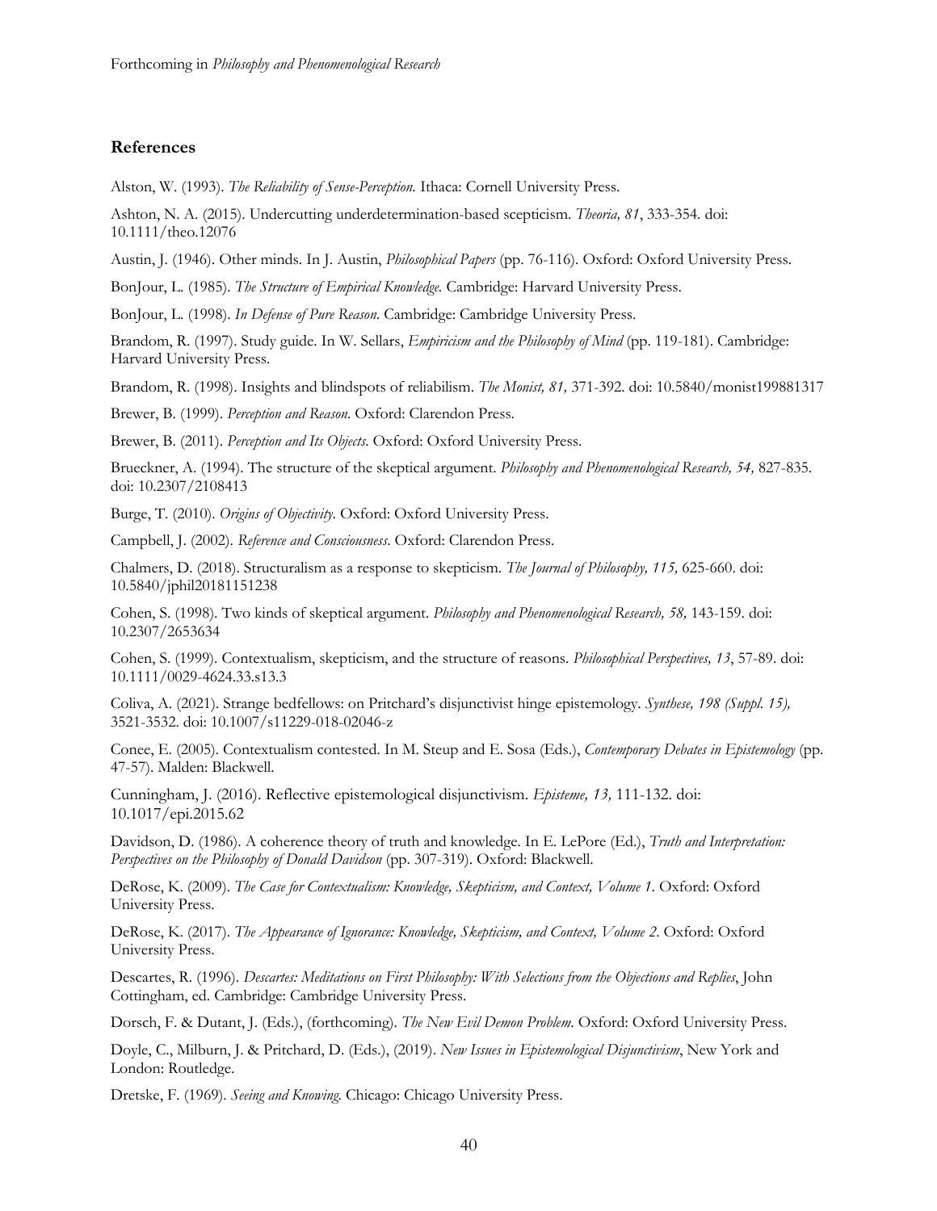## References

Alston, W. (1993). *The Reliability of Sense-Perception.* Ithaca: Cornell University Press.

Ashton, N. A. (2015). Undercutting underdetermination-based scepticism. *Theoria, 81*, 333-354. doi: 10.1111/theo.12076

Austin, J. (1946). Other minds. In J. Austin, *Philosophical Papers* (pp. 76-116). Oxford: Oxford University Press.

BonJour, L. (1985). *The Structure of Empirical Knowledge.* Cambridge: Harvard University Press.

BonJour, L. (1998). *In Defense of Pure Reason.* Cambridge: Cambridge University Press.

Brandom, R. (1997). Study guide. In W. Sellars, *Empiricism and the Philosophy of Mind* (pp. 119-181). Cambridge: Harvard University Press.

Brandom, R. (1998). Insights and blindspots of reliabilism. *The Monist, 81,* 371-392. doi: 10.5840/monist199881317

Brewer, B. (1999). *Perception and Reason*. Oxford: Clarendon Press.

Brewer, B. (2011). *Perception and Its Objects*. Oxford: Oxford University Press.

Brueckner, A. (1994). The structure of the skeptical argument. *Philosophy and Phenomenological Research, 54,* 827-835. doi: 10.2307/2108413

Burge, T. (2010). *Origins of Objectivity.* Oxford: Oxford University Press.

Campbell, J. (2002). *Reference and Consciousness.* Oxford: Clarendon Press.

Chalmers, D. (2018). Structuralism as a response to skepticism. *The Journal of Philosophy, 115,* 625-660. doi: 10.5840/jphil20181151238

Cohen, S. (1998). Two kinds of skeptical argument. *Philosophy and Phenomenological Research, 58,* 143-159. doi: 10.2307/2653634

Cohen, S. (1999). Contextualism, skepticism, and the structure of reasons. *Philosophical Perspectives, 13*, 57-89. doi: 10.1111/0029-4624.33.s13.3

Coliva, A. (2021). Strange bedfellows: on Pritchard's disjunctivist hinge epistemology. *Synthese, 198 (Suppl. 15),* 3521-3532. doi: 10.1007/s11229-018-02046-z

Conee, E. (2005). Contextualism contested. In M. Steup and E. Sosa (Eds.), *Contemporary Debates in Epistemology* (pp. 47-57). Malden: Blackwell.

Cunningham, J. (2016). Reflective epistemological disjunctivism. *Episteme, 13,* 111-132. doi: 10.1017/epi.2015.62

Davidson, D. (1986). A coherence theory of truth and knowledge. In E. LePore (Ed.), *Truth and Interpretation: Perspectives on the Philosophy of Donald Davidson* (pp. 307-319). Oxford: Blackwell.

DeRose, K. (2009). *The Case for Contextualism: Knowledge, Skepticism, and Context, Volume 1*. Oxford: Oxford University Press.

DeRose, K. (2017). *The Appearance of Ignorance: Knowledge, Skepticism, and Context, Volume 2*. Oxford: Oxford University Press.

Descartes, R. (1996). *Descartes: Meditations on First Philosophy: With Selections from the Objections and Replies*, John Cottingham, ed. Cambridge: Cambridge University Press.

Dorsch, F. & Dutant, J. (Eds.), (forthcoming). *The New Evil Demon Problem.* Oxford: Oxford University Press.

Doyle, C., Milburn, J. & Pritchard, D. (Eds.), (2019). *New Issues in Epistemological Disjunctivism*, New York and London: Routledge.

Dretske, F. (1969). *Seeing and Knowing.* Chicago: Chicago University Press.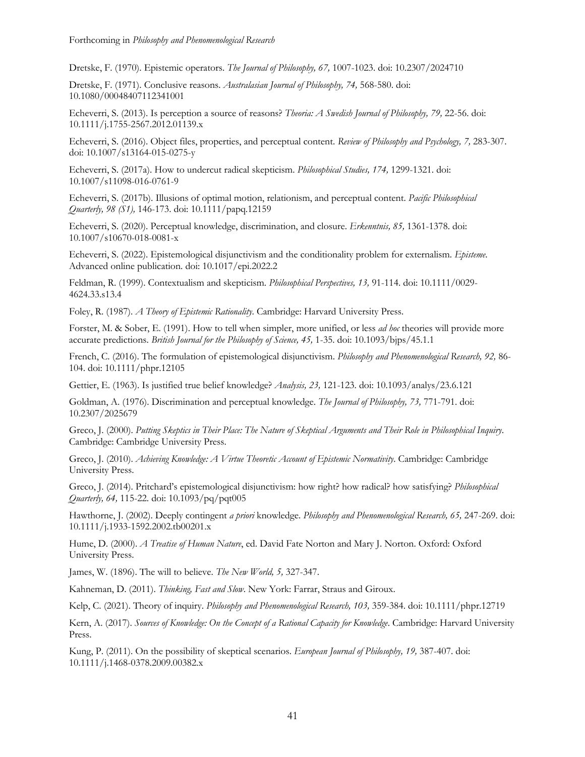Dretske, F. (1970). Epistemic operators. *The Journal of Philosophy, 67,* 1007-1023. doi: 10.2307/2024710

Dretske, F. (1971). Conclusive reasons. *Australasian Journal of Philosophy, 74,* 568-580. doi: 10.1080/00048407112341001

Echeverri, S. (2013). Is perception a source of reasons? *Theoria: A Swedish Journal of Philosophy, 79,* 22-56. doi: 10.1111/j.1755-2567.2012.01139.x

Echeverri, S. (2016). Object files, properties, and perceptual content. *Review of Philosophy and Psychology, 7,* 283-307. doi: 10.1007/s13164-015-0275-y

Echeverri, S. (2017a). How to undercut radical skepticism. *Philosophical Studies, 174,* 1299-1321. doi: 10.1007/s11098-016-0761-9

Echeverri, S. (2017b). Illusions of optimal motion, relationism, and perceptual content. *Pacific Philosophical Quarterly, 98 (S1),* 146-173. doi: 10.1111/papq.12159

Echeverri, S. (2020). Perceptual knowledge, discrimination, and closure. *Erkenntnis, 85,* 1361-1378. doi: 10.1007/s10670-018-0081-x

Echeverri, S. (2022). Epistemological disjunctivism and the conditionality problem for externalism. *Episteme.* Advanced online publication. doi: 10.1017/epi.2022.2

Feldman, R. (1999). Contextualism and skepticism. *Philosophical Perspectives, 13,* 91-114. doi: 10.1111/0029-4624.33.s13.4

Foley, R. (1987). *A Theory of Epistemic Rationality.* Cambridge: Harvard University Press.

Forster, M. & Sober, E. (1991). How to tell when simpler, more unified, or less *ad hoc* theories will provide more accurate predictions. *British Journal for the Philosophy of Science, 45,* 1-35. doi: 10.1093/bjps/45.1.1

French, C. (2016). The formulation of epistemological disjunctivism. *Philosophy and Phenomenological Research, 92,* 86-104. doi: 10.1111/phpr.12105

Gettier, E. (1963). Is justified true belief knowledge? *Analysis, 23,* 121-123. doi: 10.1093/analys/23.6.121

Goldman, A. (1976). Discrimination and perceptual knowledge. *The Journal of Philosophy, 73,* 771-791. doi: 10.2307/2025679

Greco, J. (2000). *Putting Skeptics in Their Place: The Nature of Skeptical Arguments and Their Role in Philosophical Inquiry*. Cambridge: Cambridge University Press.

Greco, J. (2010). *Achieving Knowledge: A Virtue Theoretic Account of Epistemic Normativity*. Cambridge: Cambridge University Press.

Greco, J. (2014). Pritchard's epistemological disjunctivism: how right? how radical? how satisfying? *Philosophical Quarterly, 64,* 115-22. doi: 10.1093/pq/pqt005

Hawthorne, J. (2002). Deeply contingent *a priori* knowledge. *Philosophy and Phenomenological Research, 65,* 247-269. doi: 10.1111/j.1933-1592.2002.tb00201.x

Hume, D. (2000). *A Treatise of Human Nature*, ed. David Fate Norton and Mary J. Norton. Oxford: Oxford University Press.

James, W. (1896). The will to believe. *The New World, 5,* 327-347.

Kahneman, D. (2011). *Thinking, Fast and Slow*. New York: Farrar, Straus and Giroux.

Kelp, C. (2021). Theory of inquiry. *Philosophy and Phenomenological Research, 103,* 359-384. doi: 10.1111/phpr.12719

Kern, A. (2017). *Sources of Knowledge: On the Concept of a Rational Capacity for Knowledge*. Cambridge: Harvard University Press.

Kung, P. (2011). On the possibility of skeptical scenarios. *European Journal of Philosophy, 19,* 387-407. doi: 10.1111/j.1468-0378.2009.00382.x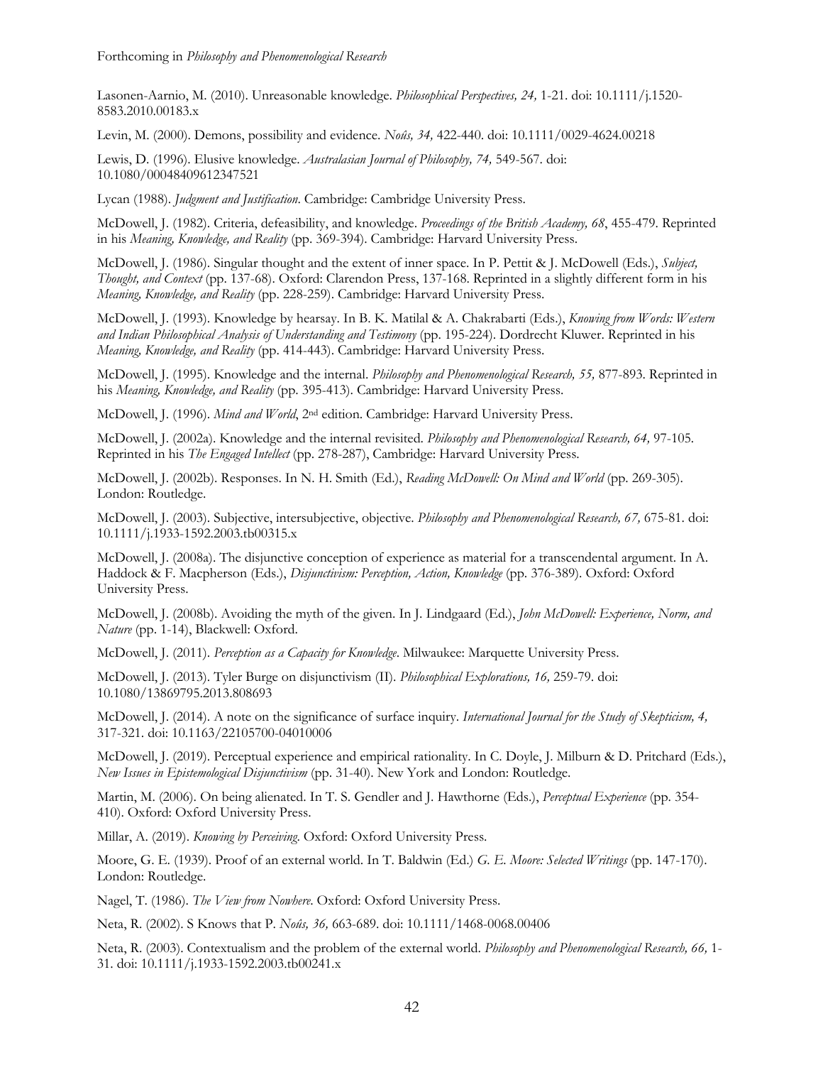Lasonen-Aarnio, M. (2010). Unreasonable knowledge. *Philosophical Perspectives, 24,* 1-21. doi: 10.1111/j.1520-8583.2010.00183.x

Levin, M. (2000). Demons, possibility and evidence. *Noûs, 34,* 422-440. doi: 10.1111/0029-4624.00218

Lewis, D. (1996). Elusive knowledge. *Australasian Journal of Philosophy, 74,* 549-567. doi: 10.1080/00048409612347521

Lycan (1988). *Judgment and Justification*. Cambridge: Cambridge University Press.

McDowell, J. (1982). Criteria, defeasibility, and knowledge. *Proceedings of the British Academy, 68*, 455-479. Reprinted in his *Meaning, Knowledge, and Reality* (pp. 369-394). Cambridge: Harvard University Press.

McDowell, J. (1986). Singular thought and the extent of inner space. In P. Pettit & J. McDowell (Eds.), *Subject, Thought, and Context* (pp. 137-68). Oxford: Clarendon Press, 137-168. Reprinted in a slightly different form in his *Meaning, Knowledge, and Reality* (pp. 228-259). Cambridge: Harvard University Press.

McDowell, J. (1993). Knowledge by hearsay. In B. K. Matilal & A. Chakrabarti (Eds.), *Knowing from Words: Western and Indian Philosophical Analysis of Understanding and Testimony* (pp. 195-224). Dordrecht Kluwer. Reprinted in his *Meaning, Knowledge, and Reality* (pp. 414-443). Cambridge: Harvard University Press.

McDowell, J. (1995). Knowledge and the internal. *Philosophy and Phenomenological Research, 55,* 877-893. Reprinted in his *Meaning, Knowledge, and Reality* (pp. 395-413). Cambridge: Harvard University Press.

McDowell, J. (1996). *Mind and World*, 2nd edition. Cambridge: Harvard University Press.

McDowell, J. (2002a). Knowledge and the internal revisited. *Philosophy and Phenomenological Research, 64,* 97-105. Reprinted in his *The Engaged Intellect* (pp. 278-287), Cambridge: Harvard University Press.

McDowell, J. (2002b). Responses. In N. H. Smith (Ed.), *Reading McDowell: On Mind and World* (pp. 269-305). London: Routledge.

McDowell, J. (2003). Subjective, intersubjective, objective. *Philosophy and Phenomenological Research, 67,* 675-81. doi: 10.1111/j.1933-1592.2003.tb00315.x

McDowell, J. (2008a). The disjunctive conception of experience as material for a transcendental argument. In A. Haddock & F. Macpherson (Eds.), *Disjunctivism: Perception, Action, Knowledge* (pp. 376-389). Oxford: Oxford University Press.

McDowell, J. (2008b). Avoiding the myth of the given. In J. Lindgaard (Ed.), *John McDowell: Experience, Norm, and Nature* (pp. 1-14), Blackwell: Oxford.

McDowell, J. (2011). *Perception as a Capacity for Knowledge*. Milwaukee: Marquette University Press.

McDowell, J. (2013). Tyler Burge on disjunctivism (II). *Philosophical Explorations, 16,* 259-79. doi: 10.1080/13869795.2013.808693

McDowell, J. (2014). A note on the significance of surface inquiry. *International Journal for the Study of Skepticism, 4,* 317-321. doi: 10.1163/22105700-04010006

McDowell, J. (2019). Perceptual experience and empirical rationality. In C. Doyle, J. Milburn & D. Pritchard (Eds.), *New Issues in Epistemological Disjunctivism* (pp. 31-40). New York and London: Routledge.

Martin, M. (2006). On being alienated. In T. S. Gendler and J. Hawthorne (Eds.), *Perceptual Experience* (pp. 354-410). Oxford: Oxford University Press.

Millar, A. (2019). *Knowing by Perceiving*. Oxford: Oxford University Press.

Moore, G. E. (1939). Proof of an external world. In T. Baldwin (Ed.) *G. E. Moore: Selected Writings* (pp. 147-170). London: Routledge.

Nagel, T. (1986). *The View from Nowhere*. Oxford: Oxford University Press.

Neta, R. (2002). S Knows that P. *Noûs, 36,* 663-689. doi: 10.1111/1468-0068.00406

Neta, R. (2003). Contextualism and the problem of the external world. *Philosophy and Phenomenological Research, 66,* 1-31. doi: 10.1111/j.1933-1592.2003.tb00241.x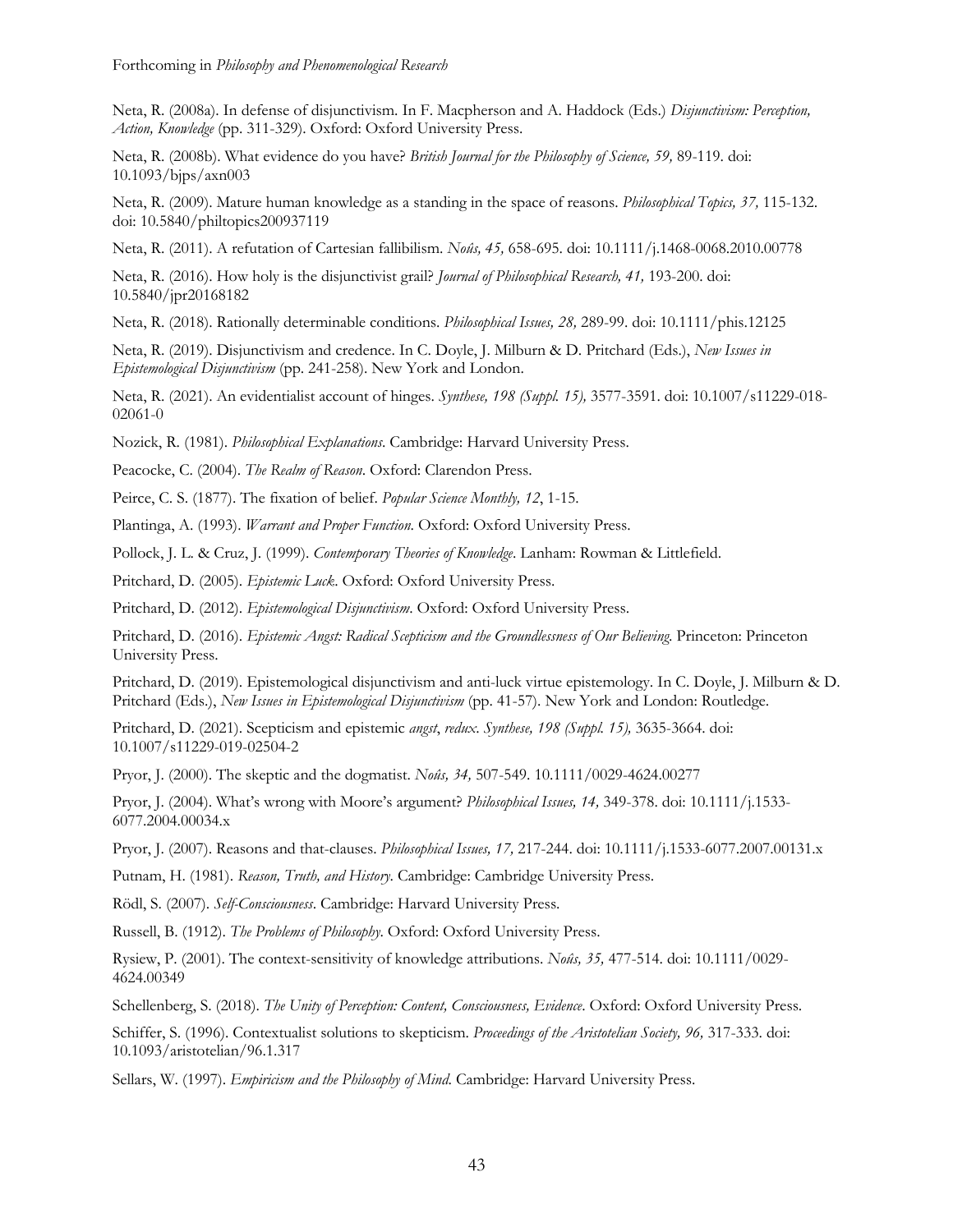Neta, R. (2008a). In defense of disjunctivism. In F. Macpherson and A. Haddock (Eds.) *Disjunctivism: Perception, Action, Knowledge* (pp. 311-329). Oxford: Oxford University Press.

Neta, R. (2008b). What evidence do you have? *British Journal for the Philosophy of Science, 59,* 89-119. doi: 10.1093/bjps/axn003

Neta, R. (2009). Mature human knowledge as a standing in the space of reasons. *Philosophical Topics, 37,* 115-132. doi: 10.5840/philtopics200937119

Neta, R. (2011). A refutation of Cartesian fallibilism. *Noûs, 45,* 658-695. doi: 10.1111/j.1468-0068.2010.00778

Neta, R. (2016). How holy is the disjunctivist grail? *Journal of Philosophical Research, 41,* 193-200. doi: 10.5840/jpr20168182

Neta, R. (2018). Rationally determinable conditions. *Philosophical Issues, 28,* 289-99. doi: 10.1111/phis.12125

Neta, R. (2019). Disjunctivism and credence. In C. Doyle, J. Milburn & D. Pritchard (Eds.), *New Issues in Epistemological Disjunctivism* (pp. 241-258). New York and London.

Neta, R. (2021). An evidentialist account of hinges. *Synthese, 198 (Suppl. 15),* 3577-3591. doi: 10.1007/s11229-018-02061-0

Nozick, R. (1981). *Philosophical Explanations*. Cambridge: Harvard University Press.

Peacocke, C. (2004). *The Realm of Reason*. Oxford: Clarendon Press.

Peirce, C. S. (1877). The fixation of belief. *Popular Science Monthly, 12*, 1-15.

Plantinga, A. (1993). *Warrant and Proper Function*. Oxford: Oxford University Press.

Pollock, J. L. & Cruz, J. (1999). *Contemporary Theories of Knowledge*. Lanham: Rowman & Littlefield.

Pritchard, D. (2005). *Epistemic Luck*. Oxford: Oxford University Press.

Pritchard, D. (2012). *Epistemological Disjunctivism*. Oxford: Oxford University Press.

Pritchard, D. (2016). *Epistemic Angst: Radical Scepticism and the Groundlessness of Our Believing*. Princeton: Princeton University Press.

Pritchard, D. (2019). Epistemological disjunctivism and anti-luck virtue epistemology. In C. Doyle, J. Milburn & D. Pritchard (Eds.), *New Issues in Epistemological Disjunctivism* (pp. 41-57). New York and London: Routledge.

Pritchard, D. (2021). Scepticism and epistemic *angst*, *redux*. *Synthese, 198 (Suppl. 15),* 3635-3664. doi: 10.1007/s11229-019-02504-2

Pryor, J. (2000). The skeptic and the dogmatist. *Noûs, 34,* 507-549. 10.1111/0029-4624.00277

Pryor, J. (2004). What's wrong with Moore's argument? *Philosophical Issues, 14,* 349-378. doi: 10.1111/j.1533-6077.2004.00034.x

Pryor, J. (2007). Reasons and that-clauses. *Philosophical Issues, 17,* 217-244. doi: 10.1111/j.1533-6077.2007.00131.x

Putnam, H. (1981). *Reason, Truth, and History*. Cambridge: Cambridge University Press.

Rödl, S. (2007). *Self-Consciousness*. Cambridge: Harvard University Press.

Russell, B. (1912). *The Problems of Philosophy*. Oxford: Oxford University Press.

Rysiew, P. (2001). The context-sensitivity of knowledge attributions. *Noûs, 35,* 477-514. doi: 10.1111/0029-4624.00349

Schellenberg, S. (2018). *The Unity of Perception: Content, Consciousness, Evidence*. Oxford: Oxford University Press.

Schiffer, S. (1996). Contextualist solutions to skepticism. *Proceedings of the Aristotelian Society, 96,* 317-333. doi: 10.1093/aristotelian/96.1.317

Sellars, W. (1997). *Empiricism and the Philosophy of Mind*. Cambridge: Harvard University Press.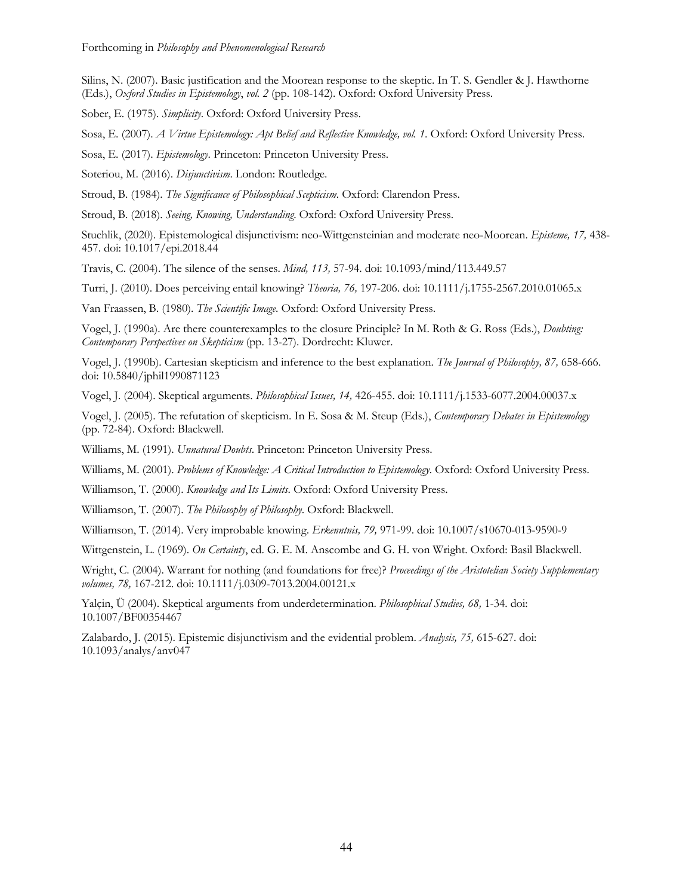Silins, N. (2007). Basic justification and the Moorean response to the skeptic. In T. S. Gendler & J. Hawthorne (Eds.), *Oxford Studies in Epistemology*, *vol. 2* (pp. 108-142). Oxford: Oxford University Press.

Sober, E. (1975). *Simplicity*. Oxford: Oxford University Press.

Sosa, E. (2007). *A Virtue Epistemology: Apt Belief and Reflective Knowledge, vol. 1*. Oxford: Oxford University Press.

Sosa, E. (2017). *Epistemology*. Princeton: Princeton University Press.

Soteriou, M. (2016). *Disjunctivism*. London: Routledge.

Stroud, B. (1984). *The Significance of Philosophical Scepticism*. Oxford: Clarendon Press.

Stroud, B. (2018). *Seeing, Knowing, Understanding*. Oxford: Oxford University Press.

Stuchlik, (2020). Epistemological disjunctivism: neo-Wittgensteinian and moderate neo-Moorean. *Episteme, 17,* 438-457. doi: 10.1017/epi.2018.44

Travis, C. (2004). The silence of the senses. *Mind, 113,* 57-94. doi: 10.1093/mind/113.449.57

Turri, J. (2010). Does perceiving entail knowing? *Theoria, 76,* 197-206. doi: 10.1111/j.1755-2567.2010.01065.x

Van Fraassen, B. (1980). *The Scientific Image*. Oxford: Oxford University Press.

Vogel, J. (1990a). Are there counterexamples to the closure Principle? In M. Roth & G. Ross (Eds.), *Doubting: Contemporary Perspectives on Skepticism* (pp. 13-27). Dordrecht: Kluwer.

Vogel, J. (1990b). Cartesian skepticism and inference to the best explanation. *The Journal of Philosophy, 87,* 658-666. doi: 10.5840/jphil1990871123

Vogel, J. (2004). Skeptical arguments. *Philosophical Issues, 14,* 426-455. doi: 10.1111/j.1533-6077.2004.00037.x

Vogel, J. (2005). The refutation of skepticism. In E. Sosa & M. Steup (Eds.), *Contemporary Debates in Epistemology* (pp. 72-84). Oxford: Blackwell.

Williams, M. (1991). *Unnatural Doubts*. Princeton: Princeton University Press.

Williams, M. (2001). *Problems of Knowledge: A Critical Introduction to Epistemology*. Oxford: Oxford University Press.

Williamson, T. (2000). *Knowledge and Its Limits*. Oxford: Oxford University Press.

Williamson, T. (2007). *The Philosophy of Philosophy*. Oxford: Blackwell.

Williamson, T. (2014). Very improbable knowing. *Erkenntnis, 79,* 971-99. doi: 10.1007/s10670-013-9590-9

Wittgenstein, L. (1969). *On Certainty*, ed. G. E. M. Anscombe and G. H. von Wright. Oxford: Basil Blackwell.

Wright, C. (2004). Warrant for nothing (and foundations for free)? *Proceedings of the Aristotelian Society Supplementary volumes, 78,* 167-212. doi: 10.1111/j.0309-7013.2004.00121.x

Yalçin, Ü (2004). Skeptical arguments from underdetermination. *Philosophical Studies, 68,* 1-34. doi: 10.1007/BF00354467

Zalabardo, J. (2015). Epistemic disjunctivism and the evidential problem. *Analysis, 75,* 615-627. doi: 10.1093/analys/anv047